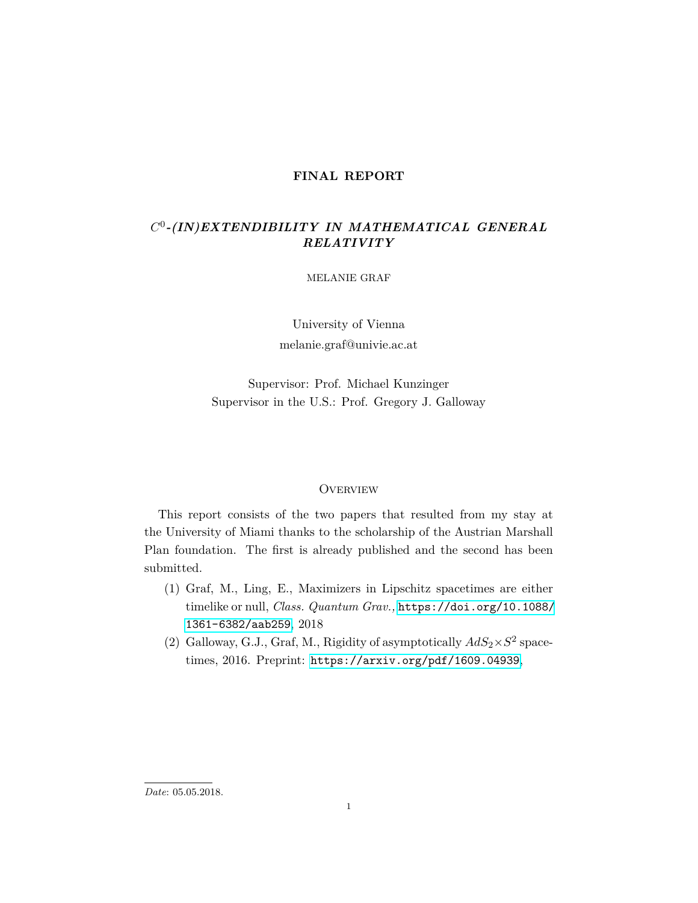# FINAL REPORT

## $C^0$-(IN)EXTENDIBILITY IN MATHEMATICAL GENERAL RELATIVITY

MELANIE GRAF

University of Vienna

melanie.graf@univie.ac.at

Supervisor: Prof. Michael Kunzinger

Supervisor in the U.S.: Prof. Gregory J. Galloway

### Overview

This report consists of the two papers that resulted from my stay at the University of Miami thanks to the scholarship of the Austrian Marshall Plan foundation. The first is already published and the second has been submitted.

1. Graf, M., Ling, E., Maximizers in Lipschitz spacetimes are either timelike or null, *Class. Quantum Grav.,* https://doi.org/10.1088/1361-6382/aab259, 2018
2. Galloway, G.J., Graf, M., Rigidity of asymptotically $AdS_2 \times S^2$ spacetimes, 2016. Preprint: https://arxiv.org/pdf/1609.04939,

*Date*: 05.05.2018.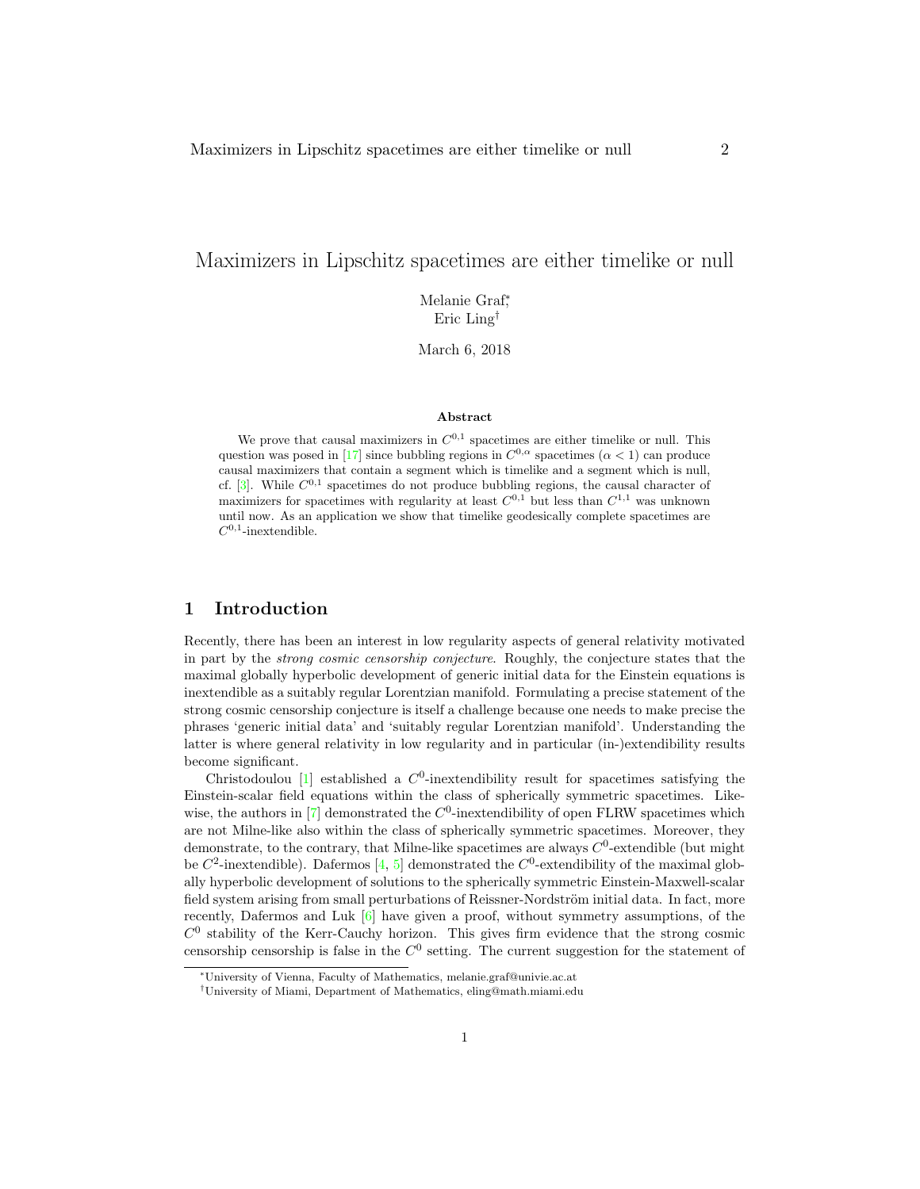# Maximizers in Lipschitz spacetimes are either timelike or null

Melanie Graf[*], Eric Ling[†]

March 6, 2018

### Abstract

We prove that causal maximizers in $C^{0,1}$ spacetimes are either timelike or null. This question was posed in [17] since bubbling regions in $C^{0,\alpha}$ spacetimes ($\alpha < 1$) can produce causal maximizers that contain a segment which is timelike and a segment which is null, cf. [3]. While $C^{0,1}$ spacetimes do not produce bubbling regions, the causal character of maximizers for spacetimes with regularity at least $C^{0,1}$ but less than $C^{1,1}$ was unknown until now. As an application we show that timelike geodesically complete spacetimes are $C^{0,1}$-inextendible.

## 1 Introduction

Recently, there has been an interest in low regularity aspects of general relativity motivated in part by the *strong cosmic censorship conjecture*. Roughly, the conjecture states that the maximal globally hyperbolic development of generic initial data for the Einstein equations is inextendible as a suitably regular Lorentzian manifold. Formulating a precise statement of the strong cosmic censorship conjecture is itself a challenge because one needs to make precise the phrases 'generic initial data' and 'suitably regular Lorentzian manifold'. Understanding the latter is where general relativity in low regularity and in particular (in-)extendibility results become significant.

Christodoulou [1] established a $C^0$-inextendibility result for spacetimes satisfying the Einstein-scalar field equations within the class of spherically symmetric spacetimes. Likewise, the authors in [7] demonstrated the $C^0$-inextendibility of open FLRW spacetimes which are not Milne-like also within the class of spherically symmetric spacetimes. Moreover, they demonstrate, to the contrary, that Milne-like spacetimes are always $C^0$-extendible (but might be $C^2$-inextendible). Dafermos [4, 5] demonstrated the $C^0$-extendibility of the maximal globally hyperbolic development of solutions to the spherically symmetric Einstein-Maxwell-scalar field system arising from small perturbations of Reissner-Nordström initial data. In fact, more recently, Dafermos and Luk [6] have given a proof, without symmetry assumptions, of the $C^0$ stability of the Kerr-Cauchy horizon. This gives firm evidence that the strong cosmic censorship censorship is false in the $C^0$ setting. The current suggestion for the statement of

[*]University of Vienna, Faculty of Mathematics, melanie.graf@univie.ac.at

[†]University of Miami, Department of Mathematics, eling@math.miami.edu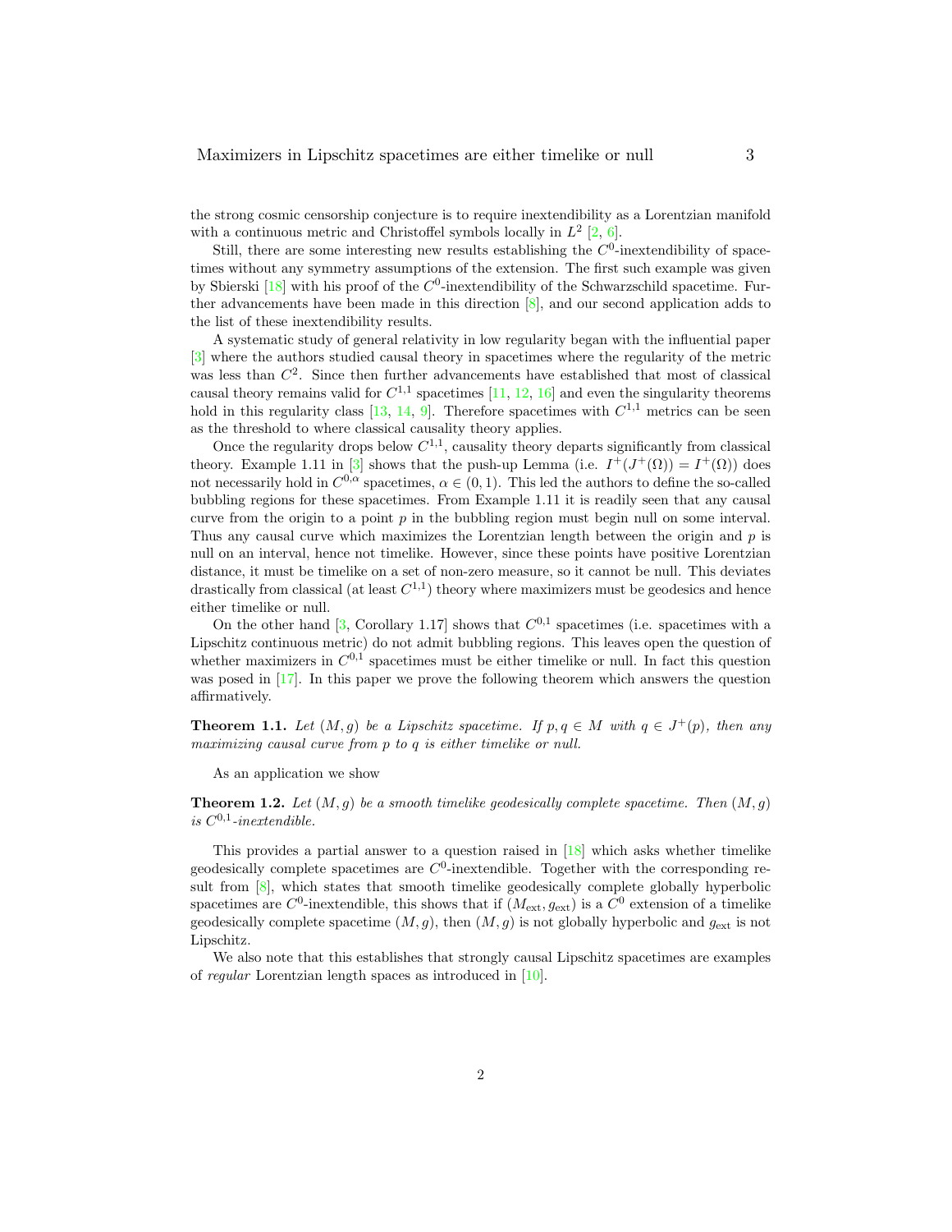the strong cosmic censorship conjecture is to require inextendibility as a Lorentzian manifold with a continuous metric and Christoffel symbols locally in $L^2$ [2, 6].

Still, there are some interesting new results establishing the $C^0$-inextendibility of spacetimes without any symmetry assumptions of the extension. The first such example was given by Sbierski [18] with his proof of the $C^0$-inextendibility of the Schwarzschild spacetime. Further advancements have been made in this direction [8], and our second application adds to the list of these inextendibility results.

A systematic study of general relativity in low regularity began with the influential paper [3] where the authors studied causal theory in spacetimes where the regularity of the metric was less than $C^2$. Since then further advancements have established that most of classical causal theory remains valid for $C^{1,1}$ spacetimes [11, 12, 16] and even the singularity theorems hold in this regularity class [13, 14, 9]. Therefore spacetimes with $C^{1,1}$ metrics can be seen as the threshold to where classical causality theory applies.

Once the regularity drops below $C^{1,1}$, causality theory departs significantly from classical theory. Example 1.11 in [3] shows that the push-up Lemma (i.e. $I^+(J^+(\Omega)) = I^+(\Omega)$) does not necessarily hold in $C^{0,\alpha}$ spacetimes, $\alpha \in (0,1)$. This led the authors to define the so-called bubbling regions for these spacetimes. From Example 1.11 it is readily seen that any causal curve from the origin to a point $p$ in the bubbling region must begin null on some interval. Thus any causal curve which maximizes the Lorentzian length between the origin and $p$ is null on an interval, hence not timelike. However, since these points have positive Lorentzian distance, it must be timelike on a set of non-zero measure, so it cannot be null. This deviates drastically from classical (at least $C^{1,1}$) theory where maximizers must be geodesics and hence either timelike or null.

On the other hand [3, Corollary 1.17] shows that $C^{0,1}$ spacetimes (i.e. spacetimes with a Lipschitz continuous metric) do not admit bubbling regions. This leaves open the question of whether maximizers in $C^{0,1}$ spacetimes must be either timelike or null. In fact this question was posed in [17]. In this paper we prove the following theorem which answers the question affirmatively.

**Theorem 1.1.** *Let $(M, g)$ be a Lipschitz spacetime. If $p, q \in M$ with $q \in J^+(p)$, then any maximizing causal curve from $p$ to $q$ is either timelike or null.*

As an application we show

**Theorem 1.2.** *Let $(M, g)$ be a smooth timelike geodesically complete spacetime. Then $(M, g)$ is $C^{0,1}$-inextendible.*

This provides a partial answer to a question raised in [18] which asks whether timelike geodesically complete spacetimes are $C^0$-inextendible. Together with the corresponding result from [8], which states that smooth timelike geodesically complete globally hyperbolic spacetimes are $C^0$-inextendible, this shows that if $(M_{\text{ext}}, g_{\text{ext}})$ is a $C^0$ extension of a timelike geodesically complete spacetime $(M, g)$, then $(M, g)$ is not globally hyperbolic and $g_{\text{ext}}$ is not Lipschitz.

We also note that this establishes that strongly causal Lipschitz spacetimes are examples of *regular* Lorentzian length spaces as introduced in [10].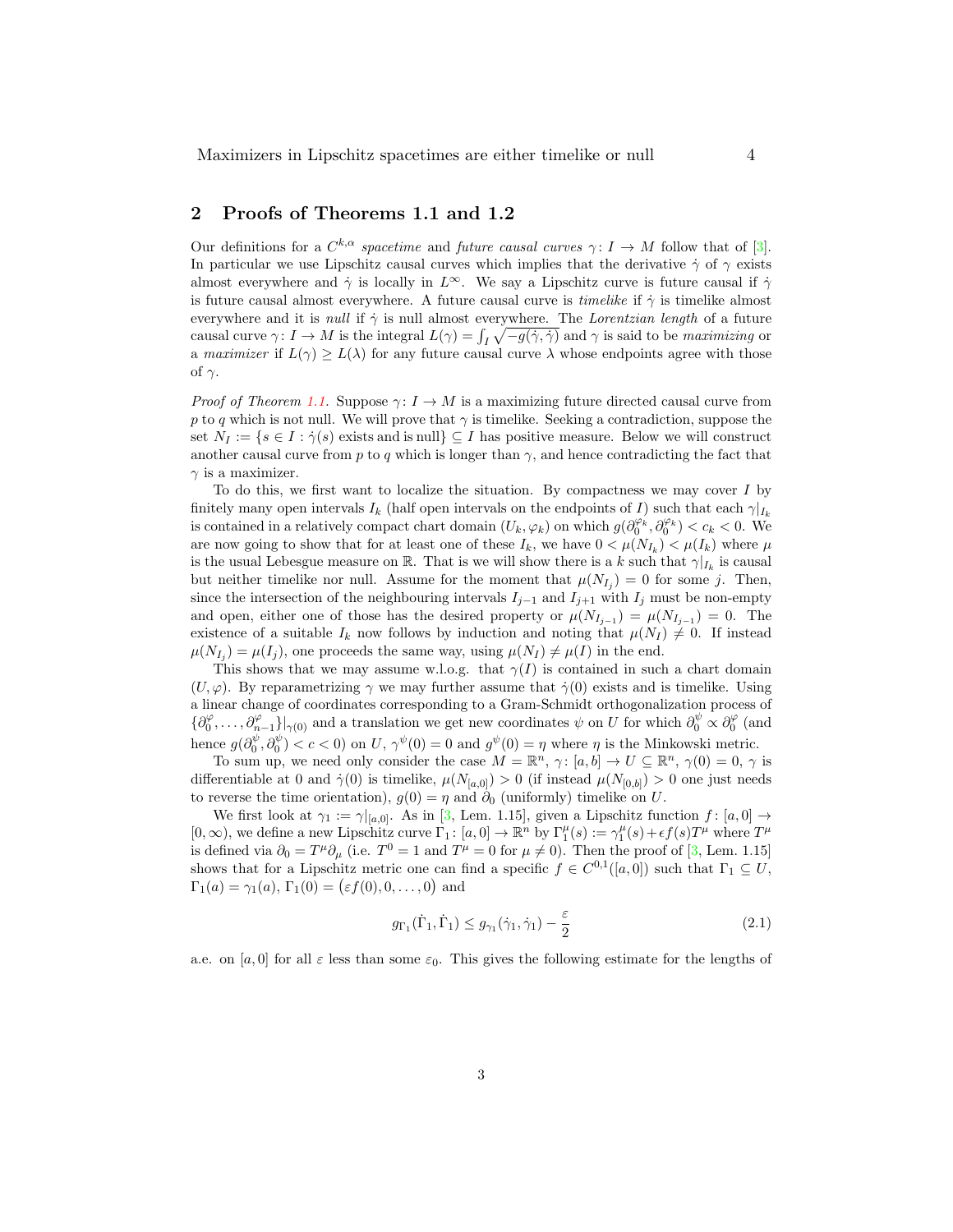## 2 Proofs of Theorems 1.1 and 1.2

Our definitions for a $C^{k,\alpha}$ *spacetime* and *future causal curves* $\gamma\colon I \to M$ follow that of [3]. In particular we use Lipschitz causal curves which implies that the derivative $\dot\gamma$ of $\gamma$ exists almost everywhere and $\dot\gamma$ is locally in $L^\infty$. We say a Lipschitz curve is future causal if $\dot\gamma$ is future causal almost everywhere. A future causal curve is *timelike* if $\dot\gamma$ is timelike almost everywhere and it is *null* if $\dot\gamma$ is null almost everywhere. The *Lorentzian length* of a future causal curve $\gamma\colon I \to M$ is the integral $L(\gamma) = \int_I \sqrt{-g(\dot\gamma,\dot\gamma)}$ and $\gamma$ is said to be *maximizing* or a *maximizer* if $L(\gamma) \geq L(\lambda)$ for any future causal curve $\lambda$ whose endpoints agree with those of $\gamma$.

*Proof of Theorem 1.1.* Suppose $\gamma\colon I \to M$ is a maximizing future directed causal curve from $p$ to $q$ which is not null. We will prove that $\gamma$ is timelike. Seeking a contradiction, suppose the set $N_I := \{s \in I : \dot\gamma(s) \text{ exists and is null}\} \subseteq I$ has positive measure. Below we will construct another causal curve from $p$ to $q$ which is longer than $\gamma$, and hence contradicting the fact that $\gamma$ is a maximizer.

To do this, we first want to localize the situation. By compactness we may cover $I$ by finitely many open intervals $I_k$ (half open intervals on the endpoints of $I$) such that each $\gamma|_{I_k}$ is contained in a relatively compact chart domain $(U_k, \varphi_k)$ on which $g(\partial_0^{\varphi_k}, \partial_0^{\varphi_k}) < c_k < 0$. We are now going to show that for at least one of these $I_k$, we have $0 < \mu(N_{I_k}) < \mu(I_k)$ where $\mu$ is the usual Lebesgue measure on $\mathbb{R}$. That is we will show there is a $k$ such that $\gamma|_{I_k}$ is causal but neither timelike nor null. Assume for the moment that $\mu(N_{I_j}) = 0$ for some $j$. Then, since the intersection of the neighbouring intervals $I_{j-1}$ and $I_{j+1}$ with $I_j$ must be non-empty and open, either one of those has the desired property or $\mu(N_{I_{j-1}}) = \mu(N_{I_{j-1}}) = 0$. The existence of a suitable $I_k$ now follows by induction and noting that $\mu(N_I) \neq 0$. If instead $\mu(N_{I_j}) = \mu(I_j)$, one proceeds the same way, using $\mu(N_I) \neq \mu(I)$ in the end.

This shows that we may assume w.l.o.g. that $\gamma(I)$ is contained in such a chart domain $(U, \varphi)$. By reparametrizing $\gamma$ we may further assume that $\dot\gamma(0)$ exists and is timelike. Using a linear change of coordinates corresponding to a Gram-Schmidt orthogonalization process of $\{\partial_0^\varphi, \ldots, \partial_{n-1}^\varphi\}|_{\gamma(0)}$ and a translation we get new coordinates $\psi$ on $U$ for which $\partial_0^\psi \propto \partial_0^\varphi$ (and hence $g(\partial_0^\psi, \partial_0^\psi) < c < 0$) on $U$, $\gamma^\psi(0) = 0$ and $g^\psi(0) = \eta$ where $\eta$ is the Minkowski metric.

To sum up, we need only consider the case $M = \mathbb{R}^n$, $\gamma\colon [a,b] \to U \subseteq \mathbb{R}^n$, $\gamma(0) = 0$, $\gamma$ is differentiable at 0 and $\dot\gamma(0)$ is timelike, $\mu(N_{[a,0]}) > 0$ (if instead $\mu(N_{[0,b]}) > 0$ one just needs to reverse the time orientation), $g(0) = \eta$ and $\partial_0$ (uniformly) timelike on $U$.

We first look at $\gamma_1 := \gamma|_{[a,0]}$. As in [3, Lem. 1.15], given a Lipschitz function $f\colon [a,0] \to [0,\infty)$, we define a new Lipschitz curve $\Gamma_1\colon [a,0] \to \mathbb{R}^n$ by $\Gamma_1^\mu(s) := \gamma_1^\mu(s) + \epsilon f(s) T^\mu$ where $T^\mu$ is defined via $\partial_0 = T^\mu \partial_\mu$ (i.e. $T^0 = 1$ and $T^\mu = 0$ for $\mu \neq 0$). Then the proof of [3, Lem. 1.15] shows that for a Lipschitz metric one can find a specific $f \in C^{0,1}([a,0])$ such that $\Gamma_1 \subseteq U$, $\Gamma_1(a) = \gamma_1(a)$, $\Gamma_1(0) = \big(\varepsilon f(0), 0, \ldots, 0\big)$ and

$$g_{\Gamma_1}(\dot\Gamma_1, \dot\Gamma_1) \leq g_{\gamma_1}(\dot\gamma_1, \dot\gamma_1) - \frac{\varepsilon}{2} \tag{2.1}$$

a.e. on $[a,0]$ for all $\varepsilon$ less than some $\varepsilon_0$. This gives the following estimate for the lengths of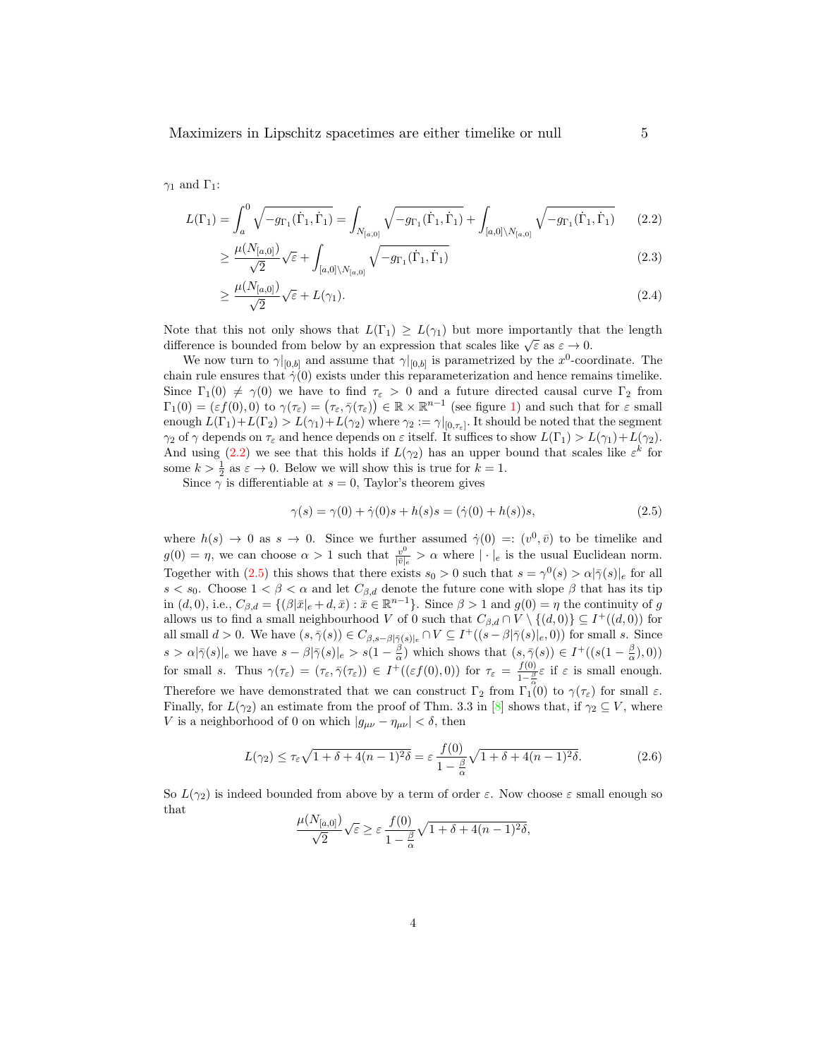$\gamma_1$ and $\Gamma_1$:

$$L(\Gamma_1) = \int_a^0 \sqrt{-g_{\Gamma_1}(\dot\Gamma_1, \dot\Gamma_1)} = \int_{N_{[a,0]}} \sqrt{-g_{\Gamma_1}(\dot\Gamma_1, \dot\Gamma_1)} + \int_{[a,0]\setminus N_{[a,0]}} \sqrt{-g_{\Gamma_1}(\dot\Gamma_1, \dot\Gamma_1)} \tag{2.2}$$

$$\geq \frac{\mu(N_{[a,0]})}{\sqrt{2}}\sqrt{\varepsilon} + \int_{[a,0]\setminus N_{[a,0]}} \sqrt{-g_{\Gamma_1}(\dot\Gamma_1, \dot\Gamma_1)} \tag{2.3}$$

$$\geq \frac{\mu(N_{[a,0]})}{\sqrt{2}}\sqrt{\varepsilon} + L(\gamma_1). \tag{2.4}$$

Note that this not only shows that $L(\Gamma_1) \geq L(\gamma_1)$ but more importantly that the length difference is bounded from below by an expression that scales like $\sqrt{\varepsilon}$ as $\varepsilon \to 0$.

We now turn to $\gamma|_{[0,b]}$ and assume that $\gamma|_{[0,b]}$ is parametrized by the $x^0$-coordinate. The chain rule ensures that $\dot\gamma(0)$ exists under this reparameterization and hence remains timelike. Since $\Gamma_1(0) \neq \gamma(0)$ we have to find $\tau_\varepsilon > 0$ and a future directed causal curve $\Gamma_2$ from $\Gamma_1(0) = (\varepsilon f(0), 0)$ to $\gamma(\tau_\varepsilon) = \big(\tau_\varepsilon, \bar\gamma(\tau_\varepsilon)\big) \in \mathbb{R} \times \mathbb{R}^{n-1}$ (see figure 1) and such that for $\varepsilon$ small enough $L(\Gamma_1) + L(\Gamma_2) > L(\gamma_1) + L(\gamma_2)$ where $\gamma_2 := \gamma|_{[0,\tau_\varepsilon]}$. It should be noted that the segment $\gamma_2$ of $\gamma$ depends on $\tau_\varepsilon$ and hence depends on $\varepsilon$ itself. It suffices to show $L(\Gamma_1) > L(\gamma_1) + L(\gamma_2)$. And using (2.2) we see that this holds if $L(\gamma_2)$ has an upper bound that scales like $\varepsilon^k$ for some $k > \frac{1}{2}$ as $\varepsilon \to 0$. Below we will show this is true for $k = 1$.

Since $\gamma$ is differentiable at $s = 0$, Taylor's theorem gives

$$\gamma(s) = \gamma(0) + \dot\gamma(0)s + h(s)s = (\dot\gamma(0) + h(s))s, \tag{2.5}$$

where $h(s) \to 0$ as $s \to 0$. Since we further assumed $\dot\gamma(0) =: (v^0, \bar v)$ to be timelike and $g(0) = \eta$, we can choose $\alpha > 1$ such that $\frac{v^0}{|\bar v|_e} > \alpha$ where $|\cdot|_e$ is the usual Euclidean norm. Together with (2.5) this shows that there exists $s_0 > 0$ such that $s = \gamma^0(s) > \alpha|\bar\gamma(s)|_e$ for all $s < s_0$. Choose $1 < \beta < \alpha$ and let $C_{\beta,d}$ denote the future cone with slope $\beta$ that has its tip in $(d, 0)$, i.e., $C_{\beta,d} = \{(\beta|\bar x|_e + d, \bar x) : \bar x \in \mathbb{R}^{n-1}\}$. Since $\beta > 1$ and $g(0) = \eta$ the continuity of $g$ allows us to find a small neighbourhood $V$ of 0 such that $C_{\beta,d} \cap V \setminus \{(d, 0)\} \subseteq I^+((d, 0))$ for all small $d > 0$. We have $(s, \bar\gamma(s)) \in C_{\beta, s-\beta|\bar\gamma(s)|_e} \cap V \subseteq I^+((s - \beta|\bar\gamma(s)|_e, 0))$ for small $s$. Since $s > \alpha|\bar\gamma(s)|_e$ we have $s - \beta|\bar\gamma(s)|_e > s(1 - \frac{\beta}{\alpha})$ which shows that $(s, \bar\gamma(s)) \in I^+((s(1 - \frac{\beta}{\alpha}), 0))$ for small $s$. Thus $\gamma(\tau_\varepsilon) = (\tau_\varepsilon, \bar\gamma(\tau_\varepsilon)) \in I^+((\varepsilon f(0), 0))$ for $\tau_\varepsilon = \frac{f(0)}{1-\frac{\beta}{\alpha}}\varepsilon$ if $\varepsilon$ is small enough. Therefore we have demonstrated that we can construct $\Gamma_2$ from $\Gamma_1(0)$ to $\gamma(\tau_\varepsilon)$ for small $\varepsilon$. Finally, for $L(\gamma_2)$ an estimate from the proof of Thm. 3.3 in [8] shows that, if $\gamma_2 \subseteq V$, where $V$ is a neighborhood of 0 on which $|g_{\mu\nu} - \eta_{\mu\nu}| < \delta$, then

$$L(\gamma_2) \leq \tau_\varepsilon \sqrt{1 + \delta + 4(n-1)^2\delta} = \varepsilon \frac{f(0)}{1 - \frac{\beta}{\alpha}} \sqrt{1 + \delta + 4(n-1)^2\delta}. \tag{2.6}$$

So $L(\gamma_2)$ is indeed bounded from above by a term of order $\varepsilon$. Now choose $\varepsilon$ small enough so that

$$\frac{\mu(N_{[a,0]})}{\sqrt{2}}\sqrt{\varepsilon} \geq \varepsilon \frac{f(0)}{1 - \frac{\beta}{\alpha}} \sqrt{1 + \delta + 4(n-1)^2\delta},$$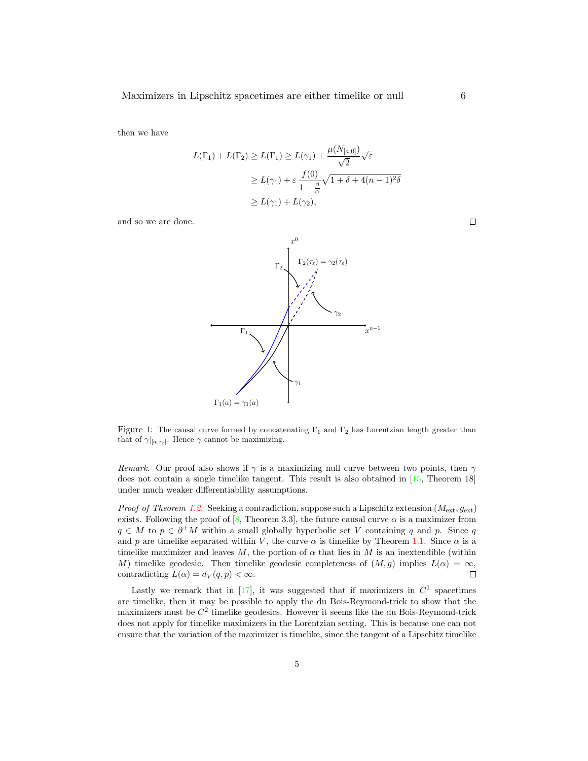then we have

$$
\begin{aligned}
L(\Gamma_1) + L(\Gamma_2) \geq L(\Gamma_1) &\geq L(\gamma_1) + \frac{\mu(N_{[a,0]})}{\sqrt{2}}\sqrt{\varepsilon} \\
&\geq L(\gamma_1) + \varepsilon \, \frac{f(0)}{1 - \frac{\beta}{\alpha}} \sqrt{1 + \delta + 4(n-1)^2\delta} \\
&\geq L(\gamma_1) + L(\gamma_2),
\end{aligned}
$$

and so we are done. $\square$

Figure 1: The causal curve formed by concatenating $\Gamma_1$ and $\Gamma_2$ has Lorentzian length greater than that of $\gamma|_{[a,\tau_\varepsilon]}$. Hence $\gamma$ cannot be maximizing.

*Remark.* Our proof also shows if $\gamma$ is a maximizing null curve between two points, then $\gamma$ does not contain a single timelike tangent. This result is also obtained in [15, Theorem 18] under much weaker differentiability assumptions.

*Proof of Theorem 1.2.* Seeking a contradiction, suppose such a Lipschitz extension $(M_{\text{ext}}, g_{\text{ext}})$ exists. Following the proof of [8, Theorem 3.3], the future causal curve $\alpha$ is a maximizer from $q \in M$ to $p \in \partial^+ M$ within a small globally hyperbolic set $V$ containing $q$ and $p$. Since $q$ and $p$ are timelike separated within $V$, the curve $\alpha$ is timelike by Theorem 1.1. Since $\alpha$ is a timelike maximizer and leaves $M$, the portion of $\alpha$ that lies in $M$ is an inextendible (within $M$) timelike geodesic. Then timelike geodesic completeness of $(M, g)$ implies $L(\alpha) = \infty$, contradicting $L(\alpha) = d_V(q,p) < \infty$. $\square$

Lastly we remark that in [17], it was suggested that if maximizers in $C^1$ spacetimes are timelike, then it may be possible to apply the du Bois-Reymond-trick to show that the maximizers must be $C^2$ timelike geodesics. However it seems like the du Bois-Reymond-trick does not apply for timelike maximizers in the Lorentzian setting. This is because one can not ensure that the variation of the maximizer is timelike, since the tangent of a Lipschitz timelike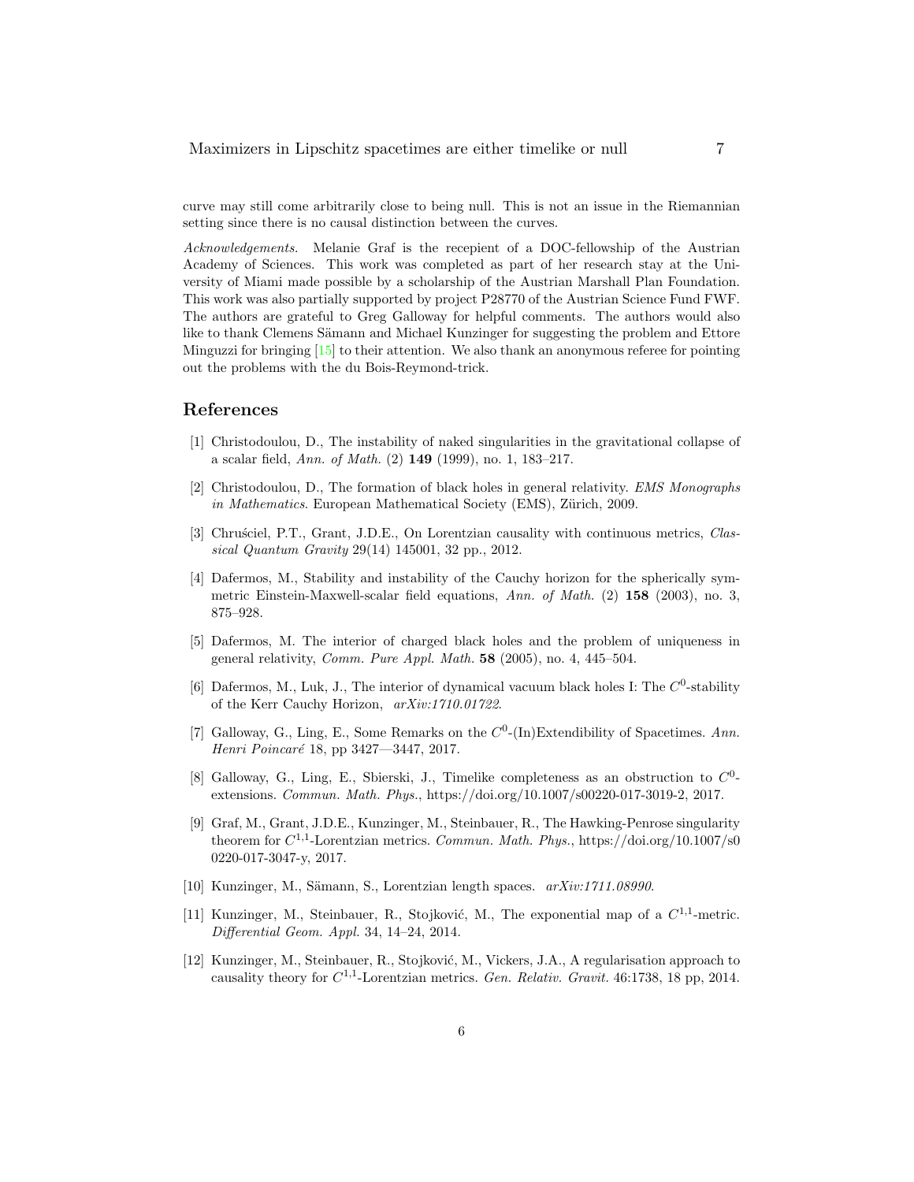curve may still come arbitrarily close to being null. This is not an issue in the Riemannian setting since there is no causal distinction between the curves.

*Acknowledgements.* Melanie Graf is the recepient of a DOC-fellowship of the Austrian Academy of Sciences. This work was completed as part of her research stay at the University of Miami made possible by a scholarship of the Austrian Marshall Plan Foundation. This work was also partially supported by project P28770 of the Austrian Science Fund FWF. The authors are grateful to Greg Galloway for helpful comments. The authors would also like to thank Clemens Sämann and Michael Kunzinger for suggesting the problem and Ettore Minguzzi for bringing [15] to their attention. We also thank an anonymous referee for pointing out the problems with the du Bois-Reymond-trick.

## References

[1] Christodoulou, D., The instability of naked singularities in the gravitational collapse of a scalar field, *Ann. of Math.* (2) **149** (1999), no. 1, 183–217.

[2] Christodoulou, D., The formation of black holes in general relativity. *EMS Monographs in Mathematics*. European Mathematical Society (EMS), Zürich, 2009.

[3] Chruściel, P.T., Grant, J.D.E., On Lorentzian causality with continuous metrics, *Classical Quantum Gravity* 29(14) 145001, 32 pp., 2012.

[4] Dafermos, M., Stability and instability of the Cauchy horizon for the spherically symmetric Einstein-Maxwell-scalar field equations, *Ann. of Math.* (2) **158** (2003), no. 3, 875–928.

[5] Dafermos, M. The interior of charged black holes and the problem of uniqueness in general relativity, *Comm. Pure Appl. Math.* **58** (2005), no. 4, 445–504.

[6] Dafermos, M., Luk, J., The interior of dynamical vacuum black holes I: The $C^0$-stability of the Kerr Cauchy Horizon, *arXiv:1710.01722*.

[7] Galloway, G., Ling, E., Some Remarks on the $C^0$-(In)Extendibility of Spacetimes. *Ann. Henri Poincaré* 18, pp 3427—3447, 2017.

[8] Galloway, G., Ling, E., Sbierski, J., Timelike completeness as an obstruction to $C^0$-extensions. *Commun. Math. Phys.*, https://doi.org/10.1007/s00220-017-3019-2, 2017.

[9] Graf, M., Grant, J.D.E., Kunzinger, M., Steinbauer, R., The Hawking-Penrose singularity theorem for $C^{1,1}$-Lorentzian metrics. *Commun. Math. Phys.*, https://doi.org/10.1007/s00220-017-3047-y, 2017.

[10] Kunzinger, M., Sämann, S., Lorentzian length spaces. *arXiv:1711.08990*.

[11] Kunzinger, M., Steinbauer, R., Stojković, M., The exponential map of a $C^{1,1}$-metric. *Differential Geom. Appl.* 34, 14–24, 2014.

[12] Kunzinger, M., Steinbauer, R., Stojković, M., Vickers, J.A., A regularisation approach to causality theory for $C^{1,1}$-Lorentzian metrics. *Gen. Relativ. Gravit.* 46:1738, 18 pp, 2014.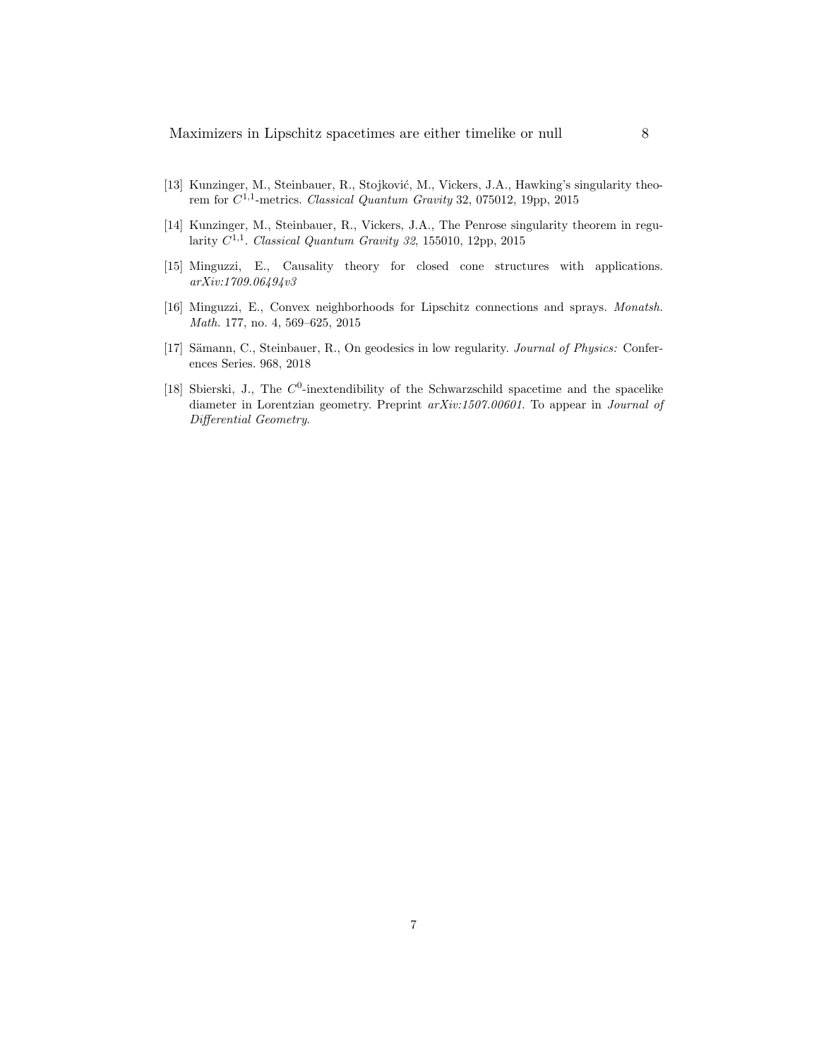[13] Kunzinger, M., Steinbauer, R., Stojković, M., Vickers, J.A., Hawking's singularity theorem for $C^{1,1}$-metrics. *Classical Quantum Gravity* 32, 075012, 19pp, 2015

[14] Kunzinger, M., Steinbauer, R., Vickers, J.A., The Penrose singularity theorem in regularity $C^{1,1}$. *Classical Quantum Gravity 32*, 155010, 12pp, 2015

[15] Minguzzi, E., Causality theory for closed cone structures with applications. *arXiv:1709.06494v3*

[16] Minguzzi, E., Convex neighborhoods for Lipschitz connections and sprays. *Monatsh. Math.* 177, no. 4, 569–625, 2015

[17] Sämann, C., Steinbauer, R., On geodesics in low regularity. *Journal of Physics:* Conferences Series. 968, 2018

[18] Sbierski, J., The $C^0$-inextendibility of the Schwarzschild spacetime and the spacelike diameter in Lorentzian geometry. Preprint *arXiv:1507.00601*. To appear in *Journal of Differential Geometry*.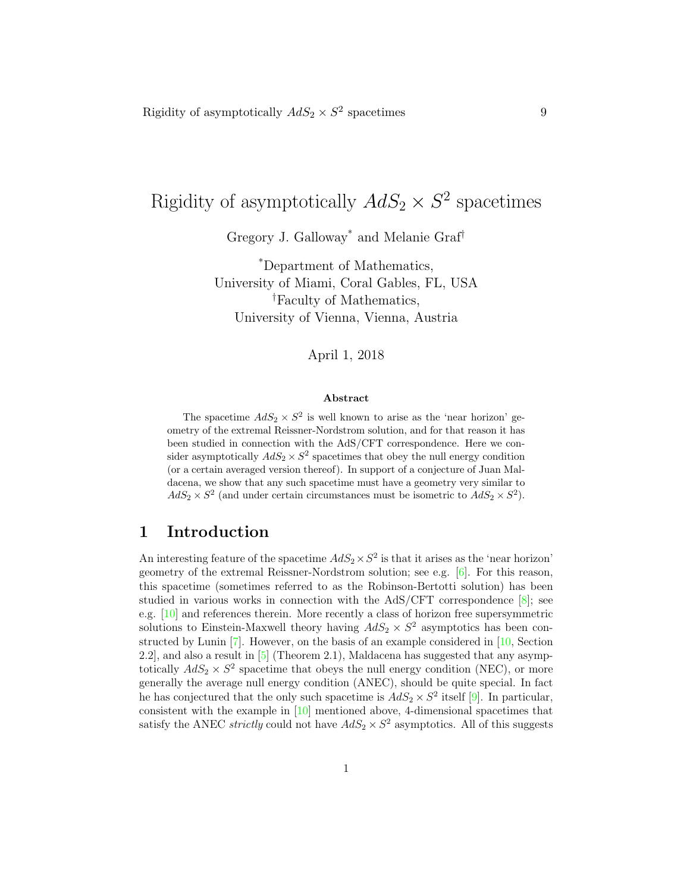# Rigidity of asymptotically $AdS_2 \times S^2$ spacetimes

Gregory J. Galloway[*] and Melanie Graf[†]

[*]Department of Mathematics,
University of Miami, Coral Gables, FL, USA
[†]Faculty of Mathematics,
University of Vienna, Vienna, Austria

April 1, 2018

### Abstract

The spacetime $AdS_2 \times S^2$ is well known to arise as the 'near horizon' geometry of the extremal Reissner-Nordstrom solution, and for that reason it has been studied in connection with the AdS/CFT correspondence. Here we consider asymptotically $AdS_2 \times S^2$ spacetimes that obey the null energy condition (or a certain averaged version thereof). In support of a conjecture of Juan Maldacena, we show that any such spacetime must have a geometry very similar to $AdS_2 \times S^2$ (and under certain circumstances must be isometric to $AdS_2 \times S^2$).

## 1 Introduction

An interesting feature of the spacetime $AdS_2 \times S^2$ is that it arises as the 'near horizon' geometry of the extremal Reissner-Nordstrom solution; see e.g. [6]. For this reason, this spacetime (sometimes referred to as the Robinson-Bertotti solution) has been studied in various works in connection with the AdS/CFT correspondence [8]; see e.g. [10] and references therein. More recently a class of horizon free supersymmetric solutions to Einstein-Maxwell theory having $AdS_2 \times S^2$ asymptotics has been constructed by Lunin [7]. However, on the basis of an example considered in [10, Section 2.2], and also a result in [5] (Theorem 2.1), Maldacena has suggested that any asymptotically $AdS_2 \times S^2$ spacetime that obeys the null energy condition (NEC), or more generally the average null energy condition (ANEC), should be quite special. In fact he has conjectured that the only such spacetime is $AdS_2 \times S^2$ itself [9]. In particular, consistent with the example in [10] mentioned above, 4-dimensional spacetimes that satisfy the ANEC *strictly* could not have $AdS_2 \times S^2$ asymptotics. All of this suggests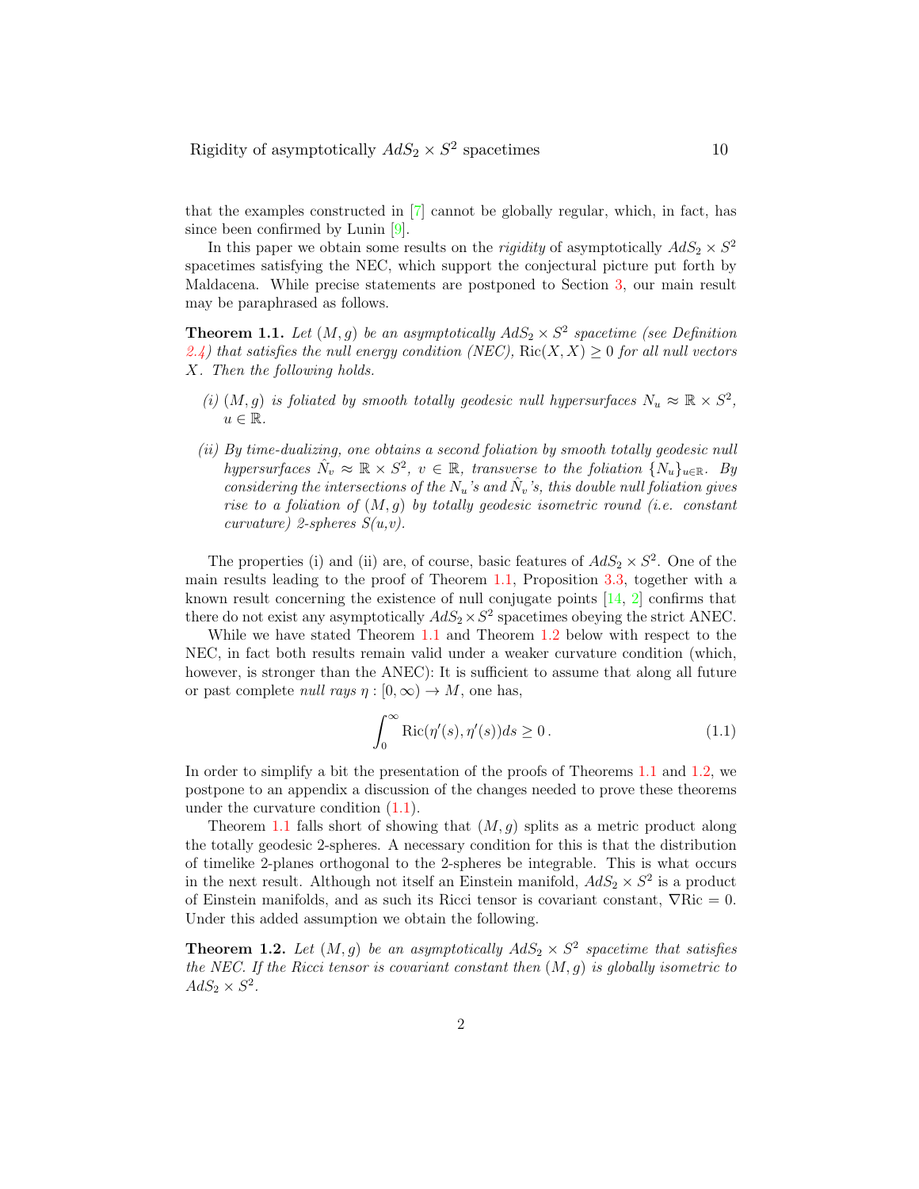that the examples constructed in [7] cannot be globally regular, which, in fact, has since been confirmed by Lunin [9].

In this paper we obtain some results on the *rigidity* of asymptotically $AdS_2 \times S^2$ spacetimes satisfying the NEC, which support the conjectural picture put forth by Maldacena. While precise statements are postponed to Section 3, our main result may be paraphrased as follows.

**Theorem 1.1.** *Let $(M, g)$ be an asymptotically $AdS_2 \times S^2$ spacetime (see Definition 2.4) that satisfies the null energy condition (NEC), $\mathrm{Ric}(X, X) \geq 0$ for all null vectors $X$. Then the following holds.*

*(i) $(M, g)$ is foliated by smooth totally geodesic null hypersurfaces $N_u \approx \mathbb{R} \times S^2$, $u \in \mathbb{R}$.*

*(ii) By time-dualizing, one obtains a second foliation by smooth totally geodesic null hypersurfaces $\hat{N}_v \approx \mathbb{R} \times S^2$, $v \in \mathbb{R}$, transverse to the foliation $\{N_u\}_{u \in \mathbb{R}}$. By considering the intersections of the $N_u$'s and $\hat{N}_v$'s, this double null foliation gives rise to a foliation of $(M, g)$ by totally geodesic isometric round (i.e. constant curvature) 2-spheres $S(u,v)$.*

The properties (i) and (ii) are, of course, basic features of $AdS_2 \times S^2$. One of the main results leading to the proof of Theorem 1.1, Proposition 3.3, together with a known result concerning the existence of null conjugate points [14, 2] confirms that there do not exist any asymptotically $AdS_2 \times S^2$ spacetimes obeying the strict ANEC.

While we have stated Theorem 1.1 and Theorem 1.2 below with respect to the NEC, in fact both results remain valid under a weaker curvature condition (which, however, is stronger than the ANEC): It is sufficient to assume that along all future or past complete *null rays* $\eta : [0, \infty) \to M$, one has,

$$\int_0^\infty \mathrm{Ric}(\eta'(s), \eta'(s)) ds \geq 0 \,. \tag{1.1}$$

In order to simplify a bit the presentation of the proofs of Theorems 1.1 and 1.2, we postpone to an appendix a discussion of the changes needed to prove these theorems under the curvature condition (1.1).

Theorem 1.1 falls short of showing that $(M, g)$ splits as a metric product along the totally geodesic 2-spheres. A necessary condition for this is that the distribution of timelike 2-planes orthogonal to the 2-spheres be integrable. This is what occurs in the next result. Although not itself an Einstein manifold, $AdS_2 \times S^2$ is a product of Einstein manifolds, and as such its Ricci tensor is covariant constant, $\nabla \mathrm{Ric} = 0$. Under this added assumption we obtain the following.

**Theorem 1.2.** *Let $(M, g)$ be an asymptotically $AdS_2 \times S^2$ spacetime that satisfies the NEC. If the Ricci tensor is covariant constant then $(M, g)$ is globally isometric to $AdS_2 \times S^2$.*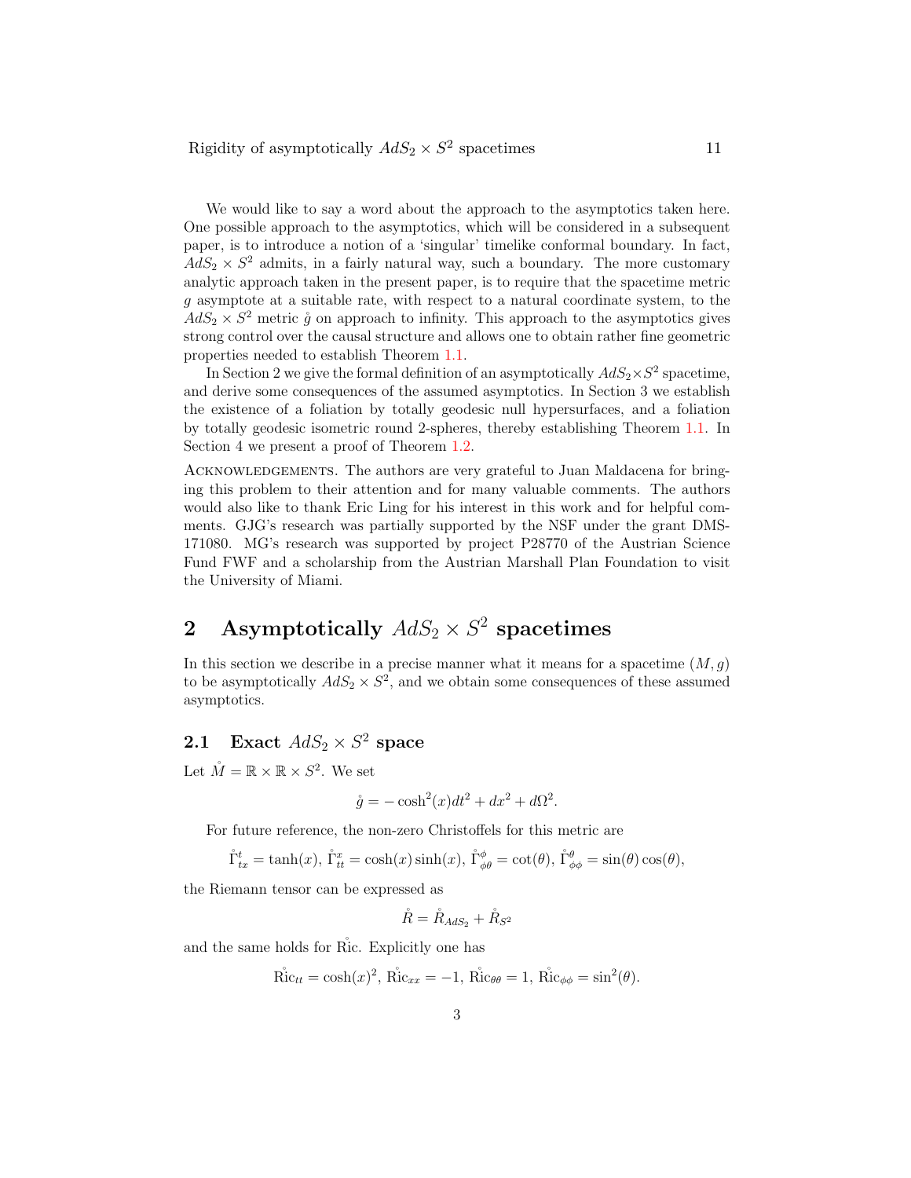We would like to say a word about the approach to the asymptotics taken here. One possible approach to the asymptotics, which will be considered in a subsequent paper, is to introduce a notion of a 'singular' timelike conformal boundary. In fact, $AdS_2 \times S^2$ admits, in a fairly natural way, such a boundary. The more customary analytic approach taken in the present paper, is to require that the spacetime metric $g$ asymptote at a suitable rate, with respect to a natural coordinate system, to the $AdS_2 \times S^2$ metric $\mathring{g}$ on approach to infinity. This approach to the asymptotics gives strong control over the causal structure and allows one to obtain rather fine geometric properties needed to establish Theorem 1.1.

In Section 2 we give the formal definition of an asymptotically $AdS_2 \times S^2$ spacetime, and derive some consequences of the assumed asymptotics. In Section 3 we establish the existence of a foliation by totally geodesic null hypersurfaces, and a foliation by totally geodesic isometric round 2-spheres, thereby establishing Theorem 1.1. In Section 4 we present a proof of Theorem 1.2.

Acknowledgements. The authors are very grateful to Juan Maldacena for bringing this problem to their attention and for many valuable comments. The authors would also like to thank Eric Ling for his interest in this work and for helpful comments. GJG's research was partially supported by the NSF under the grant DMS-171080. MG's research was supported by project P28770 of the Austrian Science Fund FWF and a scholarship from the Austrian Marshall Plan Foundation to visit the University of Miami.

## 2 Asymptotically $AdS_2 \times S^2$ spacetimes

In this section we describe in a precise manner what it means for a spacetime $(M, g)$ to be asymptotically $AdS_2 \times S^2$, and we obtain some consequences of these assumed asymptotics.

### 2.1 Exact $AdS_2 \times S^2$ space

Let $\mathring{M} = \mathbb{R} \times \mathbb{R} \times S^2$. We set

$$\mathring{g} = -\cosh^2(x)dt^2 + dx^2 + d\Omega^2.$$

For future reference, the non-zero Christoffels for this metric are

$$\mathring{\Gamma}^t_{tx} = \tanh(x),\ \mathring{\Gamma}^x_{tt} = \cosh(x)\sinh(x),\ \mathring{\Gamma}^\phi_{\phi\theta} = \cot(\theta),\ \mathring{\Gamma}^\theta_{\phi\phi} = \sin(\theta)\cos(\theta),$$

the Riemann tensor can be expressed as

$$\mathring{R} = \mathring{R}_{AdS_2} + \mathring{R}_{S^2}$$

and the same holds for $\mathring{\mathrm{Ric}}$. Explicitly one has

$$\mathring{\mathrm{Ric}}_{tt} = \cosh(x)^2,\ \mathring{\mathrm{Ric}}_{xx} = -1,\ \mathring{\mathrm{Ric}}_{\theta\theta} = 1,\ \mathring{\mathrm{Ric}}_{\phi\phi} = \sin^2(\theta).$$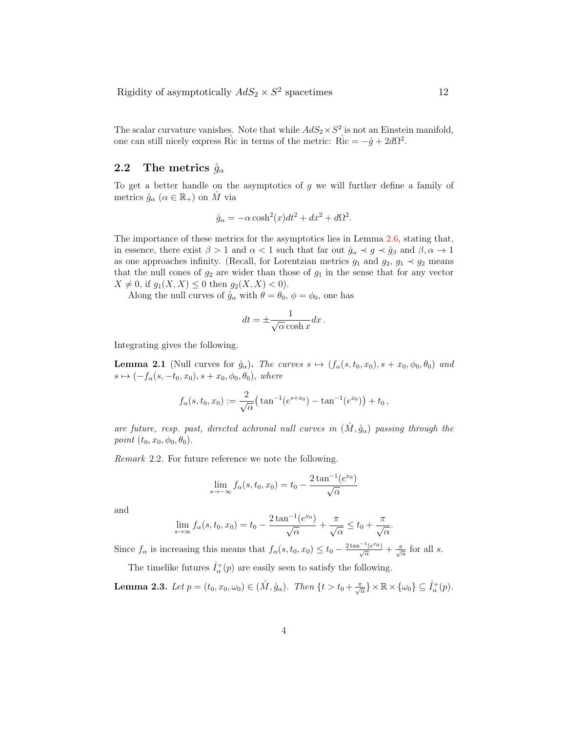The scalar curvature vanishes. Note that while $AdS_2 \times S^2$ is not an Einstein manifold, one can still nicely express $\mathring{\mathrm{Ric}}$ in terms of the metric: $\mathring{\mathrm{Ric}} = -\mathring{g} + 2d\Omega^2$.

## 2.2 The metrics $\mathring{g}_\alpha$

To get a better handle on the asymptotics of $g$ we will further define a family of metrics $\mathring{g}_\alpha$ ($\alpha \in \mathbb{R}_+$) on $\mathring{M}$ via

$$\mathring{g}_\alpha = -\alpha \cosh^2(x) dt^2 + dx^2 + d\Omega^2.$$

The importance of these metrics for the asymptotics lies in Lemma 2.6, stating that, in essence, there exist $\beta > 1$ and $\alpha < 1$ such that far out $\mathring{g}_\alpha \prec g \prec \mathring{g}_\beta$ and $\beta, \alpha \to 1$ as one approaches infinity. (Recall, for Lorentzian metrics $g_1$ and $g_2$, $g_1 \prec g_2$ means that the null cones of $g_2$ are wider than those of $g_1$ in the sense that for any vector $X \neq 0$, if $g_1(X, X) \leq 0$ then $g_2(X, X) < 0$).

Along the null curves of $\mathring{g}_\alpha$ with $\theta = \theta_0$, $\phi = \phi_0$, one has

$$dt = \pm \frac{1}{\sqrt{\alpha} \cosh x} dx\,.$$

Integrating gives the following.

**Lemma 2.1** (Null curves for $\mathring{g}_\alpha$)**.** *The curves $s \mapsto (f_\alpha(s, t_0, x_0), s + x_0, \phi_0, \theta_0)$ and $s \mapsto (-f_\alpha(s, -t_0, x_0), s + x_0, \phi_0, \theta_0)$, where*

$$f_\alpha(s, t_0, x_0) := \frac{2}{\sqrt{\alpha}} \big( \tan^{-1}(e^{s+x_0}) - \tan^{-1}(e^{x_0}) \big) + t_0\,,$$

*are future, resp. past, directed achronal null curves in $(\mathring{M}, \mathring{g}_\alpha)$ passing through the point $(t_0, x_0, \phi_0, \theta_0)$.*

*Remark* 2.2. For future reference we note the following.

$$\lim_{s \to -\infty} f_\alpha(s, t_0, x_0) = t_0 - \frac{2 \tan^{-1}(e^{x_0})}{\sqrt{\alpha}}$$

and

$$\lim_{s \to \infty} f_\alpha(s, t_0, x_0) = t_0 - \frac{2 \tan^{-1}(e^{x_0})}{\sqrt{\alpha}} + \frac{\pi}{\sqrt{\alpha}} \leq t_0 + \frac{\pi}{\sqrt{\alpha}}.$$

Since $f_\alpha$ is increasing this means that $f_\alpha(s, t_0, x_0) \leq t_0 - \frac{2 \tan^{-1}(e^{x_0})}{\sqrt{\alpha}} + \frac{\pi}{\sqrt{\alpha}}$ for all $s$.

The timelike futures $\mathring{I}^+_\alpha(p)$ are easily seen to satisfy the following.

**Lemma 2.3.** *Let $p = (t_0, x_0, \omega_0) \in (\mathring{M}, \mathring{g}_\alpha)$. Then $\{t > t_0 + \frac{\pi}{\sqrt{\alpha}}\} \times \mathbb{R} \times \{\omega_0\} \subseteq \mathring{I}^+_\alpha(p)$.*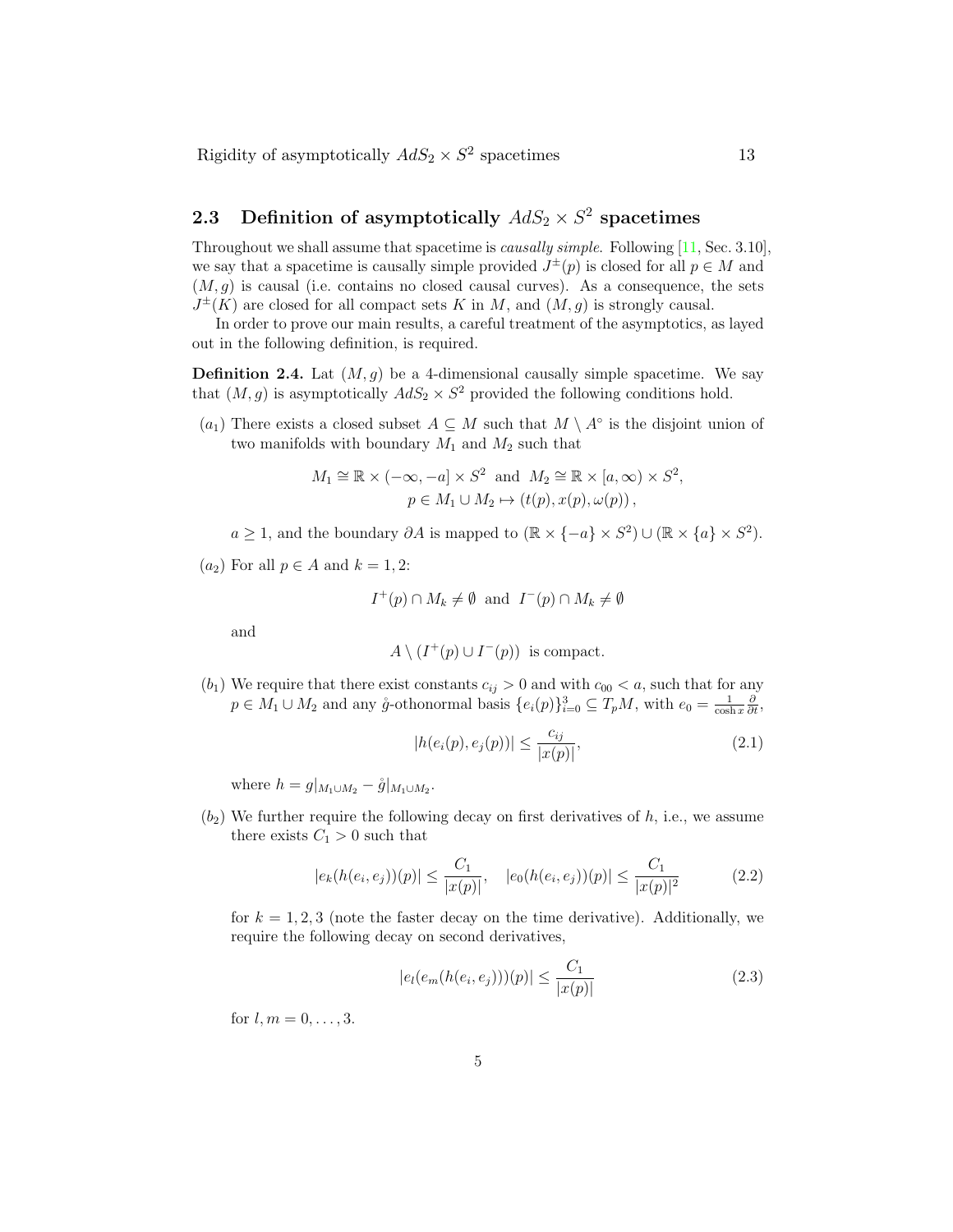## 2.3 Definition of asymptotically $AdS_2 \times S^2$ spacetimes

Throughout we shall assume that spacetime is *causally simple*. Following [11, Sec. 3.10], we say that a spacetime is causally simple provided $J^{\pm}(p)$ is closed for all $p \in M$ and $(M, g)$ is causal (i.e. contains no closed causal curves). As a consequence, the sets $J^{\pm}(K)$ are closed for all compact sets $K$ in $M$, and $(M, g)$ is strongly causal.

In order to prove our main results, a careful treatment of the asymptotics, as layed out in the following definition, is required.

**Definition 2.4.** Lat $(M, g)$ be a 4-dimensional causally simple spacetime. We say that $(M, g)$ is asymptotically $AdS_2 \times S^2$ provided the following conditions hold.

$(a_1)$ There exists a closed subset $A \subseteq M$ such that $M \setminus A^{\circ}$ is the disjoint union of two manifolds with boundary $M_1$ and $M_2$ such that

$$M_1 \cong \mathbb{R} \times (-\infty, -a] \times S^2 \ \text{ and } \ M_2 \cong \mathbb{R} \times [a, \infty) \times S^2,$$
$$p \in M_1 \cup M_2 \mapsto (t(p), x(p), \omega(p)),$$

$a \geq 1$, and the boundary $\partial A$ is mapped to $(\mathbb{R} \times \{-a\} \times S^2) \cup (\mathbb{R} \times \{a\} \times S^2)$.

$(a_2)$ For all $p \in A$ and $k = 1, 2$:

$$I^+(p) \cap M_k \neq \emptyset \ \text{ and } \ I^-(p) \cap M_k \neq \emptyset$$

and

$$A \setminus (I^+(p) \cup I^-(p)) \ \text{ is compact.}$$

$(b_1)$ We require that there exist constants $c_{ij} > 0$ and with $c_{00} < a$, such that for any $p \in M_1 \cup M_2$ and any $\mathring{g}$-othonormal basis $\{e_i(p)\}_{i=0}^3 \subseteq T_pM$, with $e_0 = \frac{1}{\cosh x}\frac{\partial}{\partial t}$,

$$|h(e_i(p), e_j(p))| \leq \frac{c_{ij}}{|x(p)|}, \tag{2.1}$$

where $h = g|_{M_1 \cup M_2} - \mathring{g}|_{M_1 \cup M_2}$.

$(b_2)$ We further require the following decay on first derivatives of $h$, i.e., we assume there exists $C_1 > 0$ such that

$$|e_k(h(e_i, e_j))(p)| \leq \frac{C_1}{|x(p)|}, \quad |e_0(h(e_i, e_j))(p)| \leq \frac{C_1}{|x(p)|^2} \tag{2.2}$$

for $k = 1, 2, 3$ (note the faster decay on the time derivative). Additionally, we require the following decay on second derivatives,

$$|e_l(e_m(h(e_i, e_j)))(p)| \leq \frac{C_1}{|x(p)|} \tag{2.3}$$

for $l, m = 0, \ldots, 3$.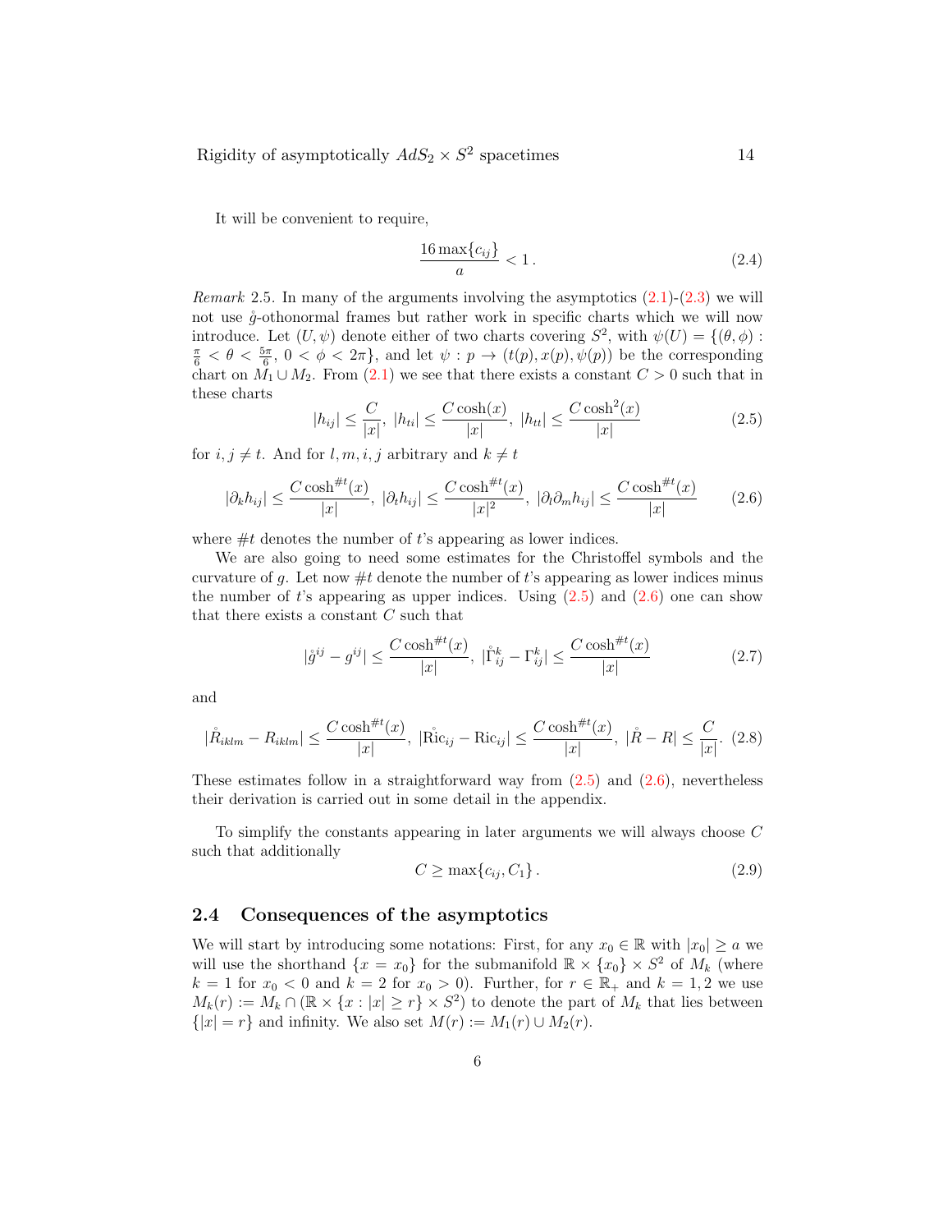It will be convenient to require,

$$\frac{16\max\{c_{ij}\}}{a} < 1\,. \tag{2.4}$$

*Remark* 2.5. In many of the arguments involving the asymptotics (2.1)-(2.3) we will not use $\mathring{g}$-othonormal frames but rather work in specific charts which we will now introduce. Let $(U,\psi)$ denote either of two charts covering $S^2$, with $\psi(U) = \{(\theta,\phi) : \frac{\pi}{6} < \theta < \frac{5\pi}{6},\ 0 < \phi < 2\pi\}$, and let $\psi : p \to (t(p), x(p), \psi(p))$ be the corresponding chart on $M_1 \cup M_2$. From (2.1) we see that there exists a constant $C > 0$ such that in these charts

$$|h_{ij}| \leq \frac{C}{|x|},\ |h_{ti}| \leq \frac{C\cosh(x)}{|x|},\ |h_{tt}| \leq \frac{C\cosh^2(x)}{|x|} \tag{2.5}$$

for $i, j \neq t$. And for $l, m, i, j$ arbitrary and $k \neq t$

$$|\partial_k h_{ij}| \leq \frac{C\cosh^{\#t}(x)}{|x|},\ |\partial_t h_{ij}| \leq \frac{C\cosh^{\#t}(x)}{|x|^2},\ |\partial_l\partial_m h_{ij}| \leq \frac{C\cosh^{\#t}(x)}{|x|} \tag{2.6}$$

where $\#t$ denotes the number of $t$'s appearing as lower indices.

We are also going to need some estimates for the Christoffel symbols and the curvature of $g$. Let now $\#t$ denote the number of $t$'s appearing as lower indices minus the number of $t$'s appearing as upper indices. Using (2.5) and (2.6) one can show that there exists a constant $C$ such that

$$|\mathring{g}^{ij} - g^{ij}| \leq \frac{C\cosh^{\#t}(x)}{|x|},\ |\mathring{\Gamma}^k_{ij} - \Gamma^k_{ij}| \leq \frac{C\cosh^{\#t}(x)}{|x|} \tag{2.7}$$

and

$$|\mathring{R}_{iklm} - R_{iklm}| \leq \frac{C\cosh^{\#t}(x)}{|x|},\ |\mathring{\mathrm{Ric}}_{ij} - \mathrm{Ric}_{ij}| \leq \frac{C\cosh^{\#t}(x)}{|x|},\ |\mathring{R} - R| \leq \frac{C}{|x|}. \tag{2.8}$$

These estimates follow in a straightforward way from (2.5) and (2.6), nevertheless their derivation is carried out in some detail in the appendix.

To simplify the constants appearing in later arguments we will always choose $C$ such that additionally

$$C \geq \max\{c_{ij}, C_1\}\,. \tag{2.9}$$

### 2.4 Consequences of the asymptotics

We will start by introducing some notations: First, for any $x_0 \in \mathbb{R}$ with $|x_0| \geq a$ we will use the shorthand $\{x = x_0\}$ for the submanifold $\mathbb{R} \times \{x_0\} \times S^2$ of $M_k$ (where $k = 1$ for $x_0 < 0$ and $k = 2$ for $x_0 > 0$). Further, for $r \in \mathbb{R}_+$ and $k = 1, 2$ we use $M_k(r) := M_k \cap (\mathbb{R} \times \{x : |x| \geq r\} \times S^2)$ to denote the part of $M_k$ that lies between $\{|x| = r\}$ and infinity. We also set $M(r) := M_1(r) \cup M_2(r)$.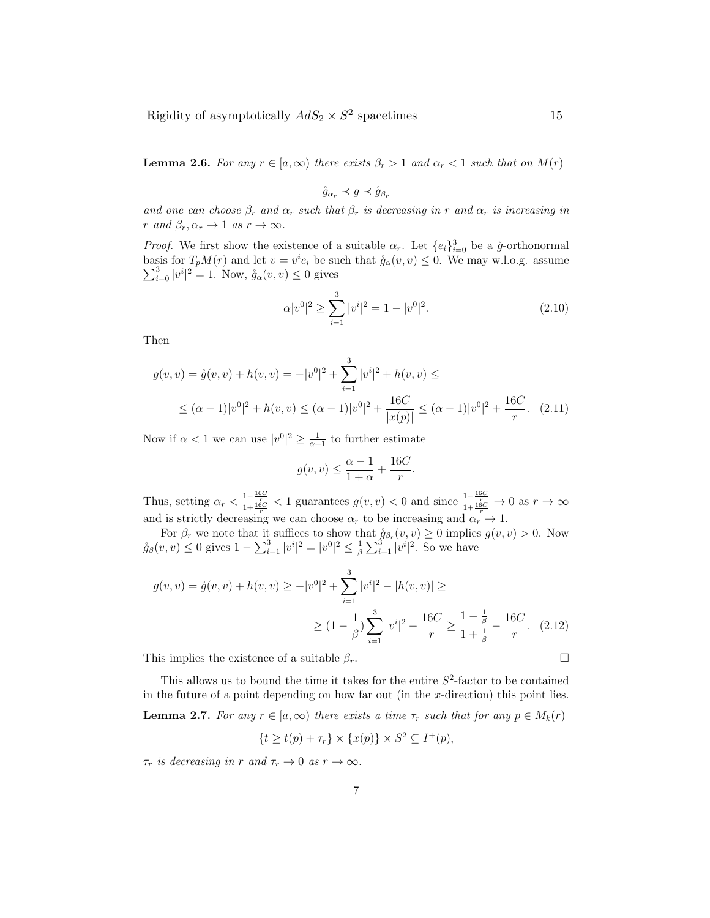**Lemma 2.6.** *For any $r \in [a, \infty)$ there exists $\beta_r > 1$ and $\alpha_r < 1$ such that on $M(r)$*

$$\mathring{g}_{\alpha_r} \prec g \prec \mathring{g}_{\beta_r}$$

*and one can choose $\beta_r$ and $\alpha_r$ such that $\beta_r$ is decreasing in $r$ and $\alpha_r$ is increasing in $r$ and $\beta_r, \alpha_r \to 1$ as $r \to \infty$.*

*Proof.* We first show the existence of a suitable $\alpha_r$. Let $\{e_i\}_{i=0}^3$ be a $\mathring{g}$-orthonormal basis for $T_pM(r)$ and let $v = v^i e_i$ be such that $\mathring{g}_\alpha(v, v) \leq 0$. We may w.l.o.g. assume $\sum_{i=0}^3 |v^i|^2 = 1$. Now, $\mathring{g}_\alpha(v, v) \leq 0$ gives

$$\alpha |v^0|^2 \geq \sum_{i=1}^3 |v^i|^2 = 1 - |v^0|^2. \tag{2.10}$$

Then

$$\begin{aligned} g(v, v) = \mathring{g}(v, v) + h(v, v) = -|v^0|^2 + \sum_{i=1}^3 |v^i|^2 + h(v, v) \leq \\ \leq (\alpha - 1)|v^0|^2 + h(v, v) \leq (\alpha - 1)|v^0|^2 + \frac{16C}{|x(p)|} \leq (\alpha - 1)|v^0|^2 + \frac{16C}{r}. \end{aligned} \tag{2.11}$$

Now if $\alpha < 1$ we can use $|v^0|^2 \geq \frac{1}{\alpha+1}$ to further estimate

$$g(v, v) \leq \frac{\alpha - 1}{1 + \alpha} + \frac{16C}{r}.$$

Thus, setting $\alpha_r < \frac{1 - \frac{16C}{r}}{1 + \frac{16C}{r}} < 1$ guarantees $g(v, v) < 0$ and since $\frac{1 - \frac{16C}{r}}{1 + \frac{16C}{r}} \to 0$ as $r \to \infty$ and is strictly decreasing we can choose $\alpha_r$ to be increasing and $\alpha_r \to 1$.

For $\beta_r$ we note that it suffices to show that $\mathring{g}_{\beta_r}(v, v) \geq 0$ implies $g(v, v) > 0$. Now $\mathring{g}_\beta(v, v) \leq 0$ gives $1 - \sum_{i=1}^3 |v^i|^2 = |v^0|^2 \leq \frac{1}{\beta} \sum_{i=1}^3 |v^i|^2$. So we have

$$\begin{aligned} g(v, v) = \mathring{g}(v, v) + h(v, v) \geq -|v^0|^2 + \sum_{i=1}^3 |v^i|^2 - |h(v, v)| \geq \\ \geq (1 - \frac{1}{\beta}) \sum_{i=1}^3 |v^i|^2 - \frac{16C}{r} \geq \frac{1 - \frac{1}{\beta}}{1 + \frac{1}{\beta}} - \frac{16C}{r}. \end{aligned} \tag{2.12}$$

This implies the existence of a suitable $\beta_r$. □

This allows us to bound the time it takes for the entire $S^2$-factor to be contained in the future of a point depending on how far out (in the $x$-direction) this point lies.

**Lemma 2.7.** *For any $r \in [a, \infty)$ there exists a time $\tau_r$ such that for any $p \in M_k(r)$*

$$\{t \geq t(p) + \tau_r\} \times \{x(p)\} \times S^2 \subseteq I^+(p),$$

*$\tau_r$ is decreasing in $r$ and $\tau_r \to 0$ as $r \to \infty$.*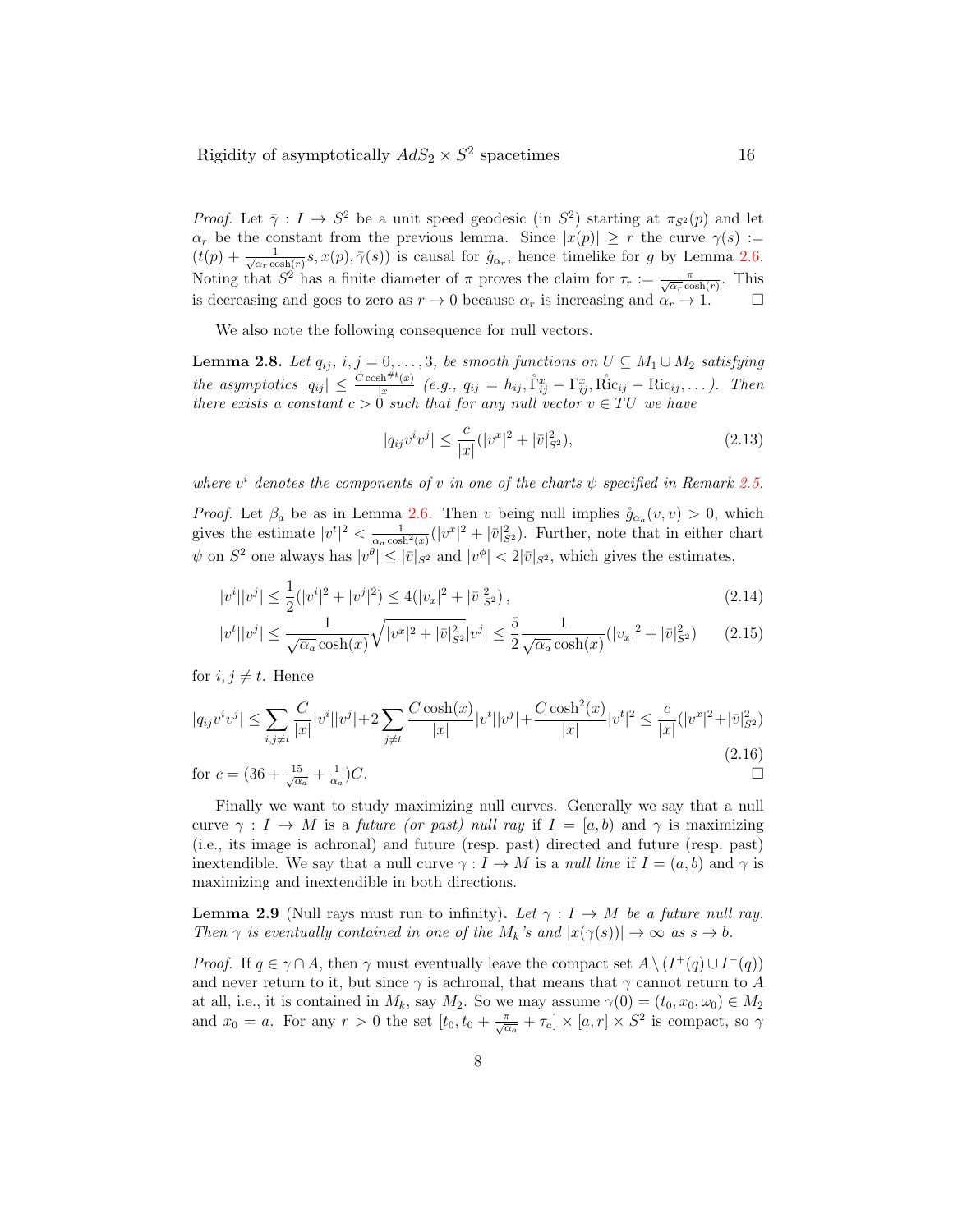*Proof.* Let $\bar\gamma : I \to S^2$ be a unit speed geodesic (in $S^2$) starting at $\pi_{S^2}(p)$ and let $\alpha_r$ be the constant from the previous lemma. Since $|x(p)| \geq r$ the curve $\gamma(s) := (t(p) + \frac{1}{\sqrt{\alpha_r}\cosh(r)} s, x(p), \bar\gamma(s))$ is causal for $\mathring{g}_{\alpha_r}$, hence timelike for $g$ by Lemma 2.6. Noting that $S^2$ has a finite diameter of $\pi$ proves the claim for $\tau_r := \frac{\pi}{\sqrt{\alpha_r}\cosh(r)}$. This is decreasing and goes to zero as $r \to 0$ because $\alpha_r$ is increasing and $\alpha_r \to 1$. $\square$

We also note the following consequence for null vectors.

**Lemma 2.8.** *Let $q_{ij}$, $i,j = 0,\dots,3$, be smooth functions on $U \subseteq M_1 \cup M_2$ satisfying the asymptotics $|q_{ij}| \leq \frac{C\cosh^{\#t}(x)}{|x|}$ (e.g., $q_{ij} = h_{ij}, \mathring{\Gamma}^x_{ij} - \Gamma^x_{ij}, \mathring{\mathrm{Ric}}_{ij} - \mathrm{Ric}_{ij}, \dots$). Then there exists a constant $c > 0$ such that for any null vector $v \in TU$ we have*

$$|q_{ij}v^iv^j| \leq \frac{c}{|x|}(|v^x|^2 + |\bar v|^2_{S^2}), \tag{2.13}$$

*where $v^i$ denotes the components of $v$ in one of the charts $\psi$ specified in Remark 2.5.*

*Proof.* Let $\beta_a$ be as in Lemma 2.6. Then $v$ being null implies $\mathring{g}_{\alpha_a}(v,v) > 0$, which gives the estimate $|v^t|^2 < \frac{1}{\alpha_a\cosh^2(x)}(|v^x|^2 + |\bar v|^2_{S^2})$. Further, note that in either chart $\psi$ on $S^2$ one always has $|v^\theta| \leq |\bar v|_{S^2}$ and $|v^\phi| < 2|\bar v|_{S^2}$, which gives the estimates,

$$|v^i||v^j| \leq \frac{1}{2}(|v^i|^2 + |v^j|^2) \leq 4(|v_x|^2 + |\bar v|^2_{S^2}), \tag{2.14}$$

$$|v^t||v^j| \leq \frac{1}{\sqrt{\alpha_a}\cosh(x)}\sqrt{|v^x|^2 + |\bar v|^2_{S^2}}|v^j| \leq \frac{5}{2}\frac{1}{\sqrt{\alpha_a}\cosh(x)}(|v_x|^2 + |\bar v|^2_{S^2}) \tag{2.15}$$

for $i, j \neq t$. Hence

$$|q_{ij}v^iv^j| \leq \sum_{i,j\neq t}\frac{C}{|x|}|v^i||v^j| + 2\sum_{j\neq t}\frac{C\cosh(x)}{|x|}|v^t||v^j| + \frac{C\cosh^2(x)}{|x|}|v^t|^2 \leq \frac{c}{|x|}(|v^x|^2 + |\bar v|^2_{S^2}) \tag{2.16}$$

for $c = (36 + \frac{15}{\sqrt{\alpha_a}} + \frac{1}{\alpha_a})C$. $\square$

Finally we want to study maximizing null curves. Generally we say that a null curve $\gamma : I \to M$ is a *future (or past) null ray* if $I = [a,b)$ and $\gamma$ is maximizing (i.e., its image is achronal) and future (resp. past) directed and future (resp. past) inextendible. We say that a null curve $\gamma : I \to M$ is a *null line* if $I = (a,b)$ and $\gamma$ is maximizing and inextendible in both directions.

**Lemma 2.9** (Null rays must run to infinity)**.** *Let $\gamma : I \to M$ be a future null ray. Then $\gamma$ is eventually contained in one of the $M_k$'s and $|x(\gamma(s))| \to \infty$ as $s \to b$.*

*Proof.* If $q \in \gamma \cap A$, then $\gamma$ must eventually leave the compact set $A \setminus (I^+(q) \cup I^-(q))$ and never return to it, but since $\gamma$ is achronal, that means that $\gamma$ cannot return to $A$ at all, i.e., it is contained in $M_k$, say $M_2$. So we may assume $\gamma(0) = (t_0, x_0, \omega_0) \in M_2$ and $x_0 = a$. For any $r > 0$ the set $[t_0, t_0 + \frac{\pi}{\sqrt{\alpha_a}} + \tau_a] \times [a, r] \times S^2$ is compact, so $\gamma$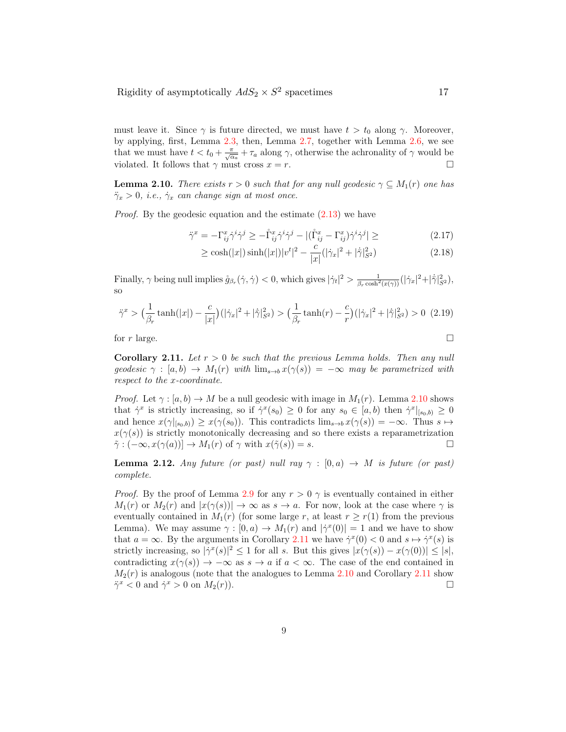must leave it. Since $\gamma$ is future directed, we must have $t > t_0$ along $\gamma$. Moreover, by applying, first, Lemma 2.3, then, Lemma 2.7, together with Lemma 2.6, we see that we must have $t < t_0 + \frac{\pi}{\sqrt{\alpha_a}} + \tau_a$ along $\gamma$, otherwise the achronality of $\gamma$ would be violated. It follows that $\gamma$ must cross $x = r$. $\square$

**Lemma 2.10.** *There exists $r > 0$ such that for any null geodesic $\gamma \subseteq M_1(r)$ one has $\ddot{\gamma}_x > 0$, i.e., $\dot{\gamma}_x$ can change sign at most once.*

*Proof.* By the geodesic equation and the estimate (2.13) we have

$$\ddot{\gamma}^x = -\Gamma^x_{ij}\dot{\gamma}^i\dot{\gamma}^j \geq -\mathring{\Gamma}^x_{ij}\dot{\gamma}^i\dot{\gamma}^j - |(\mathring{\Gamma}^x_{ij} - \Gamma^x_{ij})\dot{\gamma}^i\dot{\gamma}^j| \geq \tag{2.17}$$

$$\geq \cosh(|x|)\sinh(|x|)|v^t|^2 - \frac{c}{|x|}(|\dot{\gamma}_x|^2 + |\dot{\gamma}|^2_{S^2}) \tag{2.18}$$

Finally, $\gamma$ being null implies $\mathring{g}_{\beta_r}(\dot{\gamma},\dot{\gamma}) < 0$, which gives $|\dot{\gamma}_t|^2 > \frac{1}{\beta_r \cosh^2(x(\gamma))}(|\dot{\gamma}_x|^2 + |\dot{\gamma}|^2_{S^2})$, so

$$\ddot{\gamma}^x > \big(\frac{1}{\beta_r}\tanh(|x|) - \frac{c}{|x|}\big)(|\dot{\gamma}_x|^2 + |\dot{\gamma}|^2_{S^2}) > \big(\frac{1}{\beta_r}\tanh(r) - \frac{c}{r}\big)(|\dot{\gamma}_x|^2 + |\dot{\gamma}|^2_{S^2}) > 0 \tag{2.19}$$

for $r$ large. $\square$

**Corollary 2.11.** *Let $r > 0$ be such that the previous Lemma holds. Then any null geodesic $\gamma : [a,b) \to M_1(r)$ with $\lim_{s\to b} x(\gamma(s)) = -\infty$ may be parametrized with respect to the $x$-coordinate.*

*Proof.* Let $\gamma : [a,b) \to M$ be a null geodesic with image in $M_1(r)$. Lemma 2.10 shows that $\dot{\gamma}^x$ is strictly increasing, so if $\dot{\gamma}^x(s_0) \geq 0$ for any $s_0 \in [a,b)$ then $\dot{\gamma}^x|_{[s_0,b)} \geq 0$ and hence $x(\gamma|_{[s_0,b)}) \geq x(\gamma(s_0))$. This contradicts $\lim_{s\to b} x(\gamma(s)) = -\infty$. Thus $s \mapsto x(\gamma(s))$ is strictly monotonically decreasing and so there exists a reparametrization $\tilde{\gamma} : (-\infty, x(\gamma(a))] \to M_1(r)$ of $\gamma$ with $x(\tilde{\gamma}(s)) = s$. $\square$

**Lemma 2.12.** *Any future (or past) null ray $\gamma : [0,a) \to M$ is future (or past) complete.*

*Proof.* By the proof of Lemma 2.9 for any $r > 0$ $\gamma$ is eventually contained in either $M_1(r)$ or $M_2(r)$ and $|x(\gamma(s))| \to \infty$ as $s \to a$. For now, look at the case where $\gamma$ is eventually contained in $M_1(r)$ (for some large $r$, at least $r \geq r(1)$ from the previous Lemma). We may assume $\gamma : [0,a) \to M_1(r)$ and $|\dot{\gamma}^x(0)| = 1$ and we have to show that $a = \infty$. By the arguments in Corollary 2.11 we have $\dot{\gamma}^x(0) < 0$ and $s \mapsto \dot{\gamma}^x(s)$ is strictly increasing, so $|\dot{\gamma}^x(s)|^2 \leq 1$ for all $s$. But this gives $|x(\gamma(s)) - x(\gamma(0))| \leq |s|$, contradicting $x(\gamma(s)) \to -\infty$ as $s \to a$ if $a < \infty$. The case of the end contained in $M_2(r)$ is analogous (note that the analogues to Lemma 2.10 and Corollary 2.11 show $\ddot{\gamma}^x < 0$ and $\dot{\gamma}^x > 0$ on $M_2(r)$). $\square$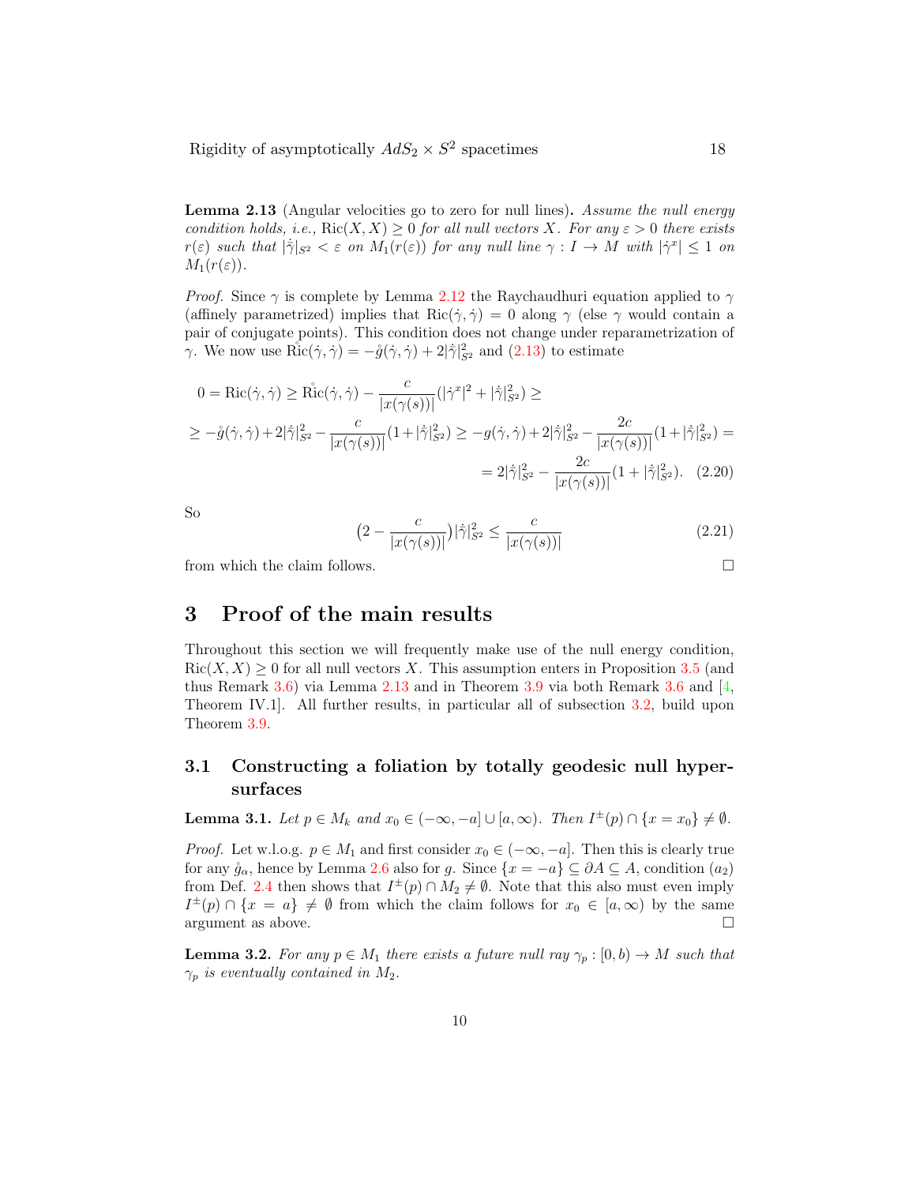**Lemma 2.13** (Angular velocities go to zero for null lines)**.** *Assume the null energy condition holds, i.e.,* $\mathrm{Ric}(X,X) \geq 0$ *for all null vectors* $X$*. For any* $\varepsilon > 0$ *there exists* $r(\varepsilon)$ *such that* $|\dot{\gamma}|_{S^2} < \varepsilon$ *on* $M_1(r(\varepsilon))$ *for any null line* $\gamma : I \to M$ *with* $|\dot{\gamma}^x| \leq 1$ *on* $M_1(r(\varepsilon))$*.*

*Proof.* Since $\gamma$ is complete by Lemma 2.12 the Raychaudhuri equation applied to $\gamma$ (affinely parametrized) implies that $\mathrm{Ric}(\dot{\gamma},\dot{\gamma}) = 0$ along $\gamma$ (else $\gamma$ would contain a pair of conjugate points). This condition does not change under reparametrization of $\gamma$. We now use $\mathring{\mathrm{Ric}}(\dot{\gamma},\dot{\gamma}) = -\mathring{g}(\dot{\gamma},\dot{\gamma}) + 2|\dot{\gamma}|^2_{S^2}$ and (2.13) to estimate

$$
\begin{aligned}
0 = \mathrm{Ric}(\dot{\gamma},\dot{\gamma}) &\geq \mathring{\mathrm{Ric}}(\dot{\gamma},\dot{\gamma}) - \frac{c}{|x(\gamma(s))|}(|\dot{\gamma}^x|^2 + |\dot{\gamma}|^2_{S^2}) \geq \\
&\geq -\mathring{g}(\dot{\gamma},\dot{\gamma}) + 2|\dot{\gamma}|^2_{S^2} - \frac{c}{|x(\gamma(s))|}(1+|\dot{\gamma}|^2_{S^2}) \geq -g(\dot{\gamma},\dot{\gamma}) + 2|\dot{\gamma}|^2_{S^2} - \frac{2c}{|x(\gamma(s))|}(1+|\dot{\gamma}|^2_{S^2}) = \\
&= 2|\dot{\gamma}|^2_{S^2} - \frac{2c}{|x(\gamma(s))|}(1+|\dot{\gamma}|^2_{S^2}). \quad (2.20)
\end{aligned}
$$

So

$$
\big(2 - \frac{c}{|x(\gamma(s))|}\big)|\dot{\gamma}|^2_{S^2} \leq \frac{c}{|x(\gamma(s))|} \tag{2.21}
$$

from which the claim follows. $\square$

# 3 Proof of the main results

Throughout this section we will frequently make use of the null energy condition, $\mathrm{Ric}(X,X) \geq 0$ for all null vectors $X$. This assumption enters in Proposition 3.5 (and thus Remark 3.6) via Lemma 2.13 and in Theorem 3.9 via both Remark 3.6 and [4, Theorem IV.1]. All further results, in particular all of subsection 3.2, build upon Theorem 3.9.

## 3.1 Constructing a foliation by totally geodesic null hypersurfaces

**Lemma 3.1.** *Let* $p \in M_k$ *and* $x_0 \in (-\infty,-a] \cup [a,\infty)$*. Then* $I^{\pm}(p) \cap \{x = x_0\} \neq \emptyset$*.*

*Proof.* Let w.l.o.g. $p \in M_1$ and first consider $x_0 \in (-\infty,-a]$. Then this is clearly true for any $\mathring{g}_\alpha$, hence by Lemma 2.6 also for $g$. Since $\{x = -a\} \subseteq \partial A \subseteq A$, condition $(a_2)$ from Def. 2.4 then shows that $I^{\pm}(p) \cap M_2 \neq \emptyset$. Note that this also must even imply $I^{\pm}(p) \cap \{x = a\} \neq \emptyset$ from which the claim follows for $x_0 \in [a,\infty)$ by the same argument as above. $\square$

**Lemma 3.2.** *For any* $p \in M_1$ *there exists a future null ray* $\gamma_p : [0,b) \to M$ *such that* $\gamma_p$ *is eventually contained in* $M_2$*.*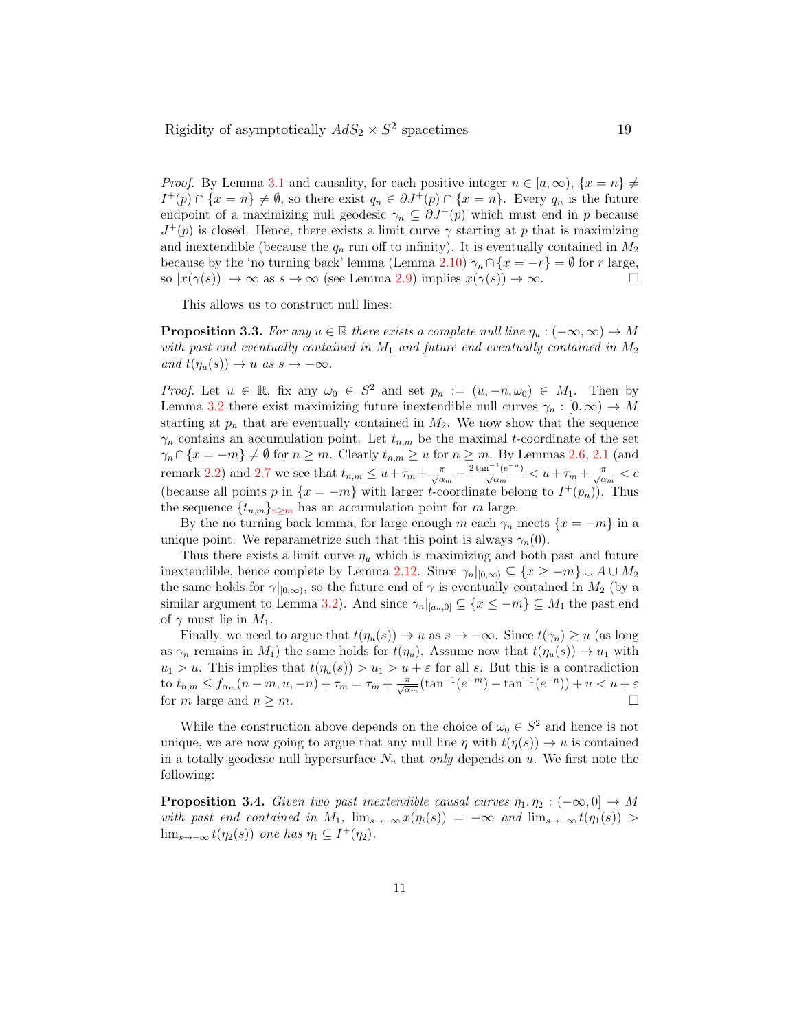*Proof.* By Lemma 3.1 and causality, for each positive integer $n \in [a, \infty)$, $\{x = n\} \neq I^+(p) \cap \{x = n\} \neq \emptyset$, so there exist $q_n \in \partial J^+(p) \cap \{x = n\}$. Every $q_n$ is the future endpoint of a maximizing null geodesic $\gamma_n \subseteq \partial J^+(p)$ which must end in $p$ because $J^+(p)$ is closed. Hence, there exists a limit curve $\gamma$ starting at $p$ that is maximizing and inextendible (because the $q_n$ run off to infinity). It is eventually contained in $M_2$ because by the 'no turning back' lemma (Lemma 2.10) $\gamma_n \cap \{x = -r\} = \emptyset$ for $r$ large, so $|x(\gamma(s))| \to \infty$ as $s \to \infty$ (see Lemma 2.9) implies $x(\gamma(s)) \to \infty$. □

This allows us to construct null lines:

**Proposition 3.3.** *For any $u \in \mathbb{R}$ there exists a complete null line $\eta_u : (-\infty, \infty) \to M$ with past end eventually contained in $M_1$ and future end eventually contained in $M_2$ and $t(\eta_u(s)) \to u$ as $s \to -\infty$.*

*Proof.* Let $u \in \mathbb{R}$, fix any $\omega_0 \in S^2$ and set $p_n := (u, -n, \omega_0) \in M_1$. Then by Lemma 3.2 there exist maximizing future inextendible null curves $\gamma_n : [0, \infty) \to M$ starting at $p_n$ that are eventually contained in $M_2$. We now show that the sequence $\gamma_n$ contains an accumulation point. Let $t_{n,m}$ be the maximal $t$-coordinate of the set $\gamma_n \cap \{x = -m\} \neq \emptyset$ for $n \geq m$. Clearly $t_{n,m} \geq u$ for $n \geq m$. By Lemmas 2.6, 2.1 (and remark 2.2) and 2.7 we see that $t_{n,m} \leq u + \tau_m + \frac{\pi}{\sqrt{\alpha_m}} - \frac{2\tan^{-1}(e^{-n})}{\sqrt{\alpha_m}} < u + \tau_m + \frac{\pi}{\sqrt{\alpha_m}} < c$ (because all points $p$ in $\{x = -m\}$ with larger $t$-coordinate belong to $I^+(p_n)$). Thus the sequence $\{t_{n,m}\}_{n \geq m}$ has an accumulation point for $m$ large.

By the no turning back lemma, for large enough $m$ each $\gamma_n$ meets $\{x = -m\}$ in a unique point. We reparametrize such that this point is always $\gamma_n(0)$.

Thus there exists a limit curve $\eta_u$ which is maximizing and both past and future inextendible, hence complete by Lemma 2.12. Since $\gamma_n|_{[0,\infty)} \subseteq \{x \geq -m\} \cup A \cup M_2$ the same holds for $\gamma|_{[0,\infty)}$, so the future end of $\gamma$ is eventually contained in $M_2$ (by a similar argument to Lemma 3.2). And since $\gamma_n|_{[a_n,0]} \subseteq \{x \leq -m\} \subseteq M_1$ the past end of $\gamma$ must lie in $M_1$.

Finally, we need to argue that $t(\eta_u(s)) \to u$ as $s \to -\infty$. Since $t(\gamma_n) \geq u$ (as long as $\gamma_n$ remains in $M_1$) the same holds for $t(\eta_u)$. Assume now that $t(\eta_u(s)) \to u_1$ with $u_1 > u$. This implies that $t(\eta_u(s)) > u_1 > u + \varepsilon$ for all $s$. But this is a contradiction to $t_{n,m} \leq f_{\alpha_m}(n - m, u, -n) + \tau_m = \tau_m + \frac{\pi}{\sqrt{\alpha_m}}(\tan^{-1}(e^{-m}) - \tan^{-1}(e^{-n})) + u < u + \varepsilon$ for $m$ large and $n \geq m$. □

While the construction above depends on the choice of $\omega_0 \in S^2$ and hence is not unique, we are now going to argue that any null line $\eta$ with $t(\eta(s)) \to u$ is contained in a totally geodesic null hypersurface $N_u$ that *only* depends on $u$. We first note the following:

**Proposition 3.4.** *Given two past inextendible causal curves $\eta_1, \eta_2 : (-\infty, 0] \to M$ with past end contained in $M_1$, $\lim_{s \to -\infty} x(\eta_i(s)) = -\infty$ and $\lim_{s \to -\infty} t(\eta_1(s)) > \lim_{s \to -\infty} t(\eta_2(s))$ one has $\eta_1 \subseteq I^+(\eta_2)$.*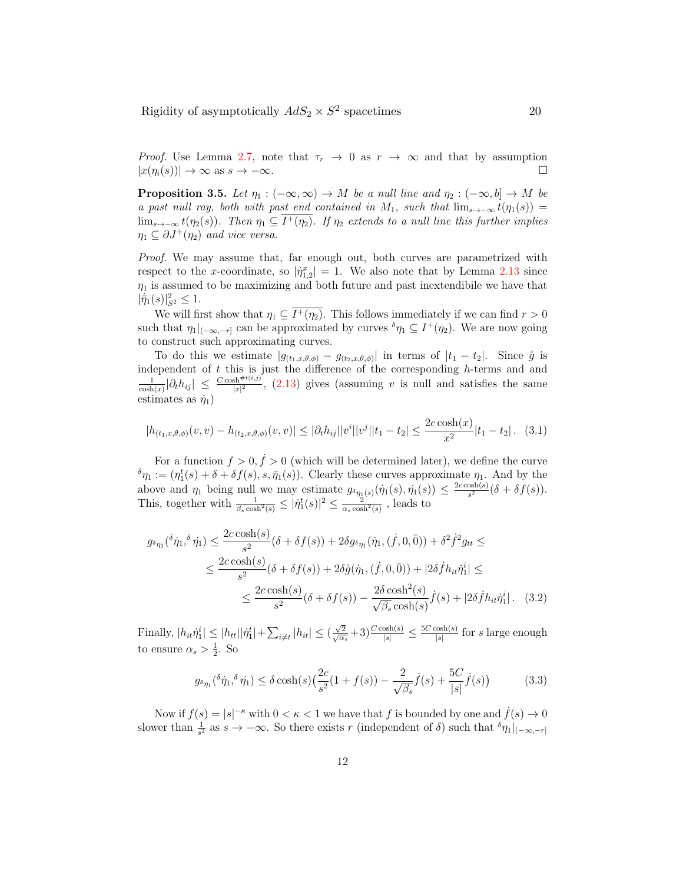*Proof.* Use Lemma 2.7, note that $\tau_r \to 0$ as $r \to \infty$ and that by assumption $|x(\eta_i(s))| \to \infty$ as $s \to -\infty$. □

**Proposition 3.5.** *Let $\eta_1 : (-\infty, \infty) \to M$ be a null line and $\eta_2 : (-\infty, b] \to M$ be a past null ray, both with past end contained in $M_1$, such that $\lim_{s\to-\infty} t(\eta_1(s)) = \lim_{s\to-\infty} t(\eta_2(s))$. Then $\eta_1 \subseteq \overline{I^+(\eta_2)}$. If $\eta_2$ extends to a null line this further implies $\eta_1 \subseteq \partial J^+(\eta_2)$ and vice versa.*

*Proof.* We may assume that, far enough out, both curves are parametrized with respect to the $x$-coordinate, so $|\dot\eta^x_{1,2}| = 1$. We also note that by Lemma 2.13 since $\eta_1$ is assumed to be maximizing and both future and past inextendibile we have that $|\dot{\bar\eta}_1(s)|^2_{S^2} \le 1$.

We will first show that $\eta_1 \subseteq \overline{I^+(\eta_2)}$. This follows immediately if we can find $r > 0$ such that $\eta_1|_{(-\infty,-r]}$ can be approximated by curves ${}^\delta\eta_1 \subseteq I^+(\eta_2)$. We are now going to construct such approximating curves.

To do this we estimate $|g_{(t_1,x,\theta,\phi)} - g_{(t_2,x,\theta,\phi)}|$ in terms of $|t_1 - t_2|$. Since $\mathring{g}$ is independent of $t$ this is just the difference of the corresponding $h$-terms and and $\frac{1}{\cosh(x)}|\partial_t h_{ij}| \le \frac{C \cosh^{\#t(i,j)}}{|x|^2}$, (2.13) gives (assuming $v$ is null and satisfies the same estimates as $\dot\eta_1$)

$$|h_{(t_1,x,\theta,\phi)}(v,v) - h_{(t_2,x,\theta,\phi)}(v,v)| \le |\partial_t h_{ij}||v^i||v^j||t_1 - t_2| \le \frac{2c\cosh(x)}{x^2}|t_1 - t_2|\,. \quad (3.1)$$

For a function $f > 0, \dot f > 0$ (which will be determined later), we define the curve ${}^\delta\eta_1 := (\eta^t_1(s) + \delta + \delta f(s), s, \bar\eta_1(s))$. Clearly these curves approximate $\eta_1$. And by the above and $\eta_1$ being null we may estimate $g_{{}^\delta\eta_1(s)}(\dot\eta_1(s), \dot\eta_1(s)) \le \frac{2c\cosh(s)}{s^2}(\delta + \delta f(s))$. This, together with $\frac{1}{\beta_s\cosh^2(s)} \le |\dot\eta^t_1(s)|^2 \le \frac{2}{\alpha_s\cosh^2(s)}$ , leads to

$$\begin{aligned}
g_{{}^\delta\eta_1}({}^\delta\dot\eta_1, {}^\delta\dot\eta_1) &\le \frac{2c\cosh(s)}{s^2}(\delta + \delta f(s)) + 2\delta g_{{}^\delta\eta_1}(\dot\eta_1, (\dot f, 0, \bar 0)) + \delta^2 \dot f^2 g_{tt} \le \\
&\le \frac{2c\cosh(s)}{s^2}(\delta + \delta f(s)) + 2\delta\mathring{g}(\dot\eta_1, (\dot f, 0, \bar 0)) + |2\delta \dot f h_{it}\dot\eta^i_1| \le \\
&\le \frac{2c\cosh(s)}{s^2}(\delta + \delta f(s)) - \frac{2\delta\cosh^2(s)}{\sqrt{\beta_s}\cosh(s)}\dot f(s) + |2\delta \dot f h_{it}\dot\eta^i_1|\,. \quad (3.2)
\end{aligned}$$

Finally, $|h_{it}\dot\eta^i_1| \le |h_{tt}||\dot\eta^t_1| + \sum_{i\neq t}|h_{it}| \le (\frac{\sqrt2}{\sqrt{\alpha_s}} + 3)\frac{C\cosh(s)}{|s|} \le \frac{5C\cosh(s)}{|s|}$ for $s$ large enough to ensure $\alpha_s > \frac12$. So

$$g_{{}^\delta\eta_1}({}^\delta\dot\eta_1, {}^\delta\dot\eta_1) \le \delta\cosh(s)\Big(\frac{2c}{s^2}(1 + f(s)) - \frac{2}{\sqrt{\beta_s}}\dot f(s) + \frac{5C}{|s|}\dot f(s)\Big) \quad (3.3)$$

Now if $f(s) = |s|^{-\kappa}$ with $0 < \kappa < 1$ we have that $f$ is bounded by one and $\dot f(s) \to 0$ slower than $\frac{1}{s^2}$ as $s \to -\infty$. So there exists $r$ (independent of $\delta$) such that ${}^\delta\eta_1|_{(-\infty,-r]}$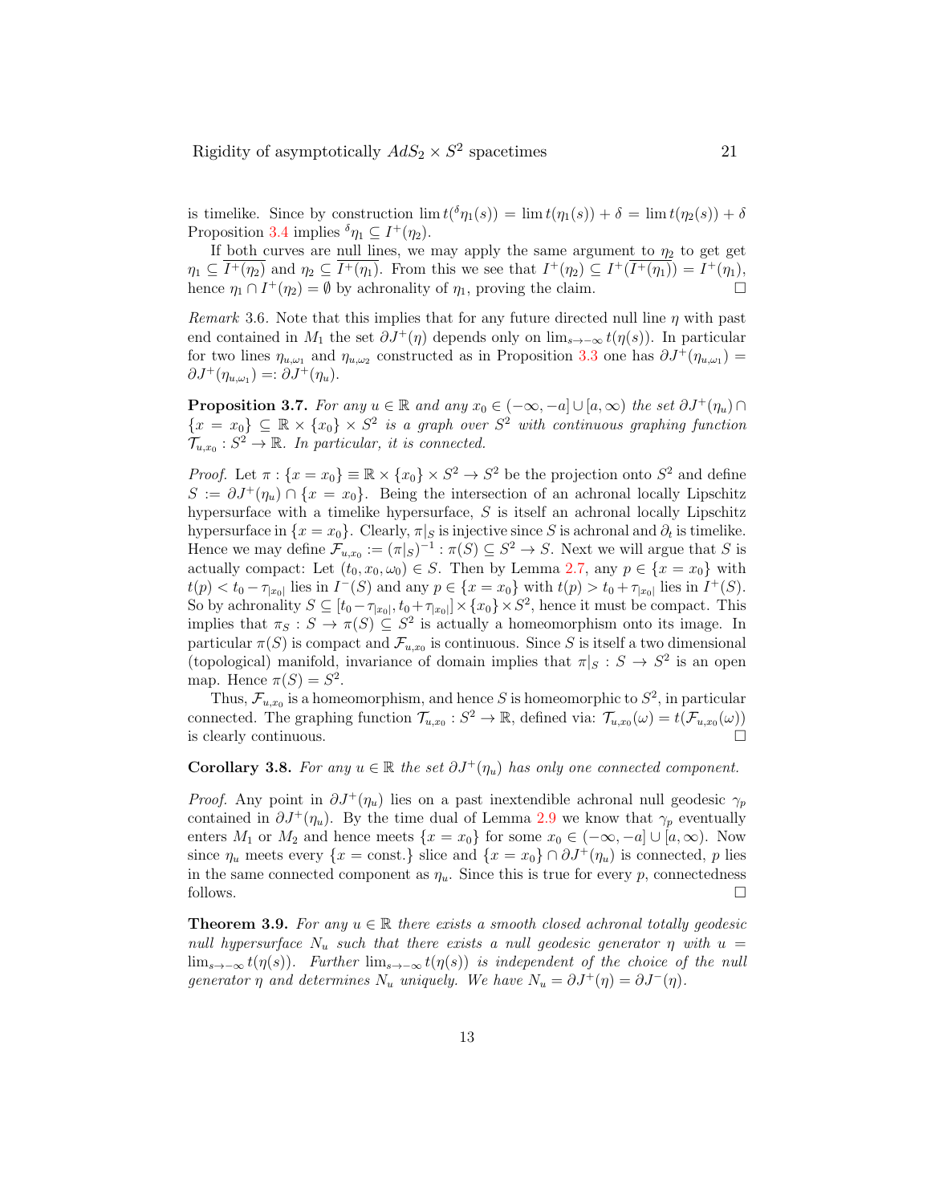is timelike. Since by construction $\lim t({}^\delta\eta_1(s)) = \lim t(\eta_1(s)) + \delta = \lim t(\eta_2(s)) + \delta$ Proposition 3.4 implies ${}^\delta\eta_1 \subseteq I^+(\eta_2)$.

If both curves are null lines, we may apply the same argument to $\eta_2$ to get get $\eta_1 \subseteq \overline{I^+(\eta_2)}$ and $\eta_2 \subseteq \overline{I^+(\eta_1)}$. From this we see that $I^+(\eta_2) \subseteq I^+(\overline{I^+(\eta_1)}) = I^+(\eta_1)$, hence $\eta_1 \cap I^+(\eta_2) = \emptyset$ by achronality of $\eta_1$, proving the claim. □

*Remark* 3.6. Note that this implies that for any future directed null line $\eta$ with past end contained in $M_1$ the set $\partial J^+(\eta)$ depends only on $\lim_{s\to-\infty} t(\eta(s))$. In particular for two lines $\eta_{u,\omega_1}$ and $\eta_{u,\omega_2}$ constructed as in Proposition 3.3 one has $\partial J^+(\eta_{u,\omega_1}) = \partial J^+(\eta_{u,\omega_1}) =: \partial J^+(\eta_u)$.

**Proposition 3.7.** *For any $u \in \mathbb{R}$ and any $x_0 \in (-\infty, -a] \cup [a, \infty)$ the set $\partial J^+(\eta_u) \cap \{x = x_0\} \subseteq \mathbb{R} \times \{x_0\} \times S^2$ is a graph over $S^2$ with continuous graphing function $\mathcal{T}_{u,x_0} : S^2 \to \mathbb{R}$. In particular, it is connected.*

*Proof.* Let $\pi : \{x = x_0\} \equiv \mathbb{R} \times \{x_0\} \times S^2 \to S^2$ be the projection onto $S^2$ and define $S := \partial J^+(\eta_u) \cap \{x = x_0\}$. Being the intersection of an achronal locally Lipschitz hypersurface with a timelike hypersurface, $S$ is itself an achronal locally Lipschitz hypersurface in $\{x = x_0\}$. Clearly, $\pi|_S$ is injective since $S$ is achronal and $\partial_t$ is timelike. Hence we may define $\mathcal{F}_{u,x_0} := (\pi|_S)^{-1} : \pi(S) \subseteq S^2 \to S$. Next we will argue that $S$ is actually compact: Let $(t_0, x_0, \omega_0) \in S$. Then by Lemma 2.7, any $p \in \{x = x_0\}$ with $t(p) < t_0 - \tau_{|x_0|}$ lies in $I^-(S)$ and any $p \in \{x = x_0\}$ with $t(p) > t_0 + \tau_{|x_0|}$ lies in $I^+(S)$. So by achronality $S \subseteq [t_0 - \tau_{|x_0|}, t_0 + \tau_{|x_0|}] \times \{x_0\} \times S^2$, hence it must be compact. This implies that $\pi_S : S \to \pi(S) \subseteq S^2$ is actually a homeomorphism onto its image. In particular $\pi(S)$ is compact and $\mathcal{F}_{u,x_0}$ is continuous. Since $S$ is itself a two dimensional (topological) manifold, invariance of domain implies that $\pi|_S : S \to S^2$ is an open map. Hence $\pi(S) = S^2$.

Thus, $\mathcal{F}_{u,x_0}$ is a homeomorphism, and hence $S$ is homeomorphic to $S^2$, in particular connected. The graphing function $\mathcal{T}_{u,x_0} : S^2 \to \mathbb{R}$, defined via: $\mathcal{T}_{u,x_0}(\omega) = t(\mathcal{F}_{u,x_0}(\omega))$ is clearly continuous. □

**Corollary 3.8.** *For any $u \in \mathbb{R}$ the set $\partial J^+(\eta_u)$ has only one connected component.*

*Proof.* Any point in $\partial J^+(\eta_u)$ lies on a past inextendible achronal null geodesic $\gamma_p$ contained in $\partial J^+(\eta_u)$. By the time dual of Lemma 2.9 we know that $\gamma_p$ eventually enters $M_1$ or $M_2$ and hence meets $\{x = x_0\}$ for some $x_0 \in (-\infty, -a] \cup [a, \infty)$. Now since $\eta_u$ meets every $\{x = \text{const.}\}$ slice and $\{x = x_0\} \cap \partial J^+(\eta_u)$ is connected, $p$ lies in the same connected component as $\eta_u$. Since this is true for every $p$, connectedness follows. □

**Theorem 3.9.** *For any $u \in \mathbb{R}$ there exists a smooth closed achronal totally geodesic null hypersurface $N_u$ such that there exists a null geodesic generator $\eta$ with $u = \lim_{s\to-\infty} t(\eta(s))$. Further $\lim_{s\to-\infty} t(\eta(s))$ is independent of the choice of the null generator $\eta$ and determines $N_u$ uniquely. We have $N_u = \partial J^+(\eta) = \partial J^-(\eta)$.*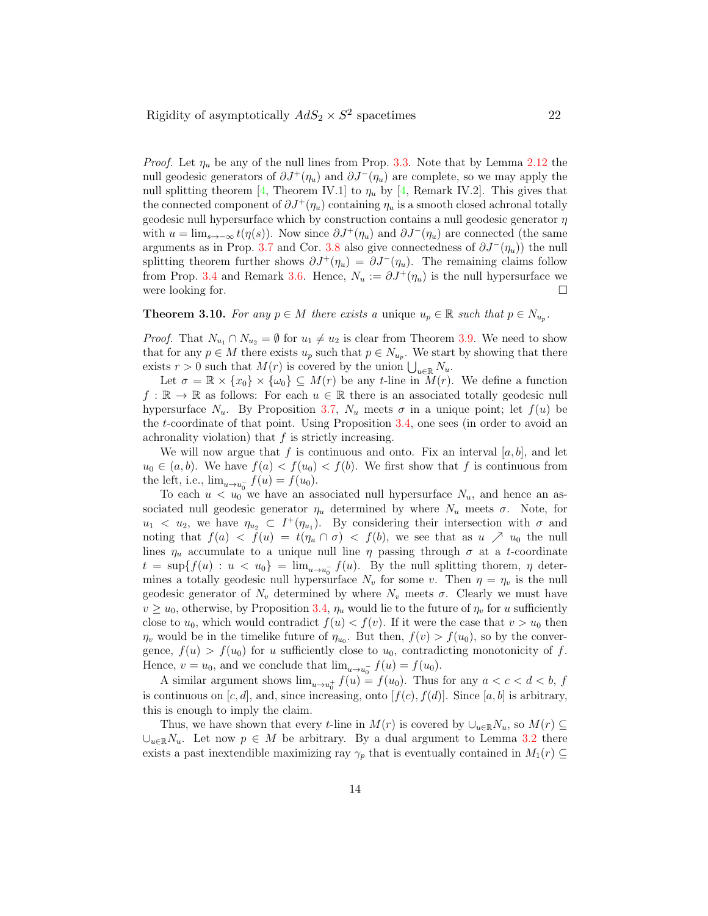*Proof.* Let $\eta_u$ be any of the null lines from Prop. 3.3. Note that by Lemma 2.12 the null geodesic generators of $\partial J^+(\eta_u)$ and $\partial J^-(\eta_u)$ are complete, so we may apply the null splitting theorem [4, Theorem IV.1] to $\eta_u$ by [4, Remark IV.2]. This gives that the connected component of $\partial J^+(\eta_u)$ containing $\eta_u$ is a smooth closed achronal totally geodesic null hypersurface which by construction contains a null geodesic generator $\eta$ with $u = \lim_{s\to-\infty} t(\eta(s))$. Now since $\partial J^+(\eta_u)$ and $\partial J^-(\eta_u)$ are connected (the same arguments as in Prop. 3.7 and Cor. 3.8 also give connectedness of $\partial J^-(\eta_u)$) the null splitting theorem further shows $\partial J^+(\eta_u) = \partial J^-(\eta_u)$. The remaining claims follow from Prop. 3.4 and Remark 3.6. Hence, $N_u := \partial J^+(\eta_u)$ is the null hypersurface we were looking for. □

**Theorem 3.10.** *For any $p \in M$ there exists a* unique *$u_p \in \mathbb{R}$ such that $p \in N_{u_p}$.*

*Proof.* That $N_{u_1} \cap N_{u_2} = \emptyset$ for $u_1 \neq u_2$ is clear from Theorem 3.9. We need to show that for any $p \in M$ there exists $u_p$ such that $p \in N_{u_p}$. We start by showing that there exists $r > 0$ such that $M(r)$ is covered by the union $\bigcup_{u\in\mathbb{R}} N_u$.

Let $\sigma = \mathbb{R} \times \{x_0\} \times \{\omega_0\} \subseteq M(r)$ be any $t$-line in $M(r)$. We define a function $f : \mathbb{R} \to \mathbb{R}$ as follows: For each $u \in \mathbb{R}$ there is an associated totally geodesic null hypersurface $N_u$. By Proposition 3.7, $N_u$ meets $\sigma$ in a unique point; let $f(u)$ be the $t$-coordinate of that point. Using Proposition 3.4, one sees (in order to avoid an achronality violation) that $f$ is strictly increasing.

We will now argue that $f$ is continuous and onto. Fix an interval $[a, b]$, and let $u_0 \in (a, b)$. We have $f(a) < f(u_0) < f(b)$. We first show that $f$ is continuous from the left, i.e., $\lim_{u\to u_0^-} f(u) = f(u_0)$.

To each $u < u_0$ we have an associated null hypersurface $N_u$, and hence an associated null geodesic generator $\eta_u$ determined by where $N_u$ meets $\sigma$. Note, for $u_1 < u_2$, we have $\eta_{u_2} \subset I^+(\eta_{u_1})$. By considering their intersection with $\sigma$ and noting that $f(a) < f(u) = t(\eta_u \cap \sigma) < f(b)$, we see that as $u \nearrow u_0$ the null lines $\eta_u$ accumulate to a unique null line $\eta$ passing through $\sigma$ at a $t$-coordinate $t = \sup\{f(u) : u < u_0\} = \lim_{u\to u_0^-} f(u)$. By the null splitting thorem, $\eta$ determines a totally geodesic null hypersurface $N_v$ for some $v$. Then $\eta = \eta_v$ is the null geodesic generator of $N_v$ determined by where $N_v$ meets $\sigma$. Clearly we must have $v \geq u_0$, otherwise, by Proposition 3.4, $\eta_u$ would lie to the future of $\eta_v$ for $u$ sufficiently close to $u_0$, which would contradict $f(u) < f(v)$. If it were the case that $v > u_0$ then $\eta_v$ would be in the timelike future of $\eta_{u_0}$. But then, $f(v) > f(u_0)$, so by the convergence, $f(u) > f(u_0)$ for $u$ sufficiently close to $u_0$, contradicting monotonicity of $f$. Hence, $v = u_0$, and we conclude that $\lim_{u\to u_0^-} f(u) = f(u_0)$.

A similar argument shows $\lim_{u\to u_0^+} f(u) = f(u_0)$. Thus for any $a < c < d < b$, $f$ is continuous on $[c, d]$, and, since increasing, onto $[f(c), f(d)]$. Since $[a, b]$ is arbitrary, this is enough to imply the claim.

Thus, we have shown that every $t$-line in $M(r)$ is covered by $\cup_{u\in\mathbb{R}} N_u$, so $M(r) \subseteq \cup_{u\in\mathbb{R}} N_u$. Let now $p \in M$ be arbitrary. By a dual argument to Lemma 3.2 there exists a past inextendible maximizing ray $\gamma_p$ that is eventually contained in $M_1(r) \subseteq$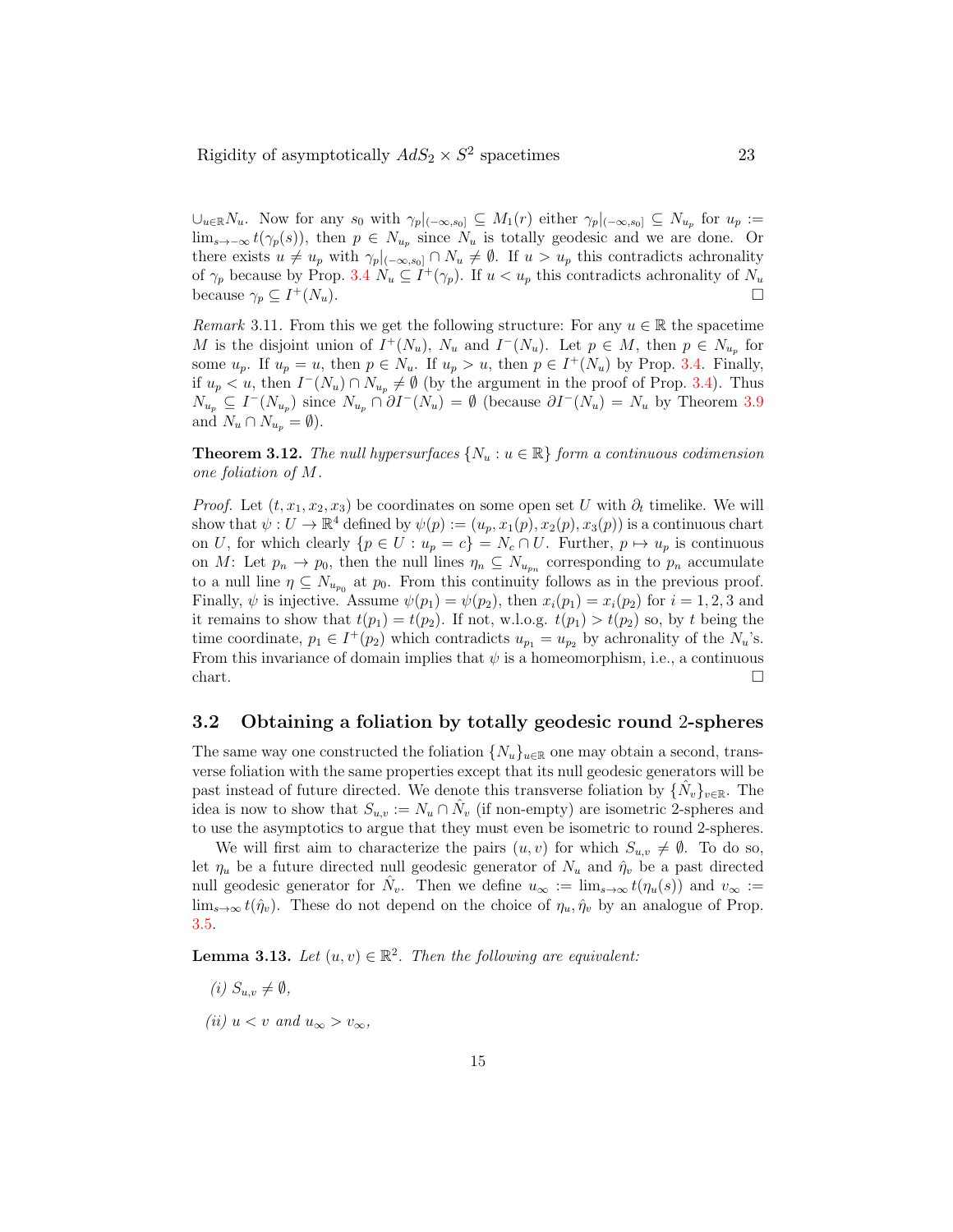$\cup_{u\in\mathbb{R}} N_u$. Now for any $s_0$ with $\gamma_p|_{(-\infty,s_0]} \subseteq M_1(r)$ either $\gamma_p|_{(-\infty,s_0]} \subseteq N_{u_p}$ for $u_p := \lim_{s\to-\infty} t(\gamma_p(s))$, then $p \in N_{u_p}$ since $N_u$ is totally geodesic and we are done. Or there exists $u \neq u_p$ with $\gamma_p|_{(-\infty,s_0]} \cap N_u \neq \emptyset$. If $u > u_p$ this contradicts achronality of $\gamma_p$ because by Prop. 3.4 $N_u \subseteq I^+(\gamma_p)$. If $u < u_p$ this contradicts achronality of $N_u$ because $\gamma_p \subseteq I^+(N_u)$. □

*Remark* 3.11. From this we get the following structure: For any $u \in \mathbb{R}$ the spacetime $M$ is the disjoint union of $I^+(N_u)$, $N_u$ and $I^-(N_u)$. Let $p \in M$, then $p \in N_{u_p}$ for some $u_p$. If $u_p = u$, then $p \in N_u$. If $u_p > u$, then $p \in I^+(N_u)$ by Prop. 3.4. Finally, if $u_p < u$, then $I^-(N_u) \cap N_{u_p} \neq \emptyset$ (by the argument in the proof of Prop. 3.4). Thus $N_{u_p} \subseteq I^-(N_{u_p})$ since $N_{u_p} \cap \partial I^-(N_u) = \emptyset$ (because $\partial I^-(N_u) = N_u$ by Theorem 3.9 and $N_u \cap N_{u_p} = \emptyset$).

**Theorem 3.12.** *The null hypersurfaces $\{N_u : u \in \mathbb{R}\}$ form a continuous codimension one foliation of $M$.*

*Proof.* Let $(t, x_1, x_2, x_3)$ be coordinates on some open set $U$ with $\partial_t$ timelike. We will show that $\psi : U \to \mathbb{R}^4$ defined by $\psi(p) := (u_p, x_1(p), x_2(p), x_3(p))$ is a continuous chart on $U$, for which clearly $\{p \in U : u_p = c\} = N_c \cap U$. Further, $p \mapsto u_p$ is continuous on $M$: Let $p_n \to p_0$, then the null lines $\eta_n \subseteq N_{u_{p_n}}$ corresponding to $p_n$ accumulate to a null line $\eta \subseteq N_{u_{p_0}}$ at $p_0$. From this continuity follows as in the previous proof. Finally, $\psi$ is injective. Assume $\psi(p_1) = \psi(p_2)$, then $x_i(p_1) = x_i(p_2)$ for $i = 1, 2, 3$ and it remains to show that $t(p_1) = t(p_2)$. If not, w.l.o.g. $t(p_1) > t(p_2)$ so, by $t$ being the time coordinate, $p_1 \in I^+(p_2)$ which contradicts $u_{p_1} = u_{p_2}$ by achronality of the $N_u$'s. From this invariance of domain implies that $\psi$ is a homeomorphism, i.e., a continuous chart. □

## 3.2 Obtaining a foliation by totally geodesic round 2-spheres

The same way one constructed the foliation $\{N_u\}_{u\in\mathbb{R}}$ one may obtain a second, transverse foliation with the same properties except that its null geodesic generators will be past instead of future directed. We denote this transverse foliation by $\{\hat{N}_v\}_{v\in\mathbb{R}}$. The idea is now to show that $S_{u,v} := N_u \cap \hat{N}_v$ (if non-empty) are isometric 2-spheres and to use the asymptotics to argue that they must even be isometric to round 2-spheres.

We will first aim to characterize the pairs $(u, v)$ for which $S_{u,v} \neq \emptyset$. To do so, let $\eta_u$ be a future directed null geodesic generator of $N_u$ and $\hat{\eta}_v$ be a past directed null geodesic generator for $\hat{N}_v$. Then we define $u_\infty := \lim_{s\to\infty} t(\eta_u(s))$ and $v_\infty := \lim_{s\to\infty} t(\hat{\eta}_v)$. These do not depend on the choice of $\eta_u, \hat{\eta}_v$ by an analogue of Prop. 3.5.

**Lemma 3.13.** *Let $(u, v) \in \mathbb{R}^2$. Then the following are equivalent:*

*(i) $S_{u,v} \neq \emptyset$,*

*(ii) $u < v$ and $u_\infty > v_\infty$,*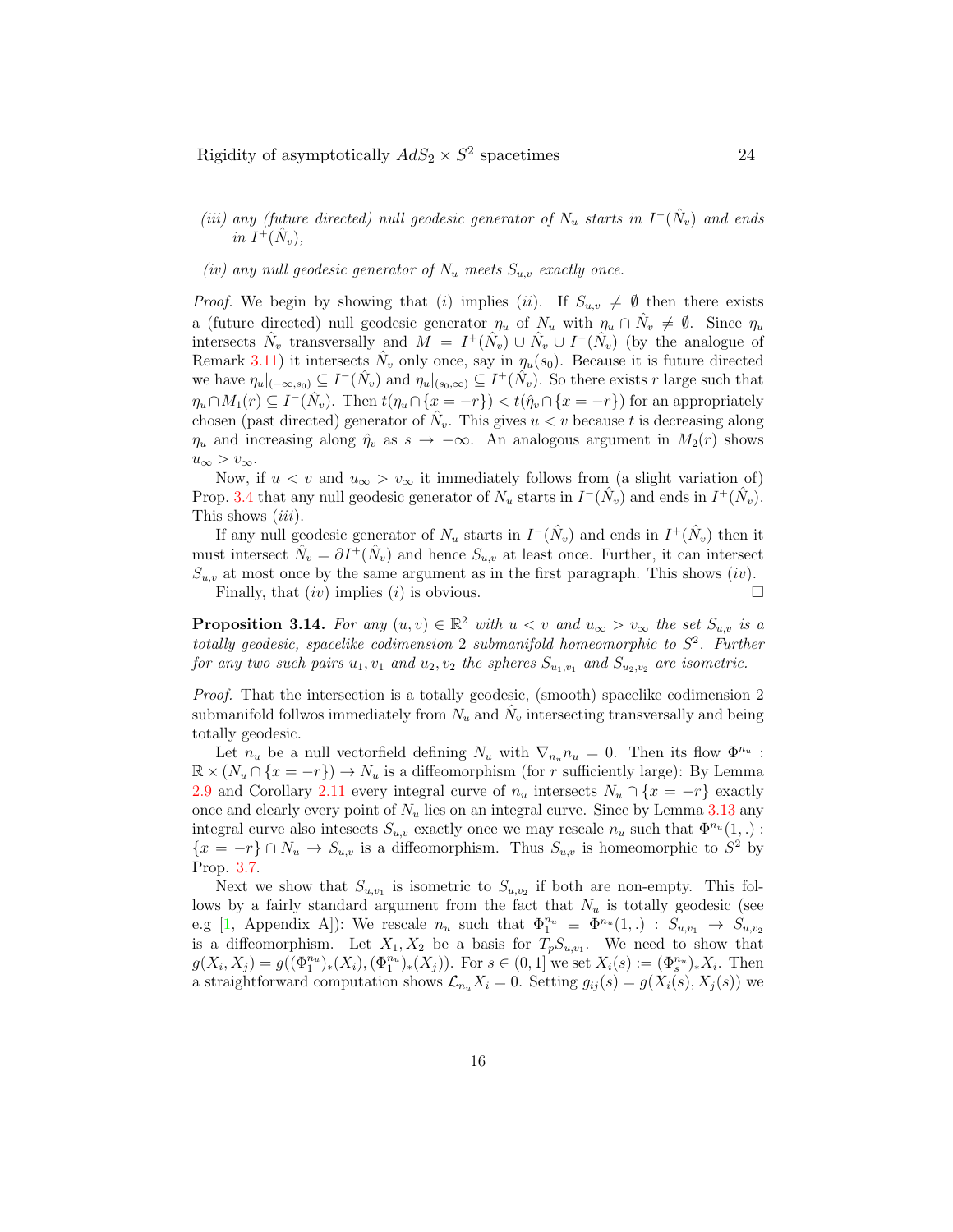*(iii) any (future directed) null geodesic generator of $N_u$ starts in $I^-(\hat{N}_v)$ and ends in $I^+(\hat{N}_v)$,*

*(iv) any null geodesic generator of $N_u$ meets $S_{u,v}$ exactly once.*

*Proof.* We begin by showing that $(i)$ implies $(ii)$. If $S_{u,v} \neq \emptyset$ then there exists a (future directed) null geodesic generator $\eta_u$ of $N_u$ with $\eta_u \cap \hat{N}_v \neq \emptyset$. Since $\eta_u$ intersects $\hat{N}_v$ transversally and $M = I^+(\hat{N}_v) \cup \hat{N}_v \cup I^-(\hat{N}_v)$ (by the analogue of Remark 3.11) it intersects $\hat{N}_v$ only once, say in $\eta_u(s_0)$. Because it is future directed we have $\eta_u|_{(-\infty,s_0)} \subseteq I^-(\hat{N}_v)$ and $\eta_u|_{(s_0,\infty)} \subseteq I^+(\hat{N}_v)$. So there exists $r$ large such that $\eta_u \cap M_1(r) \subseteq I^-(\hat{N}_v)$. Then $t(\eta_u \cap \{x = -r\}) < t(\hat{\eta}_v \cap \{x = -r\})$ for an appropriately chosen (past directed) generator of $\hat{N}_v$. This gives $u < v$ because $t$ is decreasing along $\eta_u$ and increasing along $\hat{\eta}_v$ as $s \to -\infty$. An analogous argument in $M_2(r)$ shows $u_\infty > v_\infty$.

Now, if $u < v$ and $u_\infty > v_\infty$ it immediately follows from (a slight variation of) Prop. 3.4 that any null geodesic generator of $N_u$ starts in $I^-(\hat{N}_v)$ and ends in $I^+(\hat{N}_v)$. This shows $(iii)$.

If any null geodesic generator of $N_u$ starts in $I^-(\hat{N}_v)$ and ends in $I^+(\hat{N}_v)$ then it must intersect $\hat{N}_v = \partial I^+(\hat{N}_v)$ and hence $S_{u,v}$ at least once. Further, it can intersect $S_{u,v}$ at most once by the same argument as in the first paragraph. This shows $(iv)$.

Finally, that $(iv)$ implies $(i)$ is obvious. $\square$

**Proposition 3.14.** *For any $(u, v) \in \mathbb{R}^2$ with $u < v$ and $u_\infty > v_\infty$ the set $S_{u,v}$ is a totally geodesic, spacelike codimension 2 submanifold homeomorphic to $S^2$. Further for any two such pairs $u_1, v_1$ and $u_2, v_2$ the spheres $S_{u_1,v_1}$ and $S_{u_2,v_2}$ are isometric.*

*Proof.* That the intersection is a totally geodesic, (smooth) spacelike codimension 2 submanifold follwos immediately from $N_u$ and $\hat{N}_v$ intersecting transversally and being totally geodesic.

Let $n_u$ be a null vectorfield defining $N_u$ with $\nabla_{n_u} n_u = 0$. Then its flow $\Phi^{n_u} : \mathbb{R} \times (N_u \cap \{x = -r\}) \to N_u$ is a diffeomorphism (for $r$ sufficiently large): By Lemma 2.9 and Corollary 2.11 every integral curve of $n_u$ intersects $N_u \cap \{x = -r\}$ exactly once and clearly every point of $N_u$ lies on an integral curve. Since by Lemma 3.13 any integral curve also intesects $S_{u,v}$ exactly once we may rescale $n_u$ such that $\Phi^{n_u}(1, .) : \{x = -r\} \cap N_u \to S_{u,v}$ is a diffeomorphism. Thus $S_{u,v}$ is homeomorphic to $S^2$ by Prop. 3.7.

Next we show that $S_{u,v_1}$ is isometric to $S_{u,v_2}$ if both are non-empty. This follows by a fairly standard argument from the fact that $N_u$ is totally geodesic (see e.g [1, Appendix A]): We rescale $n_u$ such that $\Phi_1^{n_u} \equiv \Phi^{n_u}(1, .) : S_{u,v_1} \to S_{u,v_2}$ is a diffeomorphism. Let $X_1, X_2$ be a basis for $T_p S_{u,v_1}$. We need to show that $g(X_i, X_j) = g((\Phi_1^{n_u})_*(X_i), (\Phi_1^{n_u})_*(X_j))$. For $s \in (0, 1]$ we set $X_i(s) := (\Phi_s^{n_u})_* X_i$. Then a straightforward computation shows $\mathcal{L}_{n_u} X_i = 0$. Setting $g_{ij}(s) = g(X_i(s), X_j(s))$ we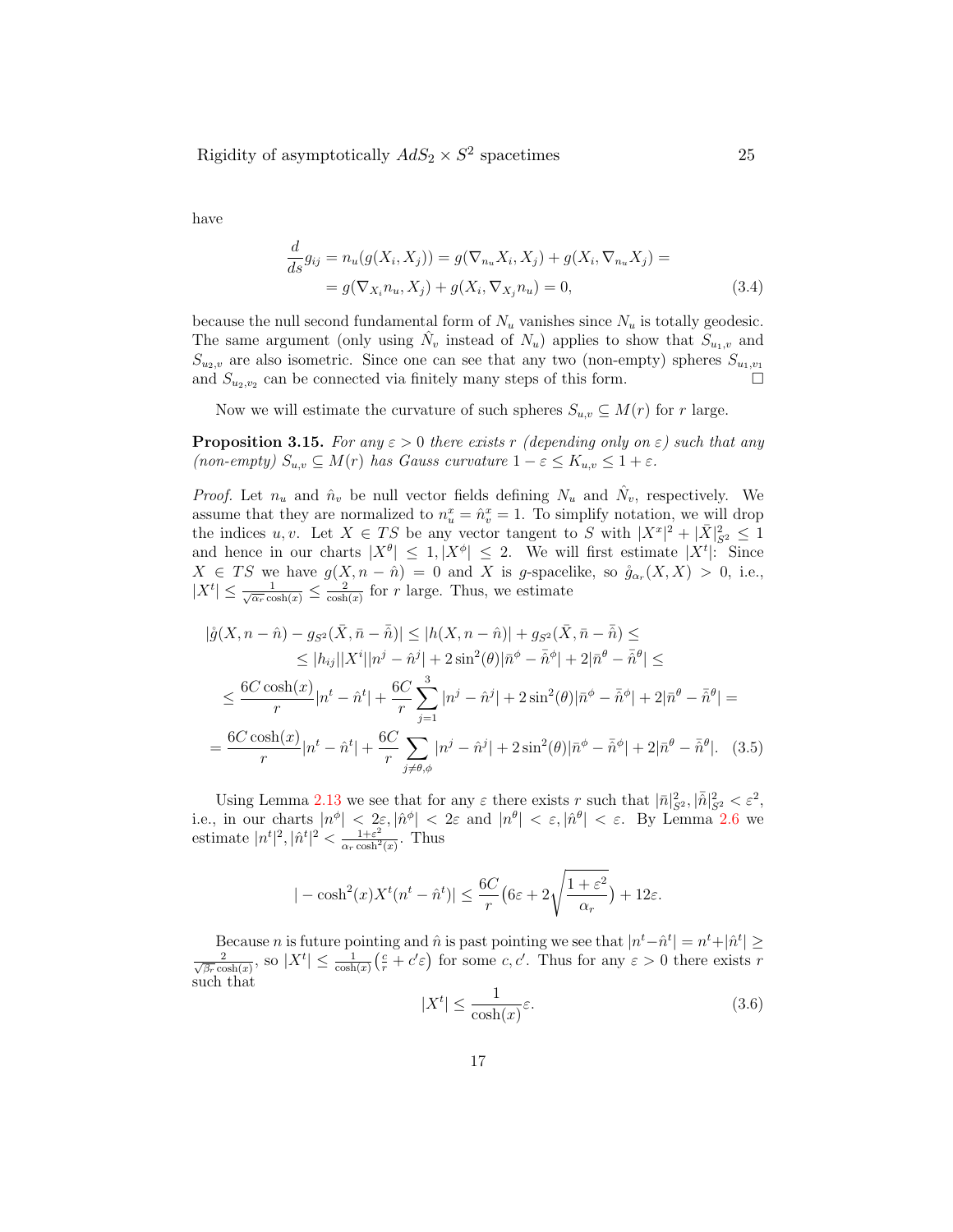have

$$
\begin{aligned}
\frac{d}{ds}g_{ij} &= n_u(g(X_i,X_j)) = g(\nabla_{n_u}X_i,X_j) + g(X_i,\nabla_{n_u}X_j) = \\
&= g(\nabla_{X_i}n_u,X_j) + g(X_i,\nabla_{X_j}n_u) = 0,
\end{aligned}
\tag{3.4}
$$

because the null second fundamental form of $N_u$ vanishes since $N_u$ is totally geodesic. The same argument (only using $\hat{N}_v$ instead of $N_u$) applies to show that $S_{u_1,v}$ and $S_{u_2,v}$ are also isometric. Since one can see that any two (non-empty) spheres $S_{u_1,v_1}$ and $S_{u_2,v_2}$ can be connected via finitely many steps of this form. □

Now we will estimate the curvature of such spheres $S_{u,v} \subseteq M(r)$ for $r$ large.

**Proposition 3.15.** *For any $\varepsilon > 0$ there exists $r$ (depending only on $\varepsilon$) such that any (non-empty) $S_{u,v} \subseteq M(r)$ has Gauss curvature $1-\varepsilon \leq K_{u,v} \leq 1+\varepsilon$.*

*Proof.* Let $n_u$ and $\hat{n}_v$ be null vector fields defining $N_u$ and $\hat{N}_v$, respectively. We assume that they are normalized to $n_u^x = \hat{n}_v^x = 1$. To simplify notation, we will drop the indices $u, v$. Let $X \in TS$ be any vector tangent to $S$ with $|X^x|^2 + |\bar{X}|^2_{S^2} \leq 1$ and hence in our charts $|X^\theta| \leq 1, |X^\phi| \leq 2$. We will first estimate $|X^t|$: Since $X \in TS$ we have $g(X, n-\hat{n}) = 0$ and $X$ is $g$-spacelike, so $\mathring{g}_{\alpha_r}(X,X) > 0$, i.e., $|X^t| \leq \frac{1}{\sqrt{\alpha_r}\cosh(x)} \leq \frac{2}{\cosh(x)}$ for $r$ large. Thus, we estimate

$$
\begin{aligned}
|\mathring{g}(X,n-\hat{n}) - g_{S^2}(\bar{X},\bar{n}-\bar{\hat{n}})| &\leq |h(X,n-\hat{n})| + g_{S^2}(\bar{X},\bar{n}-\bar{\hat{n}}) \leq \\
&\leq |h_{ij}||X^i||n^j-\hat{n}^j| + 2\sin^2(\theta)|\bar{n}^\phi - \bar{\hat{n}}^\phi| + 2|\bar{n}^\theta - \bar{\hat{n}}^\theta| \leq \\
\leq \frac{6C\cosh(x)}{r}|n^t-\hat{n}^t| &+ \frac{6C}{r}\sum_{j=1}^{3}|n^j-\hat{n}^j| + 2\sin^2(\theta)|\bar{n}^\phi - \bar{\hat{n}}^\phi| + 2|\bar{n}^\theta - \bar{\hat{n}}^\theta| = \\
= \frac{6C\cosh(x)}{r}|n^t-\hat{n}^t| &+ \frac{6C}{r}\sum_{j\neq\theta,\phi}|n^j-\hat{n}^j| + 2\sin^2(\theta)|\bar{n}^\phi - \bar{\hat{n}}^\phi| + 2|\bar{n}^\theta - \bar{\hat{n}}^\theta|.
\end{aligned}
\tag{3.5}
$$

Using Lemma 2.13 we see that for any $\varepsilon$ there exists $r$ such that $|\bar{n}|^2_{S^2}, |\bar{\hat{n}}|^2_{S^2} < \varepsilon^2$, i.e., in our charts $|n^\phi| < 2\varepsilon, |\hat{n}^\phi| < 2\varepsilon$ and $|n^\theta| < \varepsilon, |\hat{n}^\theta| < \varepsilon$. By Lemma 2.6 we estimate $|n^t|^2, |\hat{n}^t|^2 < \frac{1+\varepsilon^2}{\alpha_r\cosh^2(x)}$. Thus

$$
|-\cosh^2(x)X^t(n^t-\hat{n}^t)| \leq \frac{6C}{r}\big(6\varepsilon + 2\sqrt{\frac{1+\varepsilon^2}{\alpha_r}}\big) + 12\varepsilon.
$$

Because $n$ is future pointing and $\hat{n}$ is past pointing we see that $|n^t - \hat{n}^t| = n^t + |\hat{n}^t| \geq \frac{2}{\sqrt{\beta_r}\cosh(x)}$, so $|X^t| \leq \frac{1}{\cosh(x)}\big(\frac{c}{r} + c'\varepsilon\big)$ for some $c, c'$. Thus for any $\varepsilon > 0$ there exists $r$ such that

$$
|X^t| \leq \frac{1}{\cosh(x)}\varepsilon. \tag{3.6}
$$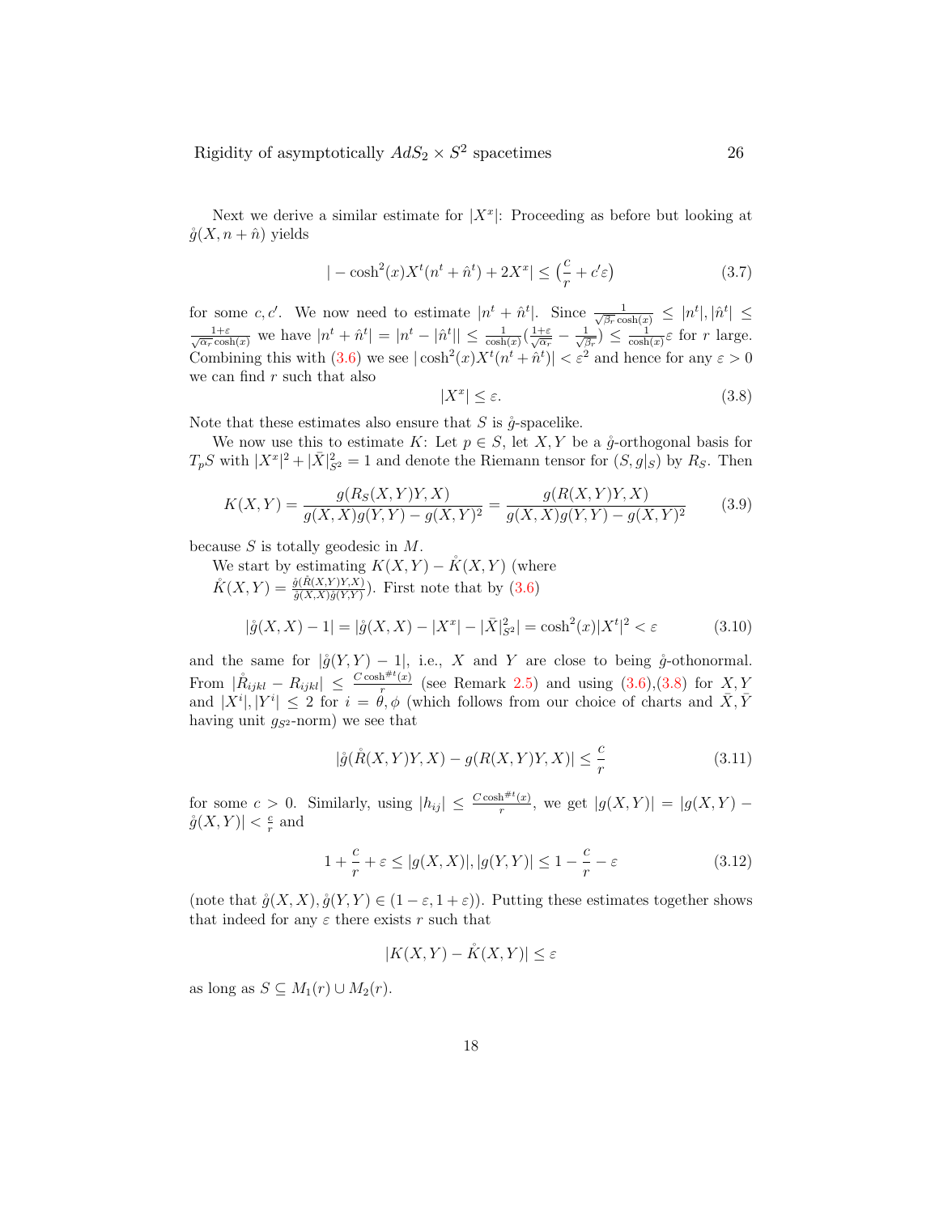Next we derive a similar estimate for $|X^x|$: Proceeding as before but looking at $\mathring{g}(X, n + \hat{n})$ yields

$$|-\cosh^2(x)X^t(n^t + \hat{n}^t) + 2X^x| \leq \big(\frac{c}{r} + c'\varepsilon\big) \tag{3.7}$$

for some $c, c'$. We now need to estimate $|n^t + \hat{n}^t|$. Since $\frac{1}{\sqrt{\beta_r}\cosh(x)} \leq |n^t|, |\hat{n}^t| \leq \frac{1+\varepsilon}{\sqrt{\alpha_r}\cosh(x)}$ we have $|n^t + \hat{n}^t| = |n^t - |\hat{n}^t|| \leq \frac{1}{\cosh(x)}(\frac{1+\varepsilon}{\sqrt{\alpha_r}} - \frac{1}{\sqrt{\beta_r}}) \leq \frac{1}{\cosh(x)}\varepsilon$ for $r$ large. Combining this with (3.6) we see $|\cosh^2(x)X^t(n^t + \hat{n}^t)| < \varepsilon^2$ and hence for any $\varepsilon > 0$ we can find $r$ such that also

$$|X^x| \leq \varepsilon. \tag{3.8}$$

Note that these estimates also ensure that $S$ is $\mathring{g}$-spacelike.

We now use this to estimate $K$: Let $p \in S$, let $X, Y$ be a $\mathring{g}$-orthogonal basis for $T_pS$ with $|X^x|^2 + |\bar{X}|^2_{S^2} = 1$ and denote the Riemann tensor for $(S, g|_S)$ by $R_S$. Then

$$K(X,Y) = \frac{g(R_S(X,Y)Y,X)}{g(X,X)g(Y,Y) - g(X,Y)^2} = \frac{g(R(X,Y)Y,X)}{g(X,X)g(Y,Y) - g(X,Y)^2} \tag{3.9}$$

because $S$ is totally geodesic in $M$.

We start by estimating $K(X,Y) - \mathring{K}(X,Y)$ (where $\mathring{K}(X,Y) = \frac{\mathring{g}(\mathring{R}(X,Y)Y,X)}{\mathring{g}(X,X)\mathring{g}(Y,Y)}$). First note that by (3.6)

$$|\mathring{g}(X,X) - 1| = |\mathring{g}(X,X) - |X^x| - |\bar{X}|^2_{S^2}| = \cosh^2(x)|X^t|^2 < \varepsilon \tag{3.10}$$

and the same for $|\mathring{g}(Y,Y) - 1|$, i.e., $X$ and $Y$ are close to being $\mathring{g}$-othonormal. From $|\mathring{R}_{ijkl} - R_{ijkl}| \leq \frac{C\cosh^{\#t}(x)}{r}$ (see Remark 2.5) and using (3.6),(3.8) for $X, Y$ and $|X^i|, |Y^i| \leq 2$ for $i = \theta, \phi$ (which follows from our choice of charts and $\bar{X}, \bar{Y}$ having unit $g_{S^2}$-norm) we see that

$$|\mathring{g}(\mathring{R}(X,Y)Y,X) - g(R(X,Y)Y,X)| \leq \frac{c}{r} \tag{3.11}$$

for some $c > 0$. Similarly, using $|h_{ij}| \leq \frac{C\cosh^{\#t}(x)}{r}$, we get $|g(X,Y)| = |g(X,Y) - \mathring{g}(X,Y)| < \frac{c}{r}$ and

$$1 + \frac{c}{r} + \varepsilon \leq |g(X,X)|, |g(Y,Y)| \leq 1 - \frac{c}{r} - \varepsilon \tag{3.12}$$

(note that $\mathring{g}(X,X), \mathring{g}(Y,Y) \in (1-\varepsilon, 1+\varepsilon)$). Putting these estimates together shows that indeed for any $\varepsilon$ there exists $r$ such that

$$|K(X,Y) - \mathring{K}(X,Y)| \leq \varepsilon$$

as long as $S \subseteq M_1(r) \cup M_2(r)$.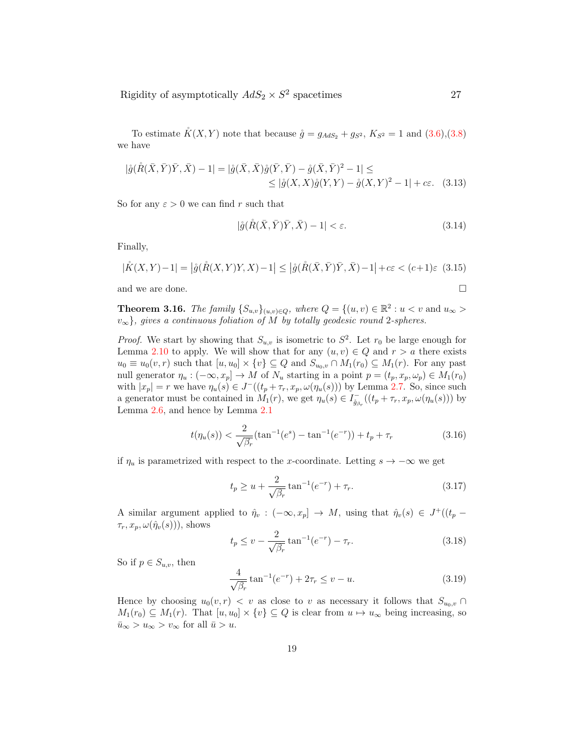To estimate $\mathring{K}(X,Y)$ note that because $\mathring{g} = g_{AdS_2} + g_{S^2}$, $K_{S^2} = 1$ and (3.6),(3.8) we have

$$|\mathring{g}(\mathring{R}(\bar{X},\bar{Y})\bar{Y},\bar{X}) - 1| = |\mathring{g}(\bar{X},\bar{X})\mathring{g}(\bar{Y},\bar{Y}) - \mathring{g}(\bar{X},\bar{Y})^2 - 1| \leq \leq |\mathring{g}(X,X)\mathring{g}(Y,Y) - \mathring{g}(X,Y)^2 - 1| + c\varepsilon. \quad (3.13)$$

So for any $\varepsilon > 0$ we can find $r$ such that

$$|\mathring{g}(\mathring{R}(\bar{X},\bar{Y})\bar{Y},\bar{X}) - 1| < \varepsilon. \quad (3.14)$$

Finally,

$$|\mathring{K}(X,Y) - 1| = \left|\mathring{g}(\mathring{R}(X,Y)Y,X) - 1\right| \leq \left|\mathring{g}(\mathring{R}(\bar{X},\bar{Y})\bar{Y},\bar{X}) - 1\right| + c\varepsilon < (c+1)\varepsilon \quad (3.15)$$

and we are done. ☐

**Theorem 3.16.** *The family $\{S_{u,v}\}_{(u,v)\in Q}$, where $Q = \{(u,v) \in \mathbb{R}^2 : u < v$ and $u_\infty > v_\infty\}$, gives a continuous foliation of $M$ by totally geodesic round 2-spheres.*

*Proof.* We start by showing that $S_{u,v}$ is isometric to $S^2$. Let $r_0$ be large enough for Lemma 2.10 to apply. We will show that for any $(u,v) \in Q$ and $r > a$ there exists $u_0 \equiv u_0(v,r)$ such that $[u,u_0] \times \{v\} \subseteq Q$ and $S_{u_0,v} \cap M_1(r_0) \subseteq M_1(r)$. For any past null generator $\eta_u : (-\infty, x_p] \to M$ of $N_u$ starting in a point $p = (t_p, x_p, \omega_p) \in M_1(r_0)$ with $|x_p| = r$ we have $\eta_u(s) \in J^-((t_p + \tau_r, x_p, \omega(\eta_u(s)))$ by Lemma 2.7. So, since such a generator must be contained in $M_1(r)$, we get $\eta_u(s) \in I^-_{\mathring{g}_{\beta_r}}((t_p + \tau_r, x_p, \omega(\eta_u(s)))$ by Lemma 2.6, and hence by Lemma 2.1

$$t(\eta_u(s)) < \frac{2}{\sqrt{\beta_r}}(\tan^{-1}(e^s) - \tan^{-1}(e^{-r})) + t_p + \tau_r \quad (3.16)$$

if $\eta_u$ is parametrized with respect to the $x$-coordinate. Letting $s \to -\infty$ we get

$$t_p \geq u + \frac{2}{\sqrt{\beta_r}}\tan^{-1}(e^{-r}) + \tau_r. \quad (3.17)$$

A similar argument applied to $\hat{\eta}_v : (-\infty, x_p] \to M$, using that $\hat{\eta}_v(s) \in J^+((t_p - \tau_r, x_p, \omega(\hat{\eta}_v(s)))$, shows

$$t_p \leq v - \frac{2}{\sqrt{\beta_r}}\tan^{-1}(e^{-r}) - \tau_r. \quad (3.18)$$

So if $p \in S_{u,v}$, then

$$\frac{4}{\sqrt{\beta_r}}\tan^{-1}(e^{-r}) + 2\tau_r \leq v - u. \quad (3.19)$$

Hence by choosing $u_0(v,r) < v$ as close to $v$ as necessary it follows that $S_{u_0,v} \cap M_1(r_0) \subseteq M_1(r)$. That $[u,u_0] \times \{v\} \subseteq Q$ is clear from $u \mapsto u_\infty$ being increasing, so $\bar{u}_\infty > u_\infty > v_\infty$ for all $\bar{u} > u$.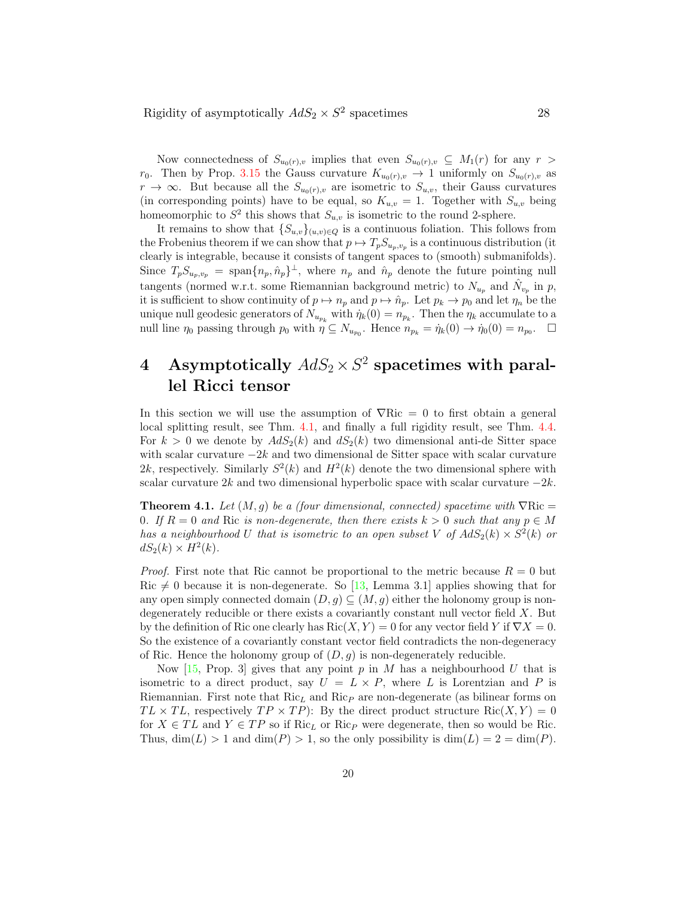Now connectedness of $S_{u_0(r),v}$ implies that even $S_{u_0(r),v} \subseteq M_1(r)$ for any $r > r_0$. Then by Prop. 3.15 the Gauss curvature $K_{u_0(r),v} \to 1$ uniformly on $S_{u_0(r),v}$ as $r \to \infty$. But because all the $S_{u_0(r),v}$ are isometric to $S_{u,v}$, their Gauss curvatures (in corresponding points) have to be equal, so $K_{u,v} = 1$. Together with $S_{u,v}$ being homeomorphic to $S^2$ this shows that $S_{u,v}$ is isometric to the round 2-sphere.

It remains to show that $\{S_{u,v}\}_{(u,v)\in Q}$ is a continuous foliation. This follows from the Frobenius theorem if we can show that $p \mapsto T_p S_{u_p,v_p}$ is a continuous distribution (it clearly is integrable, because it consists of tangent spaces to (smooth) submanifolds). Since $T_p S_{u_p,v_p} = \mathrm{span}\{n_p, \hat{n}_p\}^\perp$, where $n_p$ and $\hat{n}_p$ denote the future pointing null tangents (normed w.r.t. some Riemannian background metric) to $N_{u_p}$ and $\hat{N}_{v_p}$ in $p$, it is sufficient to show continuity of $p \mapsto n_p$ and $p \mapsto \hat{n}_p$. Let $p_k \to p_0$ and let $\eta_n$ be the unique null geodesic generators of $N_{u_{p_k}}$ with $\dot{\eta}_k(0) = n_{p_k}$. Then the $\eta_k$ accumulate to a null line $\eta_0$ passing through $p_0$ with $\eta \subseteq N_{u_{p_0}}$. Hence $n_{p_k} = \dot{\eta}_k(0) \to \dot{\eta}_0(0) = n_{p_0}$. $\square$

# 4 Asymptotically $AdS_2 \times S^2$ spacetimes with parallel Ricci tensor

In this section we will use the assumption of $\nabla \mathrm{Ric} = 0$ to first obtain a general local splitting result, see Thm. 4.1, and finally a full rigidity result, see Thm. 4.4. For $k > 0$ we denote by $AdS_2(k)$ and $dS_2(k)$ two dimensional anti-de Sitter space with scalar curvature $-2k$ and two dimensional de Sitter space with scalar curvature $2k$, respectively. Similarly $S^2(k)$ and $H^2(k)$ denote the two dimensional sphere with scalar curvature $2k$ and two dimensional hyperbolic space with scalar curvature $-2k$.

**Theorem 4.1.** *Let $(M, g)$ be a (four dimensional, connected) spacetime with $\nabla \mathrm{Ric} = 0$. If $R = 0$ and $\mathrm{Ric}$ is non-degenerate, then there exists $k > 0$ such that any $p \in M$ has a neighbourhood $U$ that is isometric to an open subset $V$ of $AdS_2(k) \times S^2(k)$ or $dS_2(k) \times H^2(k)$.*

*Proof.* First note that Ric cannot be proportional to the metric because $R = 0$ but $\mathrm{Ric} \neq 0$ because it is non-degenerate. So [13, Lemma 3.1] applies showing that for any open simply connected domain $(D, g) \subseteq (M, g)$ either the holonomy group is non-degenerately reducible or there exists a covariantly constant null vector field $X$. But by the definition of Ric one clearly has $\mathrm{Ric}(X, Y) = 0$ for any vector field $Y$ if $\nabla X = 0$. So the existence of a covariantly constant vector field contradicts the non-degeneracy of Ric. Hence the holonomy group of $(D, g)$ is non-degenerately reducible.

Now [15, Prop. 3] gives that any point $p$ in $M$ has a neighbourhood $U$ that is isometric to a direct product, say $U = L \times P$, where $L$ is Lorentzian and $P$ is Riemannian. First note that $\mathrm{Ric}_L$ and $\mathrm{Ric}_P$ are non-degenerate (as bilinear forms on $TL \times TL$, respectively $TP \times TP$): By the direct product structure $\mathrm{Ric}(X, Y) = 0$ for $X \in TL$ and $Y \in TP$ so if $\mathrm{Ric}_L$ or $\mathrm{Ric}_P$ were degenerate, then so would be Ric. Thus, $\dim(L) > 1$ and $\dim(P) > 1$, so the only possibility is $\dim(L) = 2 = \dim(P)$.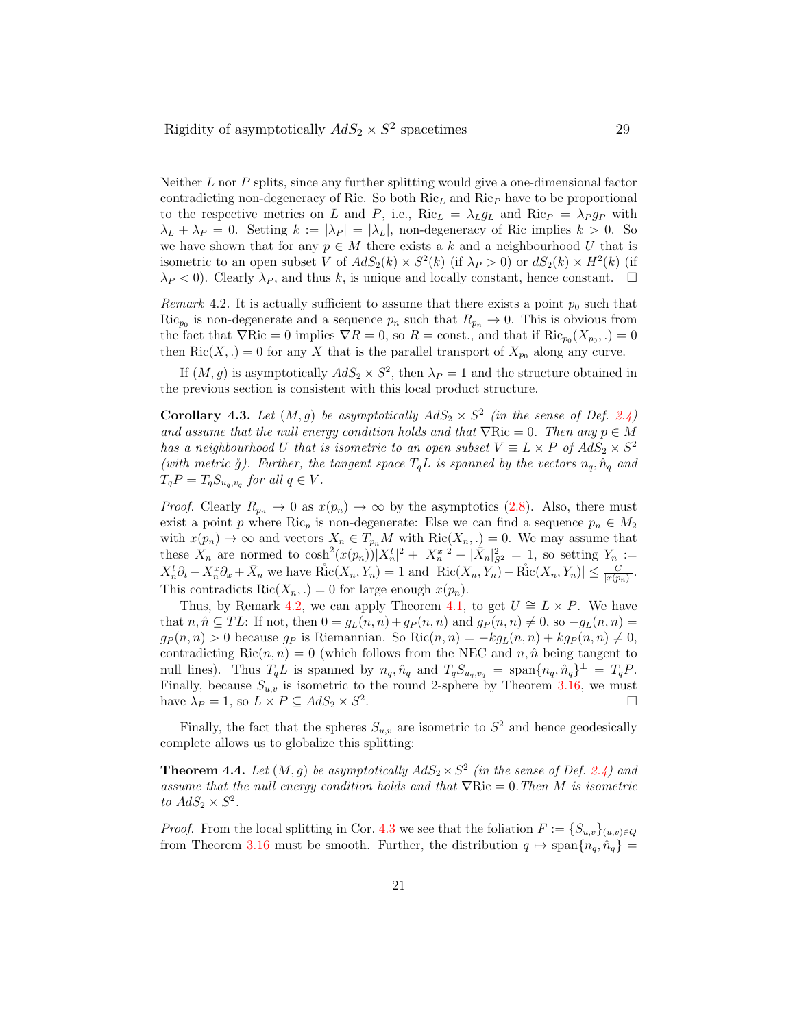Neither $L$ nor $P$ splits, since any further splitting would give a one-dimensional factor contradicting non-degeneracy of Ric. So both $\mathrm{Ric}_L$ and $\mathrm{Ric}_P$ have to be proportional to the respective metrics on $L$ and $P$, i.e., $\mathrm{Ric}_L = \lambda_L g_L$ and $\mathrm{Ric}_P = \lambda_P g_P$ with $\lambda_L + \lambda_P = 0$. Setting $k := |\lambda_P| = |\lambda_L|$, non-degeneracy of Ric implies $k > 0$. So we have shown that for any $p \in M$ there exists a $k$ and a neighbourhood $U$ that is isometric to an open subset $V$ of $AdS_2(k) \times S^2(k)$ (if $\lambda_P > 0$) or $dS_2(k) \times H^2(k)$ (if $\lambda_P < 0$). Clearly $\lambda_P$, and thus $k$, is unique and locally constant, hence constant. $\square$

*Remark* 4.2. It is actually sufficient to assume that there exists a point $p_0$ such that $\mathrm{Ric}_{p_0}$ is non-degenerate and a sequence $p_n$ such that $R_{p_n} \to 0$. This is obvious from the fact that $\nabla \mathrm{Ric} = 0$ implies $\nabla R = 0$, so $R = \text{const.}$, and that if $\mathrm{Ric}_{p_0}(X_{p_0}, .) = 0$ then $\mathrm{Ric}(X, .) = 0$ for any $X$ that is the parallel transport of $X_{p_0}$ along any curve.

If $(M, g)$ is asymptotically $AdS_2 \times S^2$, then $\lambda_P = 1$ and the structure obtained in the previous section is consistent with this local product structure.

**Corollary 4.3.** *Let $(M, g)$ be asymptotically $AdS_2 \times S^2$ (in the sense of Def. 2.4) and assume that the null energy condition holds and that $\nabla \mathrm{Ric} = 0$. Then any $p \in M$ has a neighbourhood $U$ that is isometric to an open subset $V \equiv L \times P$ of $AdS_2 \times S^2$ (with metric $\mathring{g}$). Further, the tangent space $T_q L$ is spanned by the vectors $n_q, \hat{n}_q$ and $T_q P = T_q S_{u_q, v_q}$ for all $q \in V$.*

*Proof.* Clearly $R_{p_n} \to 0$ as $x(p_n) \to \infty$ by the asymptotics (2.8). Also, there must exist a point $p$ where $\mathrm{Ric}_p$ is non-degenerate: Else we can find a sequence $p_n \in M_2$ with $x(p_n) \to \infty$ and vectors $X_n \in T_{p_n} M$ with $\mathrm{Ric}(X_n, .) = 0$. We may assume that these $X_n$ are normed to $\cosh^2(x(p_n))|X_n^t|^2 + |X_n^x|^2 + |\bar{X}_n|^2_{S^2} = 1$, so setting $Y_n := X_n^t \partial_t - X_n^x \partial_x + \bar{X}_n$ we have $\mathring{\mathrm{Ric}}(X_n, Y_n) = 1$ and $|\mathrm{Ric}(X_n, Y_n) - \mathring{\mathrm{Ric}}(X_n, Y_n)| \le \frac{C}{|x(p_n)|}$. This contradicts $\mathrm{Ric}(X_n, .) = 0$ for large enough $x(p_n)$.

Thus, by Remark 4.2, we can apply Theorem 4.1, to get $U \cong L \times P$. We have that $n, \hat{n} \subseteq TL$: If not, then $0 = g_L(n, n) + g_P(n, n)$ and $g_P(n, n) \neq 0$, so $-g_L(n, n) = g_P(n, n) > 0$ because $g_P$ is Riemannian. So $\mathrm{Ric}(n, n) = -k g_L(n, n) + k g_P(n, n) \neq 0$, contradicting $\mathrm{Ric}(n, n) = 0$ (which follows from the NEC and $n, \hat{n}$ being tangent to null lines). Thus $T_q L$ is spanned by $n_q, \hat{n}_q$ and $T_q S_{u_q, v_q} = \mathrm{span}\{n_q, \hat{n}_q\}^\perp = T_q P$. Finally, because $S_{u,v}$ is isometric to the round 2-sphere by Theorem 3.16, we must have $\lambda_P = 1$, so $L \times P \subseteq AdS_2 \times S^2$. $\square$

Finally, the fact that the spheres $S_{u,v}$ are isometric to $S^2$ and hence geodesically complete allows us to globalize this splitting:

**Theorem 4.4.** *Let $(M, g)$ be asymptotically $AdS_2 \times S^2$ (in the sense of Def. 2.4) and assume that the null energy condition holds and that $\nabla \mathrm{Ric} = 0$. Then $M$ is isometric to $AdS_2 \times S^2$.*

*Proof.* From the local splitting in Cor. 4.3 we see that the foliation $F := \{S_{u,v}\}_{(u,v) \in Q}$ from Theorem 3.16 must be smooth. Further, the distribution $q \mapsto \mathrm{span}\{n_q, \hat{n}_q\} =$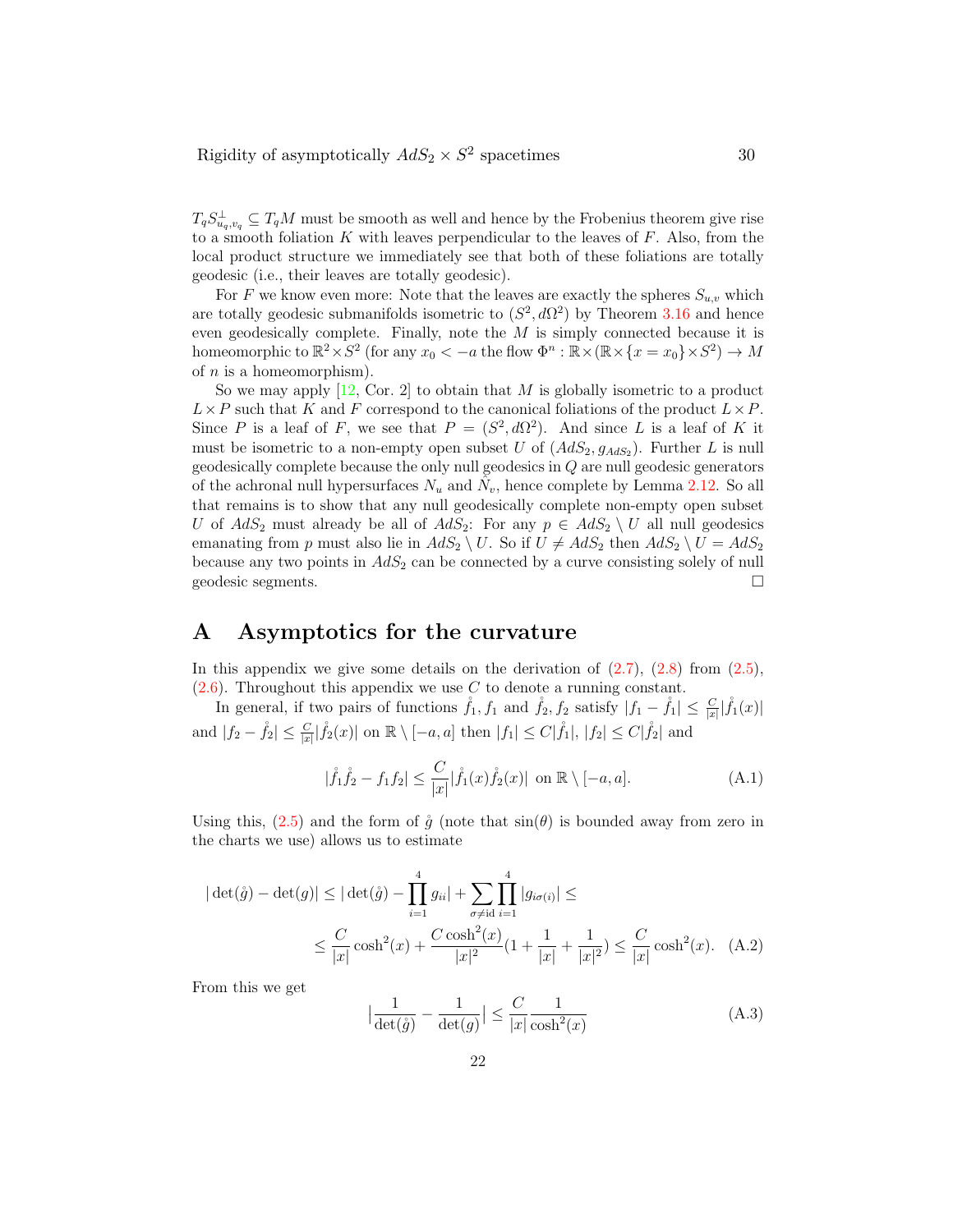$T_q S^{\perp}_{u_q,v_q} \subseteq T_q M$ must be smooth as well and hence by the Frobenius theorem give rise to a smooth foliation $K$ with leaves perpendicular to the leaves of $F$. Also, from the local product structure we immediately see that both of these foliations are totally geodesic (i.e., their leaves are totally geodesic).

For $F$ we know even more: Note that the leaves are exactly the spheres $S_{u,v}$ which are totally geodesic submanifolds isometric to $(S^2, d\Omega^2)$ by Theorem 3.16 and hence even geodesically complete. Finally, note the $M$ is simply connected because it is homeomorphic to $\mathbb{R}^2 \times S^2$ (for any $x_0 < -a$ the flow $\Phi^n : \mathbb{R} \times (\mathbb{R} \times \{x = x_0\} \times S^2) \to M$ of $n$ is a homeomorphism).

So we may apply [12, Cor. 2] to obtain that $M$ is globally isometric to a product $L \times P$ such that $K$ and $F$ correspond to the canonical foliations of the product $L \times P$. Since $P$ is a leaf of $F$, we see that $P = (S^2, d\Omega^2)$. And since $L$ is a leaf of $K$ it must be isometric to a non-empty open subset $U$ of $(AdS_2, g_{AdS_2})$. Further $L$ is null geodesically complete because the only null geodesics in $Q$ are null geodesic generators of the achronal null hypersurfaces $N_u$ and $\tilde{N}_v$, hence complete by Lemma 2.12. So all that remains is to show that any null geodesically complete non-empty open subset $U$ of $AdS_2$ must already be all of $AdS_2$: For any $p \in AdS_2 \setminus U$ all null geodesics emanating from $p$ must also lie in $AdS_2 \setminus U$. So if $U \neq AdS_2$ then $AdS_2 \setminus U = AdS_2$ because any two points in $AdS_2$ can be connected by a curve consisting solely of null geodesic segments. $\square$

# A Asymptotics for the curvature

In this appendix we give some details on the derivation of (2.7), (2.8) from (2.5), (2.6). Throughout this appendix we use $C$ to denote a running constant.

In general, if two pairs of functions $\mathring{f}_1, f_1$ and $\mathring{f}_2, f_2$ satisfy $|f_1 - \mathring{f}_1| \leq \frac{C}{|x|}|\mathring{f}_1(x)|$ and $|f_2 - \mathring{f}_2| \leq \frac{C}{|x|}|\mathring{f}_2(x)|$ on $\mathbb{R} \setminus [-a,a]$ then $|f_1| \leq C|\mathring{f}_1|$, $|f_2| \leq C|\mathring{f}_2|$ and

$$|\mathring{f}_1 \mathring{f}_2 - f_1 f_2| \leq \frac{C}{|x|}|\mathring{f}_1(x)\mathring{f}_2(x)| \text{ on } \mathbb{R} \setminus [-a,a]. \tag{A.1}$$

Using this, (2.5) and the form of $\mathring{g}$ (note that $\sin(\theta)$ is bounded away from zero in the charts we use) allows us to estimate

$$\begin{aligned}
|\det(\mathring{g}) - \det(g)| &\leq |\det(\mathring{g}) - \prod_{i=1}^{4} g_{ii}| + \sum_{\sigma \neq \mathrm{id}} \prod_{i=1}^{4} |g_{i\sigma(i)}| \leq \\
&\leq \frac{C}{|x|}\cosh^2(x) + \frac{C\cosh^2(x)}{|x|^2}\left(1 + \frac{1}{|x|} + \frac{1}{|x|^2}\right) \leq \frac{C}{|x|}\cosh^2(x).
\end{aligned} \tag{A.2}$$

From this we get

$$\left|\frac{1}{\det(\mathring{g})} - \frac{1}{\det(g)}\right| \leq \frac{C}{|x|}\frac{1}{\cosh^2(x)} \tag{A.3}$$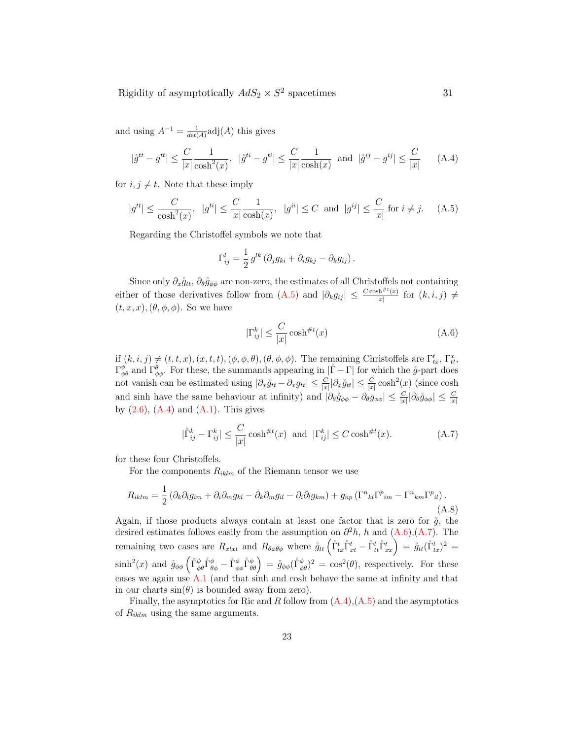and using $A^{-1} = \frac{1}{det(A)}\text{adj}(A)$ this gives

$$|\mathring{g}^{tt} - g^{tt}| \leq \frac{C}{|x|}\frac{1}{\cosh^2(x)}, \ \ |\mathring{g}^{ti} - g^{ti}| \leq \frac{C}{|x|}\frac{1}{\cosh(x)} \ \text{ and } \ |\mathring{g}^{ij} - g^{ij}| \leq \frac{C}{|x|} \tag{A.4}$$

for $i, j \neq t$. Note that these imply

$$|g^{tt}| \leq \frac{C}{\cosh^2(x)}, \ \ |g^{ti}| \leq \frac{C}{|x|}\frac{1}{\cosh(x)}, \ \ |g^{ii}| \leq C \ \text{ and } \ |g^{ij}| \leq \frac{C}{|x|} \text{ for } i \neq j. \tag{A.5}$$

Regarding the Christoffel symbols we note that

$$\Gamma^l_{ij} = \frac{1}{2}\, g^{lk}\left(\partial_j g_{ki} + \partial_i g_{kj} - \partial_k g_{ij}\right).$$

Since only $\partial_x \mathring{g}_{tt}$, $\partial_\theta \mathring{g}_{\phi\phi}$ are non-zero, the estimates of all Christoffels not containing either of those derivatives follow from (A.5) and $|\partial_k g_{ij}| \leq \frac{C\cosh^{\#t}(x)}{|x|}$ for $(k,i,j) \neq (t,x,x), (\theta,\phi,\phi)$. So we have

$$|\Gamma^k_{ij}| \leq \frac{C}{|x|}\cosh^{\#t}(x) \tag{A.6}$$

if $(k,i,j) \neq (t,t,x), (x,t,t), (\phi,\phi,\theta), (\theta,\phi,\phi)$. The remaining Christoffels are $\Gamma^t_{tx}$, $\Gamma^x_{tt}$, $\Gamma^\phi_{\phi\theta}$ and $\Gamma^\theta_{\phi\phi}$. For these, the summands appearing in $|\mathring{\Gamma} - \Gamma|$ for which the $\mathring{g}$-part does not vanish can be estimated using $|\partial_x \mathring{g}_{tt} - \partial_x g_{tt}| \leq \frac{C}{|x|}|\partial_x \mathring{g}_{tt}| \leq \frac{C}{|x|}\cosh^2(x)$ (since cosh and sinh have the same behaviour at infinity) and $|\partial_\theta \mathring{g}_{\phi\phi} - \partial_\theta g_{\phi\phi}| \leq \frac{C}{|x|}|\partial_\theta \mathring{g}_{\phi\phi}| \leq \frac{C}{|x|}$ by (2.6), (A.4) and (A.1). This gives

$$|\mathring{\Gamma}^k_{ij} - \Gamma^k_{ij}| \leq \frac{C}{|x|}\cosh^{\#t}(x) \ \text{ and } \ |\Gamma^k_{ij}| \leq C\cosh^{\#t}(x). \tag{A.7}$$

for these four Christoffels.

For the components $R_{iklm}$ of the Riemann tensor we use

$$R_{iklm} = \frac{1}{2}\left(\partial_k\partial_l g_{im} + \partial_i\partial_m g_{kl} - \partial_k\partial_m g_{il} - \partial_i\partial_l g_{km}\right) + g_{np}\left(\Gamma^n{}_{kl}\Gamma^p{}_{im} - \Gamma^n{}_{km}\Gamma^p{}_{il}\right). \tag{A.8}$$

Again, if those products always contain at least one factor that is zero for $\mathring{g}$, the desired estimates follows easily from the assumption on $\partial^2 h$, $h$ and (A.6),(A.7). The remaining two cases are $R_{xtxt}$ and $R_{\theta\phi\theta\phi}$ where $\mathring{g}_{tt}\left(\mathring{\Gamma}^t_{tx}\mathring{\Gamma}^t_{xt} - \mathring{\Gamma}^t_{tt}\mathring{\Gamma}^t_{xx}\right) = \mathring{g}_{tt}(\mathring{\Gamma}^t_{tx})^2 = \sinh^2(x)$ and $\mathring{g}_{\phi\phi}\left(\mathring{\Gamma}^\phi_{\phi\theta}\mathring{\Gamma}^\phi_{\theta\phi} - \mathring{\Gamma}^\phi_{\phi\phi}\mathring{\Gamma}^\phi_{\theta\theta}\right) = \mathring{g}_{\phi\phi}(\mathring{\Gamma}^\phi_{\phi\theta})^2 = \cos^2(\theta)$, respectively. For these cases we again use A.1 (and that sinh and cosh behave the same at infinity and that in our charts $\sin(\theta)$ is bounded away from zero).

Finally, the asymptotics for Ric and $R$ follow from (A.4),(A.5) and the asymptotics of $R_{iklm}$ using the same arguments.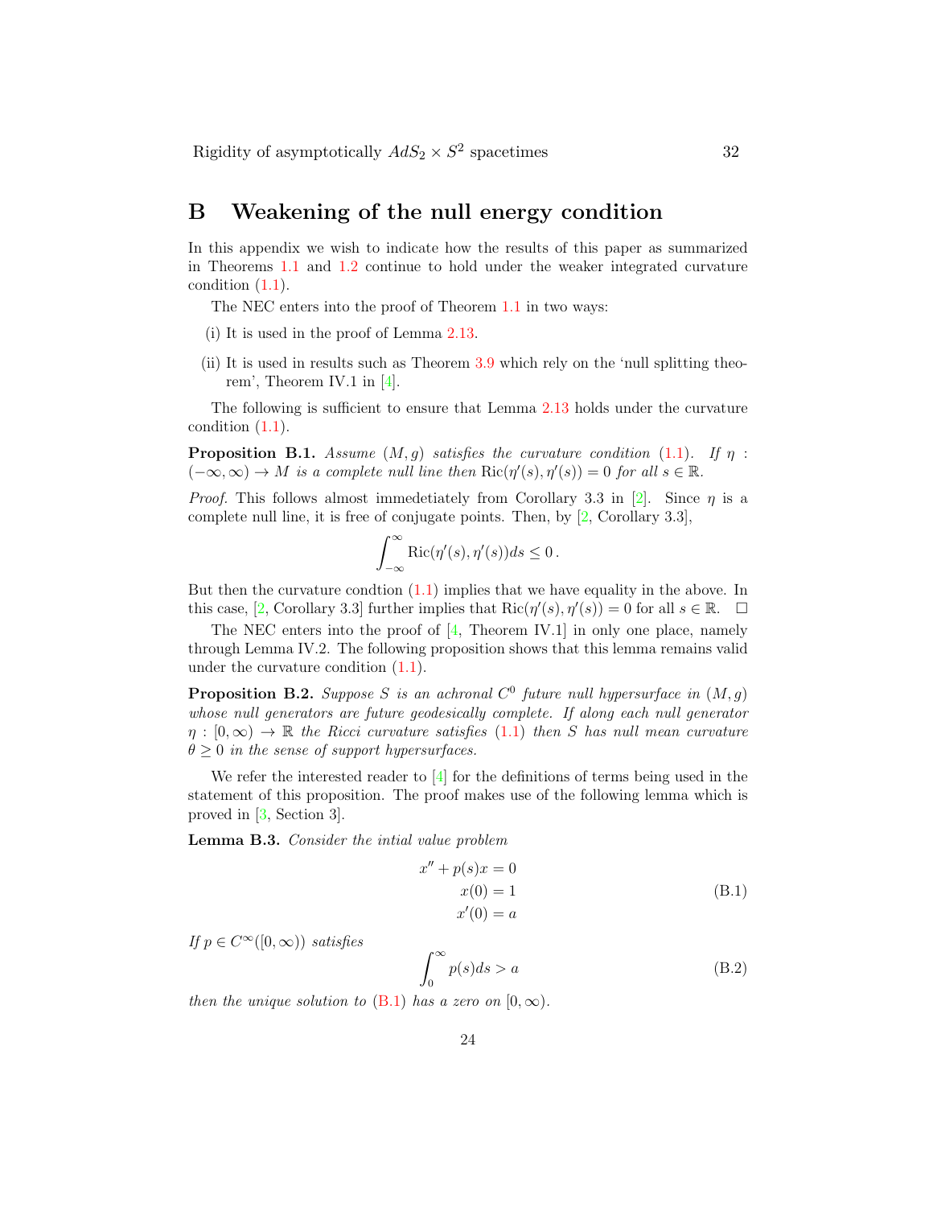# B Weakening of the null energy condition

In this appendix we wish to indicate how the results of this paper as summarized in Theorems 1.1 and 1.2 continue to hold under the weaker integrated curvature condition (1.1).

The NEC enters into the proof of Theorem 1.1 in two ways:

(i) It is used in the proof of Lemma 2.13.

(ii) It is used in results such as Theorem 3.9 which rely on the 'null splitting theorem', Theorem IV.1 in [4].

The following is sufficient to ensure that Lemma 2.13 holds under the curvature condition (1.1).

**Proposition B.1.** *Assume $(M, g)$ satisfies the curvature condition (1.1). If $\eta : (-\infty, \infty) \to M$ is a complete null line then $\mathrm{Ric}(\eta'(s), \eta'(s)) = 0$ for all $s \in \mathbb{R}$.*

*Proof.* This follows almost immedetiately from Corollary 3.3 in [2]. Since $\eta$ is a complete null line, it is free of conjugate points. Then, by [2, Corollary 3.3],

$$\int_{-\infty}^{\infty} \mathrm{Ric}(\eta'(s), \eta'(s)) ds \leq 0\,.$$

But then the curvature condtion (1.1) implies that we have equality in the above. In this case, [2, Corollary 3.3] further implies that $\mathrm{Ric}(\eta'(s), \eta'(s)) = 0$ for all $s \in \mathbb{R}$. ☐

The NEC enters into the proof of [4, Theorem IV.1] in only one place, namely through Lemma IV.2. The following proposition shows that this lemma remains valid under the curvature condition (1.1).

**Proposition B.2.** *Suppose $S$ is an achronal $C^0$ future null hypersurface in $(M, g)$ whose null generators are future geodesically complete. If along each null generator $\eta : [0, \infty) \to \mathbb{R}$ the Ricci curvature satisfies (1.1) then $S$ has null mean curvature $\theta \geq 0$ in the sense of support hypersurfaces.*

We refer the interested reader to [4] for the definitions of terms being used in the statement of this proposition. The proof makes use of the following lemma which is proved in [3, Section 3].

**Lemma B.3.** *Consider the intial value problem*

$$\begin{aligned} x'' + p(s)x &= 0 \\ x(0) &= 1 \\ x'(0) &= a \end{aligned} \tag{B.1}$$

*If $p \in C^\infty([0, \infty))$ satisfies*

$$\int_0^\infty p(s) ds > a \tag{B.2}$$

*then the unique solution to (B.1) has a zero on $[0, \infty)$.*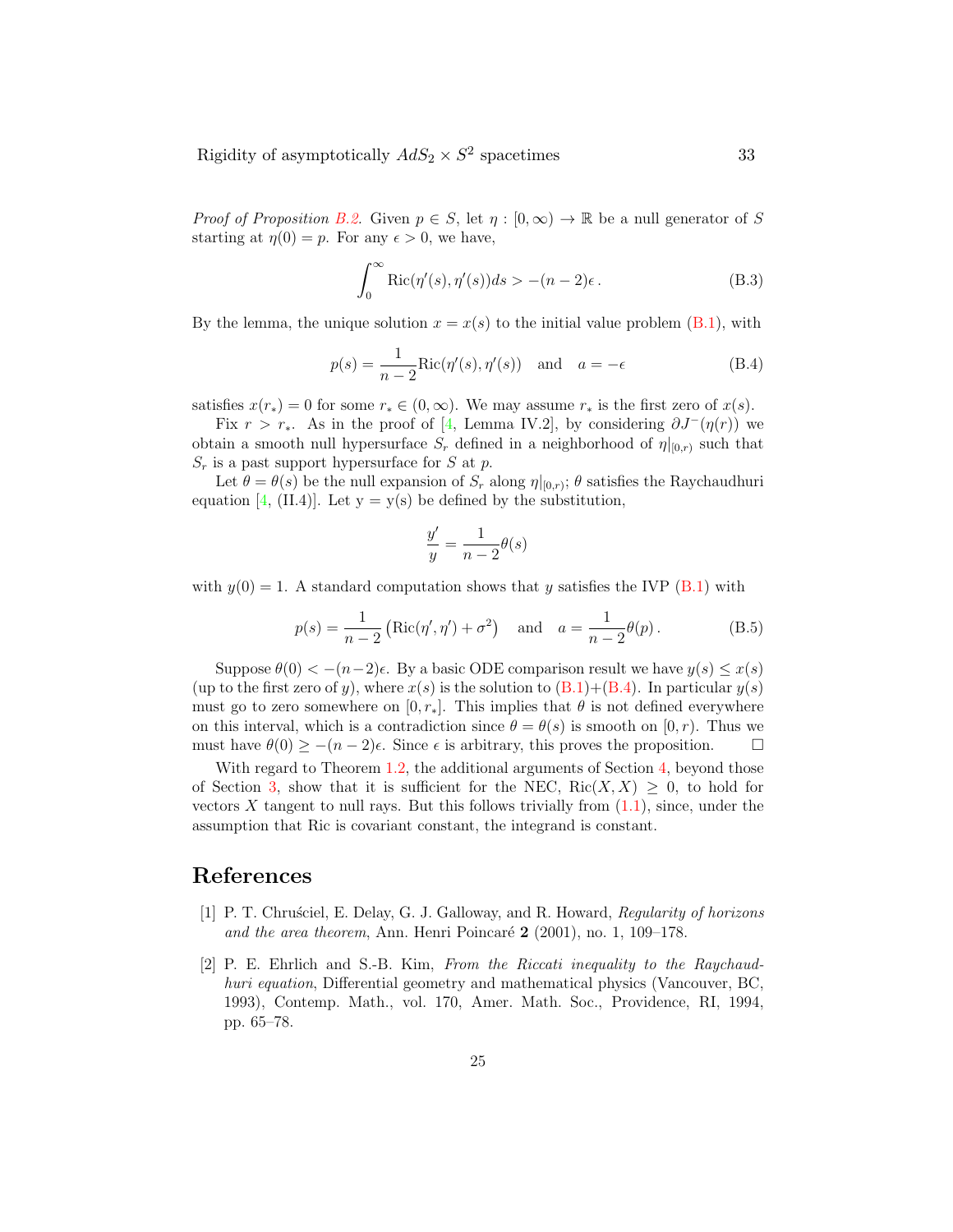*Proof of Proposition B.2.* Given $p \in S$, let $\eta : [0, \infty) \to \mathbb{R}$ be a null generator of $S$ starting at $\eta(0) = p$. For any $\epsilon > 0$, we have,

$$\int_0^\infty \mathrm{Ric}(\eta'(s), \eta'(s))ds > -(n-2)\epsilon \,. \tag{B.3}$$

By the lemma, the unique solution $x = x(s)$ to the initial value problem (B.1), with

$$p(s) = \frac{1}{n-2}\mathrm{Ric}(\eta'(s), \eta'(s)) \quad \text{and} \quad a = -\epsilon \tag{B.4}$$

satisfies $x(r_*) = 0$ for some $r_* \in (0, \infty)$. We may assume $r_*$ is the first zero of $x(s)$.

Fix $r > r_*$. As in the proof of [4, Lemma IV.2], by considering $\partial J^-(\eta(r))$ we obtain a smooth null hypersurface $S_r$ defined in a neighborhood of $\eta|_{[0,r)}$ such that $S_r$ is a past support hypersurface for $S$ at $p$.

Let $\theta = \theta(s)$ be the null expansion of $S_r$ along $\eta|_{[0,r)}$; $\theta$ satisfies the Raychaudhuri equation [4, (II.4)]. Let $y = y(s)$ be defined by the substitution,

$$\frac{y'}{y} = \frac{1}{n-2}\theta(s)$$

with $y(0) = 1$. A standard computation shows that $y$ satisfies the IVP (B.1) with

$$p(s) = \frac{1}{n-2}\left(\mathrm{Ric}(\eta', \eta') + \sigma^2\right) \quad \text{and} \quad a = \frac{1}{n-2}\theta(p)\,. \tag{B.5}$$

Suppose $\theta(0) < -(n-2)\epsilon$. By a basic ODE comparison result we have $y(s) \le x(s)$ (up to the first zero of $y$), where $x(s)$ is the solution to (B.1)+(B.4). In particular $y(s)$ must go to zero somewhere on $[0, r_*]$. This implies that $\theta$ is not defined everywhere on this interval, which is a contradiction since $\theta = \theta(s)$ is smooth on $[0, r)$. Thus we must have $\theta(0) \ge -(n-2)\epsilon$. Since $\epsilon$ is arbitrary, this proves the proposition. □

With regard to Theorem 1.2, the additional arguments of Section 4, beyond those of Section 3, show that it is sufficient for the NEC, $\mathrm{Ric}(X, X) \ge 0$, to hold for vectors $X$ tangent to null rays. But this follows trivially from (1.1), since, under the assumption that Ric is covariant constant, the integrand is constant.

## References

[1] P. T. Chruściel, E. Delay, G. J. Galloway, and R. Howard, *Regularity of horizons and the area theorem*, Ann. Henri Poincaré **2** (2001), no. 1, 109–178.

[2] P. E. Ehrlich and S.-B. Kim, *From the Riccati inequality to the Raychaudhuri equation*, Differential geometry and mathematical physics (Vancouver, BC, 1993), Contemp. Math., vol. 170, Amer. Math. Soc., Providence, RI, 1994, pp. 65–78.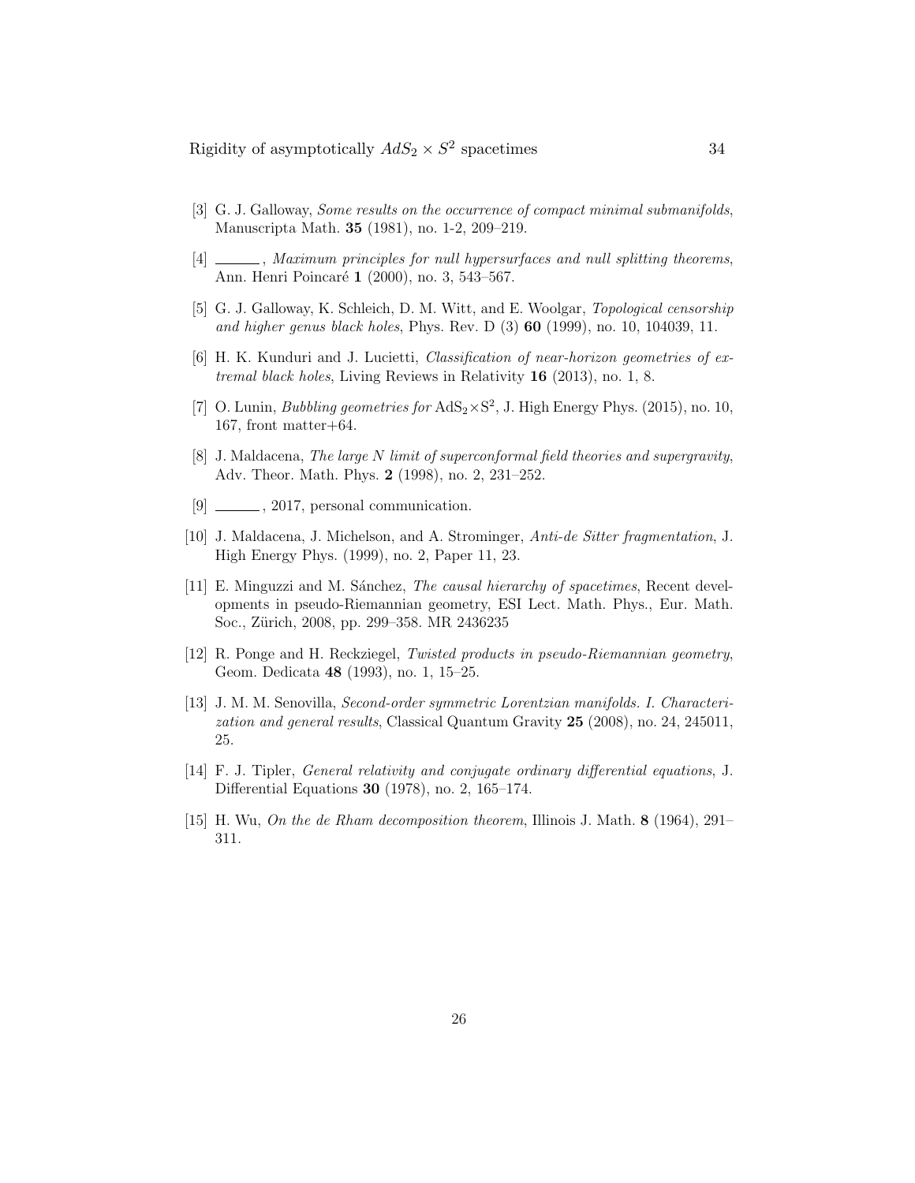[3] G. J. Galloway, *Some results on the occurrence of compact minimal submanifolds*, Manuscripta Math. **35** (1981), no. 1-2, 209–219.

[4] ______, *Maximum principles for null hypersurfaces and null splitting theorems*, Ann. Henri Poincaré **1** (2000), no. 3, 543–567.

[5] G. J. Galloway, K. Schleich, D. M. Witt, and E. Woolgar, *Topological censorship and higher genus black holes*, Phys. Rev. D (3) **60** (1999), no. 10, 104039, 11.

[6] H. K. Kunduri and J. Lucietti, *Classification of near-horizon geometries of extremal black holes*, Living Reviews in Relativity **16** (2013), no. 1, 8.

[7] O. Lunin, *Bubbling geometries for* $\mathrm{AdS}_2\times\mathrm{S}^2$, J. High Energy Phys. (2015), no. 10, 167, front matter+64.

[8] J. Maldacena, *The large N limit of superconformal field theories and supergravity*, Adv. Theor. Math. Phys. **2** (1998), no. 2, 231–252.

[9] ______, 2017, personal communication.

[10] J. Maldacena, J. Michelson, and A. Strominger, *Anti-de Sitter fragmentation*, J. High Energy Phys. (1999), no. 2, Paper 11, 23.

[11] E. Minguzzi and M. Sánchez, *The causal hierarchy of spacetimes*, Recent developments in pseudo-Riemannian geometry, ESI Lect. Math. Phys., Eur. Math. Soc., Zürich, 2008, pp. 299–358. MR 2436235

[12] R. Ponge and H. Reckziegel, *Twisted products in pseudo-Riemannian geometry*, Geom. Dedicata **48** (1993), no. 1, 15–25.

[13] J. M. M. Senovilla, *Second-order symmetric Lorentzian manifolds. I. Characterization and general results*, Classical Quantum Gravity **25** (2008), no. 24, 245011, 25.

[14] F. J. Tipler, *General relativity and conjugate ordinary differential equations*, J. Differential Equations **30** (1978), no. 2, 165–174.

[15] H. Wu, *On the de Rham decomposition theorem*, Illinois J. Math. **8** (1964), 291–311.